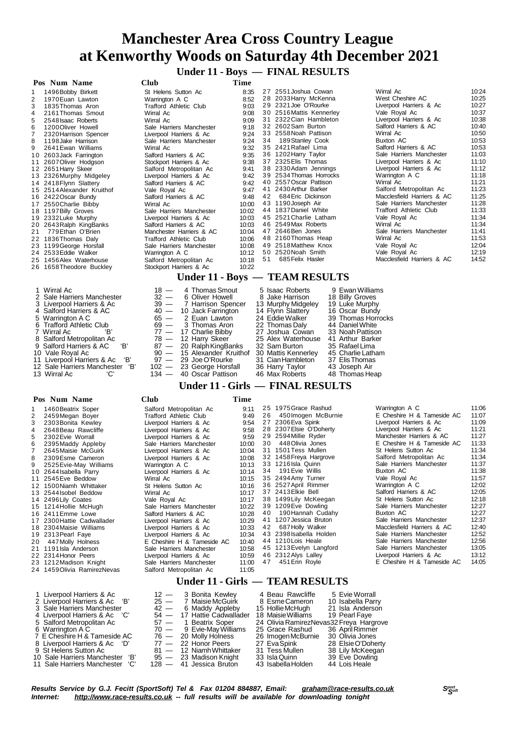# Manchester Area Cross Country League at Kenworthy Woods on Saturday 4th December 2021

## Under 11 - Boys — FINAL RESULTS

| Pos | Num | Name | Club | Time |
|---|---|---|---|---|
| 1 | 1496 | Bobby Birkett | St Helens Sutton Ac | 8:35 |
| 2 | 1970 | Euan Lawton | Warrington A C | 8:52 |
| 3 | 1835 | Thomas Aron | Trafford Athletic Club | 9:03 |
| 4 | 2161 | Thomas Smout | Wirral Ac | 9:08 |
| 5 | 2548 | Isaac Roberts | Wirral Ac | 9:09 |
| 6 | 1200 | Oliver Howell | Sale Harriers Manchester | 9:18 |
| 7 | 2320 | Harrison Spencer | Liverpool Harriers & Ac | 9:24 |
| 8 | 1198 | Jake Harrison | Sale Harriers Manchester | 9:24 |
| 9 | 2641 | Ewan Williams | Wirral Ac | 9:32 |
| 10 | 2603 | Jack Farrington | Salford Harriers & AC | 9:35 |
| 11 | 2607 | Oliver Hodgson | Stockport Harriers & Ac | 9:38 |
| 12 | 2651 | Harry Skeer | Salford Metropolitan Ac | 9:41 |
| 13 | 2326 | Murphy Midgeley | Liverpool Harriers & Ac | 9:42 |
| 14 | 2418 | Flynn Slattery | Salford Harriers & AC | 9:42 |
| 15 | 2514 | Alexander Kruithof | Vale Royal Ac | 9:47 |
| 16 | 2422 | Oscar Bundy | Salford Harriers & AC | 9:48 |
| 17 | 2550 | Charlie Bibby | Wirral Ac | 10:00 |
| 18 | 1197 | Billy Groves | Sale Harriers Manchester | 10:02 |
| 19 | 2332 | Luke Murphy | Liverpool Harriers & Ac | 10:03 |
| 20 | 2643 | Ralph KingBanks | Salford Harriers & AC | 10:03 |
| 21 | 779 | Ethan O'Brien | Manchester Harriers & AC | 10:04 |
| 22 | 1836 | Thomas Daly | Trafford Athletic Club | 10:06 |
| 23 | 1199 | George Horsfall | Sale Harriers Manchester | 10:08 |
| 24 | 2533 | Eddie Walker | Warrington A C | 10:12 |
| 25 | 1456 | Alex Waterhouse | Salford Metropolitan Ac | 10:18 |
| 26 | 1658 | Theodore Buckley | Stockport Harriers & Ac | 10:22 |
| 27 | 2551 | Joshua Cowan | Wirral Ac | 10:24 |
| 28 | 2033 | Harry McKenna | West Cheshire AC | 10:25 |
| 29 | 2321 | Joe O'Rourke | Liverpool Harriers & Ac | 10:27 |
| 30 | 2516 | Mattis Kennerley | Vale Royal Ac | 10:37 |
| 31 | 2322 | Cian Hambleton | Liverpool Harriers & Ac | 10:38 |
| 32 | 2602 | Sam Burton | Salford Harriers & AC | 10:40 |
| 33 | 2558 | Noah Pattison | Wirral Ac | 10:50 |
| 34 | 189 | Stanley Cook | Buxton AC | 10:53 |
| 35 | 2421 | Rafael Lima | Salford Harriers & AC | 10:53 |
| 36 | 1202 | Harry Taylor | Sale Harriers Manchester | 11:03 |
| 37 | 2325 | Elis Thomas | Liverpool Harriers & Ac | 11:10 |
| 38 | 2330 | Adam Jennings | Liverpool Harriers & Ac | 11:12 |
| 39 | 2534 | Thomas Horrocks | Warrington A C | 11:18 |
| 40 | 2557 | Oscar Pattison | Wirral Ac | 11:21 |
| 41 | 2430 | Arthur Barker | Salford Metropolitan Ac | 11:23 |
| 42 | 684 | Eric Dickinson | Macclesfield Harriers & AC | 11:25 |
| 43 | 1190 | Joseph Air | Sale Harriers Manchester | 11:28 |
| 44 | 1837 | Daniel White | Trafford Athletic Club | 11:33 |
| 45 | 2521 | Charlie Latham | Vale Royal Ac | 11:34 |
| 46 | 2549 | Max Roberts | Wirral Ac | 11:34 |
| 47 | 2646 | Ben Jones | Sale Harriers Manchester | 11:41 |
| 48 | 2160 | Thomas Heap | Wirral Ac | 11:53 |
| 49 | 2518 | Matthew Knox | Vale Royal Ac | 12:04 |
| 50 | 2520 | Noah Smith | Vale Royal Ac | 12:19 |
| 51 | 685 | Felix Hasler | Macclesfield Harriers & AC | 14:52 |

## Under 11 - Boys — TEAM RESULTS

| | | | | | |
|---|---|---|---|---|---|
| 1 | Wirral Ac | 18 — | 4 Thomas Smout | 5 Isaac Roberts | 9 Ewan Williams |
| 2 | Sale Harriers Manchester | 32 — | 6 Oliver Howell | 8 Jake Harrison | 18 Billy Groves |
| 3 | Liverpool Harriers & Ac | 39 — | 7 Harrison Spencer | 13 Murphy Midgeley | 19 Luke Murphy |
| 4 | Salford Harriers & AC | 40 — | 10 Jack Farrington | 14 Flynn Slattery | 16 Oscar Bundy |
| 5 | Warrington A C | 65 — | 2 Euan Lawton | 24 Eddie Walker | 39 Thomas Horrocks |
| 6 | Trafford Athletic Club | 69 — | 3 Thomas Aron | 22 Thomas Daly | 44 Daniel White |
| 7 | Wirral Ac 'B' | 77 — | 17 Charlie Bibby | 27 Joshua Cowan | 33 Noah Pattison |
| 8 | Salford Metropolitan Ac | 78 — | 12 Harry Skeer | 25 Alex Waterhouse | 41 Arthur Barker |
| 9 | Salford Harriers & AC 'B' | 87 — | 20 Ralph KingBanks | 32 Sam Burton | 35 Rafael Lima |
| 10 | Vale Royal Ac | 90 — | 15 Alexander Kruithof | 30 Mattis Kennerley | 45 Charlie Latham |
| 11 | Liverpool Harriers & Ac 'B' | 97 — | 29 Joe O'Rourke | 31 Cian Hambleton | 37 Elis Thomas |
| 12 | Sale Harriers Manchester 'B' | 102 — | 23 George Horsfall | 36 Harry Taylor | 43 Joseph Air |
| 13 | Wirral Ac 'C' | 134 — | 40 Oscar Pattison | 46 Max Roberts | 48 Thomas Heap |

## Under 11 - Girls — FINAL RESULTS

| Pos | Num | Name | Club | Time |
|---|---|---|---|---|
| 1 | 1460 | Beatrix Soper | Salford Metropolitan Ac | 9:11 |
| 2 | 2459 | Megan Boyer | Trafford Athletic Club | 9:49 |
| 3 | 2303 | Bonita Kewley | Liverpool Harriers & Ac | 9:54 |
| 4 | 2648 | Beau Rawcliffe | Liverpool Harriers & Ac | 9:58 |
| 5 | 2302 | Evie Worrall | Liverpool Harriers & Ac | 9:59 |
| 6 | 2395 | Maddy Appleby | Sale Harriers Manchester | 10:00 |
| 7 | 2645 | Maisie McGuirk | Liverpool Harriers & Ac | 10:04 |
| 8 | 2309 | Esme Cameron | Liverpool Harriers & Ac | 10:08 |
| 9 | 2525 | Evie-May Williams | Warrington A C | 10:13 |
| 10 | 2644 | Isabella Parry | Liverpool Harriers & Ac | 10:14 |
| 11 | 2545 | Eve Beddow | Wirral Ac | 10:15 |
| 12 | 1500 | Niamh Whittaker | St Helens Sutton Ac | 10:16 |
| 13 | 2544 | Isobel Beddow | Wirral Ac | 10:17 |
| 14 | 2496 | Lily Coates | Vale Royal Ac | 10:17 |
| 15 | 1214 | Hollie McHugh | Sale Harriers Manchester | 10:22 |
| 16 | 2411 | Emme Lowe | Salford Harriers & AC | 10:28 |
| 17 | 2300 | Hattie Cadwallader | Liverpool Harriers & Ac | 10:29 |
| 18 | 2304 | Maisie Williams | Liverpool Harriers & Ac | 10:33 |
| 19 | 2313 | Pearl Faye | Liverpool Harriers & Ac | 10:34 |
| 20 | 447 | Molly Holness | E Cheshire H & Tameside AC | 10:40 |
| 21 | 1191 | Isla Anderson | Sale Harriers Manchester | 10:58 |
| 22 | 2314 | Honor Peers | Liverpool Harriers & Ac | 10:59 |
| 23 | 1212 | Madison Knight | Sale Harriers Manchester | 11:00 |
| 24 | 1459 | Olivia RamirezNevas | Salford Metropolitan Ac | 11:05 |
| 25 | 1975 | Grace Rashud | Warrington A C | 11:06 |
| 26 | 450 | Imogen McBurnie | E Cheshire H & Tameside AC | 11:07 |
| 27 | 2306 | Eva Spink | Liverpool Harriers & Ac | 11:09 |
| 28 | 2307 | Elsie O'Doherty | Liverpool Harriers & Ac | 11:21 |
| 29 | 2594 | Millie Ryder | Manchester Harriers & AC | 11:27 |
| 30 | 448 | Olivia Jones | E Cheshire H & Tameside AC | 11:33 |
| 31 | 1501 | Tess Mullen | St Helens Sutton Ac | 11:34 |
| 32 | 1458 | Freya Hargrove | Salford Metropolitan Ac | 11:34 |
| 33 | 1216 | Isla Quinn | Sale Harriers Manchester | 11:37 |
| 34 | 191 | Evie Willis | Buxton AC | 11:38 |
| 35 | 2494 | Amy Turner | Vale Royal Ac | 11:57 |
| 36 | 2527 | April Rimmer | Warrington A C | 12:02 |
| 37 | 2413 | Elkie Bell | Salford Harriers & AC | 12:05 |
| 38 | 1499 | Lily McKeegan | St Helens Sutton Ac | 12:18 |
| 39 | 1209 | Eve Dowling | Sale Harriers Manchester | 12:27 |
| 40 | 190 | Hannah Cudahy | Buxton AC | 12:27 |
| 41 | 1207 | Jessica Bruton | Sale Harriers Manchester | 12:37 |
| 42 | 687 | Holly Walker | Macclesfield Harriers & AC | 12:40 |
| 43 | 2398 | Isabella Holden | Sale Harriers Manchester | 12:52 |
| 44 | 1210 | Lois Heale | Sale Harriers Manchester | 12:56 |
| 45 | 1213 | Evelyn Langford | Sale Harriers Manchester | 13:05 |
| 46 | 2312 | Alys Lalley | Liverpool Harriers & Ac | 13:12 |
| 47 | 451 | Erin Royle | E Cheshire H & Tameside AC | 14:05 |

## Under 11 - Girls — TEAM RESULTS

| | | | | | |
|---|---|---|---|---|---|
| 1 | Liverpool Harriers & Ac | 12 — | 3 Bonita Kewley | 4 Beau Rawcliffe | 5 Evie Worrall |
| 2 | Liverpool Harriers & Ac 'B' | 25 — | 7 Maisie McGuirk | 8 Esme Cameron | 10 Isabella Parry |
| 3 | Sale Harriers Manchester | 42 — | 6 Maddy Appleby | 15 Hollie McHugh | 21 Isla Anderson |
| 4 | Liverpool Harriers & Ac 'C' | 54 — | 17 Hattie Cadwallader | 18 Maisie Williams | 19 Pearl Faye |
| 5 | Salford Metropolitan Ac | 57 — | 1 Beatrix Soper | 24 Olivia RamirezNevas | 32 Freya Hargrove |
| 6 | Warrington A C | 70 — | 9 Evie-May Williams | 25 Grace Rashud | 36 April Rimmer |
| 7 | E Cheshire H & Tameside AC | 76 — | 20 Molly Holness | 26 Imogen McBurnie | 30 Olivia Jones |
| 8 | Liverpool Harriers & Ac 'D' | 77 — | 22 Honor Peers | 27 Eva Spink | 28 Elsie O'Doherty |
| 9 | St Helens Sutton Ac | 81 — | 12 Niamh Whittaker | 31 Tess Mullen | 38 Lily McKeegan |
| 10 | Sale Harriers Manchester 'B' | 95 — | 23 Madison Knight | 33 Isla Quinn | 39 Eve Dowling |
| 11 | Sale Harriers Manchester 'C' | 128 — | 41 Jessica Bruton | 43 Isabella Holden | 44 Lois Heale |

***Results Service by G.J. Fecitt (SportSoft) Tel & Fax 01204 884887, Email: graham@race-results.co.uk***
***Internet: http://www.race-results.co.uk -- full results will be available for downloading tonight***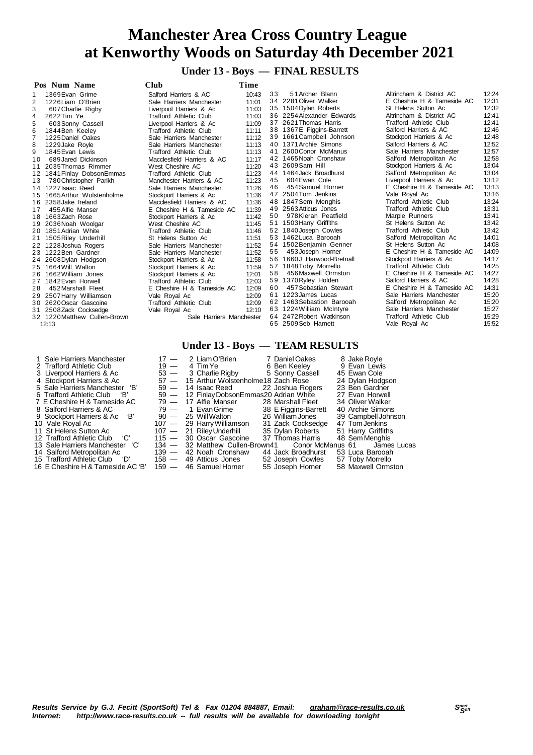# Manchester Area Cross Country League at Kenworthy Woods on Saturday 4th December 2021

## Under 13 - Boys — FINAL RESULTS

| Pos | Num | Name | Club | Time |
|---|---|---|---|---|
| 1 | 1369 | Evan Grime | Salford Harriers & AC | 10:43 |
| 2 | 1226 | Liam O'Brien | Sale Harriers Manchester | 11:01 |
| 3 | 607 | Charlie Rigby | Liverpool Harriers & Ac | 11:03 |
| 4 | 2622 | Tim Ye | Trafford Athletic Club | 11:03 |
| 5 | 603 | Sonny Cassell | Liverpool Harriers & Ac | 11:09 |
| 6 | 1844 | Ben Keeley | Trafford Athletic Club | 11:11 |
| 7 | 1225 | Daniel Oakes | Sale Harriers Manchester | 11:12 |
| 8 | 1229 | Jake Royle | Sale Harriers Manchester | 11:13 |
| 9 | 1845 | Evan Lewis | Trafford Athletic Club | 11:13 |
| 10 | 689 | Jared Dickinson | Macclesfield Harriers & AC | 11:17 |
| 11 | 2035 | Thomas Rimmer | West Cheshire AC | 11:20 |
| 12 | 1841 | Finlay DobsonEmmas | Trafford Athletic Club | 11:23 |
| 13 | 780 | Christopher Parikh | Manchester Harriers & AC | 11:23 |
| 14 | 1227 | Isaac Reed | Sale Harriers Manchester | 11:26 |
| 15 | 1665 | Arthur Wolstenholme | Stockport Harriers & Ac | 11:36 |
| 16 | 2358 | Jake Ireland | Macclesfield Harriers & AC | 11:36 |
| 17 | 455 | Alfie Manser | E Cheshire H & Tameside AC | 11:39 |
| 18 | 1663 | Zach Rose | Stockport Harriers & Ac | 11:42 |
| 19 | 2036 | Noah Woolgar | West Cheshire AC | 11:45 |
| 20 | 1851 | Adrian White | Trafford Athletic Club | 11:46 |
| 21 | 1505 | Riley Underhill | St Helens Sutton Ac | 11:51 |
| 22 | 1228 | Joshua Rogers | Sale Harriers Manchester | 11:52 |
| 23 | 1222 | Ben Gardner | Sale Harriers Manchester | 11:52 |
| 24 | 2608 | Dylan Hodgson | Stockport Harriers & Ac | 11:58 |
| 25 | 1664 | Will Walton | Stockport Harriers & Ac | 11:59 |
| 26 | 1662 | William Jones | Stockport Harriers & Ac | 12:01 |
| 27 | 1842 | Evan Horwell | Trafford Athletic Club | 12:03 |
| 28 | 452 | Marshall Fleet | E Cheshire H & Tameside AC | 12:09 |
| 29 | 2507 | Harry Williamson | Vale Royal Ac | 12:09 |
| 30 | 2620 | Oscar Gascoine | Trafford Athletic Club | 12:09 |
| 31 | 2508 | Zack Cocksedge | Vale Royal Ac | 12:10 |
| 32 | 1220 | Matthew Cullen-Brown | Sale Harriers Manchester | 12:13 |
| 33 | 51 | Archer Blann | Altrincham & District AC | 12:24 |
| 34 | 2281 | Oliver Walker | E Cheshire H & Tameside AC | 12:31 |
| 35 | 1504 | Dylan Roberts | St Helens Sutton Ac | 12:32 |
| 36 | 2254 | Alexander Edwards | Altrincham & District AC | 12:41 |
| 37 | 2621 | Thomas Harris | Trafford Athletic Club | 12:41 |
| 38 | 1367 | E Figgins-Barrett | Salford Harriers & AC | 12:46 |
| 39 | 1661 | Campbell Johnson | Stockport Harriers & Ac | 12:48 |
| 40 | 1371 | Archie Simons | Salford Harriers & AC | 12:52 |
| 41 | 2600 | Conor McManus | Sale Harriers Manchester | 12:57 |
| 42 | 1465 | Noah Cronshaw | Salford Metropolitan Ac | 12:58 |
| 43 | 2609 | Sam Hill | Stockport Harriers & Ac | 13:04 |
| 44 | 1464 | Jack Broadhurst | Salford Metropolitan Ac | 13:04 |
| 45 | 604 | Ewan Cole | Liverpool Harriers & Ac | 13:12 |
| 46 | 454 | Samuel Horner | E Cheshire H & Tameside AC | 13:13 |
| 47 | 2504 | Tom Jenkins | Vale Royal Ac | 13:16 |
| 48 | 1847 | Sem Menghis | Trafford Athletic Club | 13:24 |
| 49 | 2563 | Atticus Jones | Trafford Athletic Club | 13:31 |
| 50 | 978 | Kieran Peatfield | Marple Runners | 13:41 |
| 51 | 1503 | Harry Griffiths | St Helens Sutton Ac | 13:42 |
| 52 | 1840 | Joseph Cowles | Trafford Athletic Club | 13:42 |
| 53 | 1462 | Luca Barooah | Salford Metropolitan Ac | 14:01 |
| 54 | 1502 | Benjamin Genner | St Helens Sutton Ac | 14:08 |
| 55 | 453 | Joseph Horner | E Cheshire H & Tameside AC | 14:09 |
| 56 | 1660 | J Harwood-Bretnall | Stockport Harriers & Ac | 14:17 |
| 57 | 1848 | Toby Morrello | Trafford Athletic Club | 14:25 |
| 58 | 456 | Maxwell Ormston | E Cheshire H & Tameside AC | 14:27 |
| 59 | 1370 | Ryley Holden | Salford Harriers & AC | 14:28 |
| 60 | 457 | Sebastian Stewart | E Cheshire H & Tameside AC | 14:31 |
| 61 | 1223 | James Lucas | Sale Harriers Manchester | 15:20 |
| 62 | 1463 | Sebastion Barooah | Salford Metropolitan Ac | 15:20 |
| 63 | 1224 | William McIntyre | Sale Harriers Manchester | 15:27 |
| 64 | 2472 | Robert Watkinson | Trafford Athletic Club | 15:29 |
| 65 | 2509 | Seb Harnett | Vale Royal Ac | 15:52 |

## Under 13 - Boys — TEAM RESULTS

| Pos | Team | Points | 1st | 2nd | 3rd |
|---|---|---|---|---|---|
| 1 | Sale Harriers Manchester | 17 | 2 Liam O'Brien | 7 Daniel Oakes | 8 Jake Royle |
| 2 | Trafford Athletic Club | 19 | 4 Tim Ye | 6 Ben Keeley | 9 Evan Lewis |
| 3 | Liverpool Harriers & Ac | 53 | 3 Charlie Rigby | 5 Sonny Cassell | 45 Ewan Cole |
| 4 | Stockport Harriers & Ac | 57 | 15 Arthur Wolstenholme | 18 Zach Rose | 24 Dylan Hodgson |
| 5 | Sale Harriers Manchester 'B' | 59 | 14 Isaac Reed | 22 Joshua Rogers | 23 Ben Gardner |
| 6 | Trafford Athletic Club 'B' | 59 | 12 Finlay DobsonEmmas | 20 Adrian White | 27 Evan Horwell |
| 7 | E Cheshire H & Tameside AC | 79 | 17 Alfie Manser | 28 Marshall Fleet | 34 Oliver Walker |
| 8 | Salford Harriers & AC | 79 | 1 Evan Grime | 38 E Figgins-Barrett | 40 Archie Simons |
| 9 | Stockport Harriers & Ac 'B' | 90 | 25 Will Walton | 26 William Jones | 39 Campbell Johnson |
| 10 | Vale Royal Ac | 107 | 29 Harry Williamson | 31 Zack Cocksedge | 47 Tom Jenkins |
| 11 | St Helens Sutton Ac | 107 | 21 Riley Underhill | 35 Dylan Roberts | 51 Harry Griffiths |
| 12 | Trafford Athletic Club 'C' | 115 | 30 Oscar Gascoine | 37 Thomas Harris | 48 Sem Menghis |
| 13 | Sale Harriers Manchester 'C' | 134 | 32 Matthew Cullen-Brown | 41 Conor McManus | 61 James Lucas |
| 14 | Salford Metropolitan Ac | 139 | 42 Noah Cronshaw | 44 Jack Broadhurst | 53 Luca Barooah |
| 15 | Trafford Athletic Club 'D' | 158 | 49 Atticus Jones | 52 Joseph Cowles | 57 Toby Morrello |
| 16 | E Cheshire H & Tameside AC 'B' | 159 | 46 Samuel Horner | 55 Joseph Horner | 58 Maxwell Ormston |

*Results Service by G.J. Fecitt (SportSoft) Tel & Fax 01204 884887, Email: graham@race-results.co.uk*
*Internet: http://www.race-results.co.uk -- full results will be available for downloading tonight*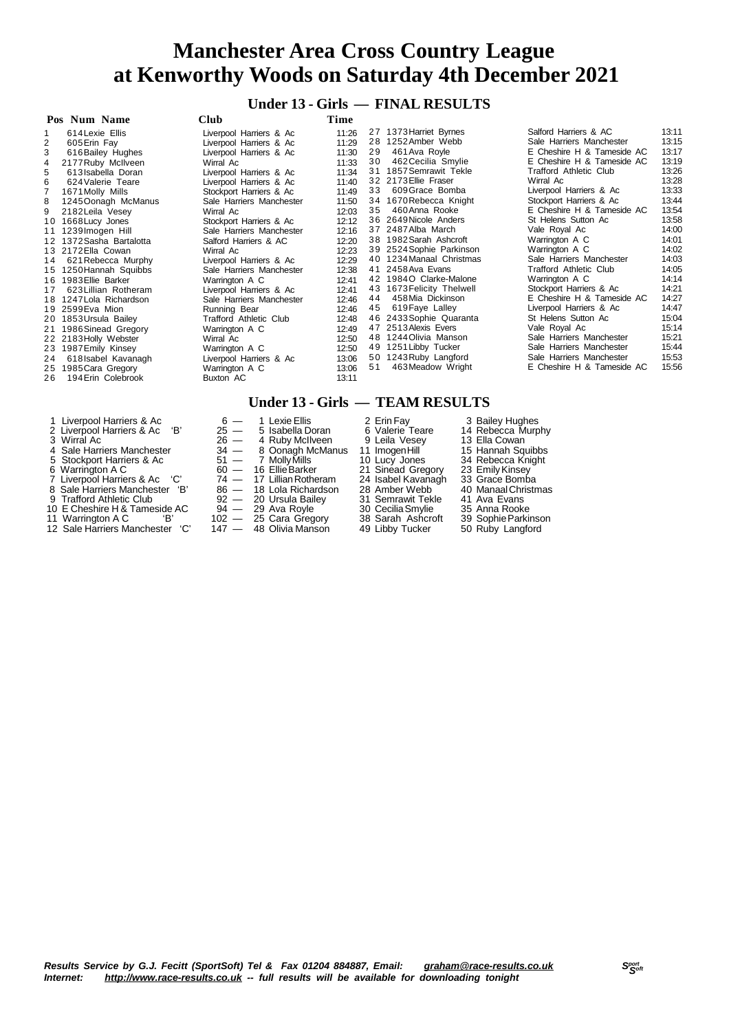# Manchester Area Cross Country League at Kenworthy Woods on Saturday 4th December 2021

## Under 13 - Girls — FINAL RESULTS

| Pos | Num | Name | Club | Time |
|---|---|---|---|---|
| 1 | 614 | Lexie Ellis | Liverpool Harriers & Ac | 11:26 |
| 2 | 605 | Erin Fay | Liverpool Harriers & Ac | 11:29 |
| 3 | 616 | Bailey Hughes | Liverpool Harriers & Ac | 11:30 |
| 4 | 2177 | Ruby McIlveen | Wirral Ac | 11:33 |
| 5 | 613 | Isabella Doran | Liverpool Harriers & Ac | 11:34 |
| 6 | 624 | Valerie Teare | Liverpool Harriers & Ac | 11:40 |
| 7 | 1671 | Molly Mills | Stockport Harriers & Ac | 11:49 |
| 8 | 1245 | Oonagh McManus | Sale Harriers Manchester | 11:50 |
| 9 | 2182 | Leila Vesey | Wirral Ac | 12:03 |
| 10 | 1668 | Lucy Jones | Stockport Harriers & Ac | 12:12 |
| 11 | 1239 | Imogen Hill | Sale Harriers Manchester | 12:16 |
| 12 | 1372 | Sasha Bartalotta | Salford Harriers & AC | 12:20 |
| 13 | 2172 | Ella Cowan | Wirral Ac | 12:23 |
| 14 | 621 | Rebecca Murphy | Liverpool Harriers & Ac | 12:29 |
| 15 | 1250 | Hannah Squibbs | Sale Harriers Manchester | 12:38 |
| 16 | 1983 | Ellie Barker | Warrington A C | 12:41 |
| 17 | 623 | Lillian Rotheram | Liverpool Harriers & Ac | 12:41 |
| 18 | 1247 | Lola Richardson | Sale Harriers Manchester | 12:46 |
| 19 | 2599 | Eva Mion | Running Bear | 12:46 |
| 20 | 1853 | Ursula Bailey | Trafford Athletic Club | 12:48 |
| 21 | 1986 | Sinead Gregory | Warrington A C | 12:49 |
| 22 | 2183 | Holly Webster | Wirral Ac | 12:50 |
| 23 | 1987 | Emily Kinsey | Warrington A C | 12:50 |
| 24 | 618 | Isabel Kavanagh | Liverpool Harriers & Ac | 13:06 |
| 25 | 1985 | Cara Gregory | Warrington A C | 13:06 |
| 26 | 194 | Erin Colebrook | Buxton AC | 13:11 |
| 27 | 1373 | Harriet Byrnes | Salford Harriers & AC | 13:11 |
| 28 | 1252 | Amber Webb | Sale Harriers Manchester | 13:15 |
| 29 | 461 | Ava Royle | E Cheshire H & Tameside AC | 13:17 |
| 30 | 462 | Cecilia Smylie | E Cheshire H & Tameside AC | 13:19 |
| 31 | 1857 | Semrawit Tekle | Trafford Athletic Club | 13:26 |
| 32 | 2173 | Ellie Fraser | Wirral Ac | 13:28 |
| 33 | 609 | Grace Bomba | Liverpool Harriers & Ac | 13:33 |
| 34 | 1670 | Rebecca Knight | Stockport Harriers & Ac | 13:44 |
| 35 | 460 | Anna Rooke | E Cheshire H & Tameside AC | 13:54 |
| 36 | 2649 | Nicole Anders | St Helens Sutton Ac | 13:58 |
| 37 | 2487 | Alba March | Vale Royal Ac | 14:00 |
| 38 | 1982 | Sarah Ashcroft | Warrington A C | 14:01 |
| 39 | 2524 | Sophie Parkinson | Warrington A C | 14:02 |
| 40 | 1234 | Manaal Christmas | Sale Harriers Manchester | 14:03 |
| 41 | 2458 | Ava Evans | Trafford Athletic Club | 14:05 |
| 42 | 1984 | O Clarke-Malone | Warrington A C | 14:14 |
| 43 | 1673 | Felicity Thelwell | Stockport Harriers & Ac | 14:21 |
| 44 | 458 | Mia Dickinson | E Cheshire H & Tameside AC | 14:27 |
| 45 | 619 | Faye Lalley | Liverpool Harriers & Ac | 14:47 |
| 46 | 2433 | Sophie Quaranta | St Helens Sutton Ac | 15:04 |
| 47 | 2513 | Alexis Evers | Vale Royal Ac | 15:14 |
| 48 | 1244 | Olivia Manson | Sale Harriers Manchester | 15:21 |
| 49 | 1251 | Libby Tucker | Sale Harriers Manchester | 15:44 |
| 50 | 1243 | Ruby Langford | Sale Harriers Manchester | 15:53 |
| 51 | 463 | Meadow Wright | E Cheshire H & Tameside AC | 15:56 |

## Under 13 - Girls — TEAM RESULTS

| Pos | Team | Points | 1st | 2nd | 3rd |
|---|---|---|---|---|---|
| 1 | Liverpool Harriers & Ac | 6 | 1 Lexie Ellis | 2 Erin Fay | 3 Bailey Hughes |
| 2 | Liverpool Harriers & Ac 'B' | 25 | 5 Isabella Doran | 6 Valerie Teare | 14 Rebecca Murphy |
| 3 | Wirral Ac | 26 | 4 Ruby McIlveen | 9 Leila Vesey | 13 Ella Cowan |
| 4 | Sale Harriers Manchester | 34 | 8 Oonagh McManus | 11 Imogen Hill | 15 Hannah Squibbs |
| 5 | Stockport Harriers & Ac | 51 | 7 Molly Mills | 10 Lucy Jones | 34 Rebecca Knight |
| 6 | Warrington A C | 60 | 16 Ellie Barker | 21 Sinead Gregory | 23 Emily Kinsey |
| 7 | Liverpool Harriers & Ac 'C' | 74 | 17 Lillian Rotheram | 24 Isabel Kavanagh | 33 Grace Bomba |
| 8 | Sale Harriers Manchester 'B' | 86 | 18 Lola Richardson | 28 Amber Webb | 40 Manaal Christmas |
| 9 | Trafford Athletic Club | 92 | 20 Ursula Bailey | 31 Semrawit Tekle | 41 Ava Evans |
| 10 | E Cheshire H & Tameside AC | 94 | 29 Ava Royle | 30 Cecilia Smylie | 35 Anna Rooke |
| 11 | Warrington A C 'B' | 102 | 25 Cara Gregory | 38 Sarah Ashcroft | 39 Sophie Parkinson |
| 12 | Sale Harriers Manchester 'C' | 147 | 48 Olivia Manson | 49 Libby Tucker | 50 Ruby Langford |

*Results Service by G.J. Fecitt (SportSoft) Tel & Fax 01204 884887, Email: graham@race-results.co.uk*
*Internet: http://www.race-results.co.uk -- full results will be available for downloading tonight*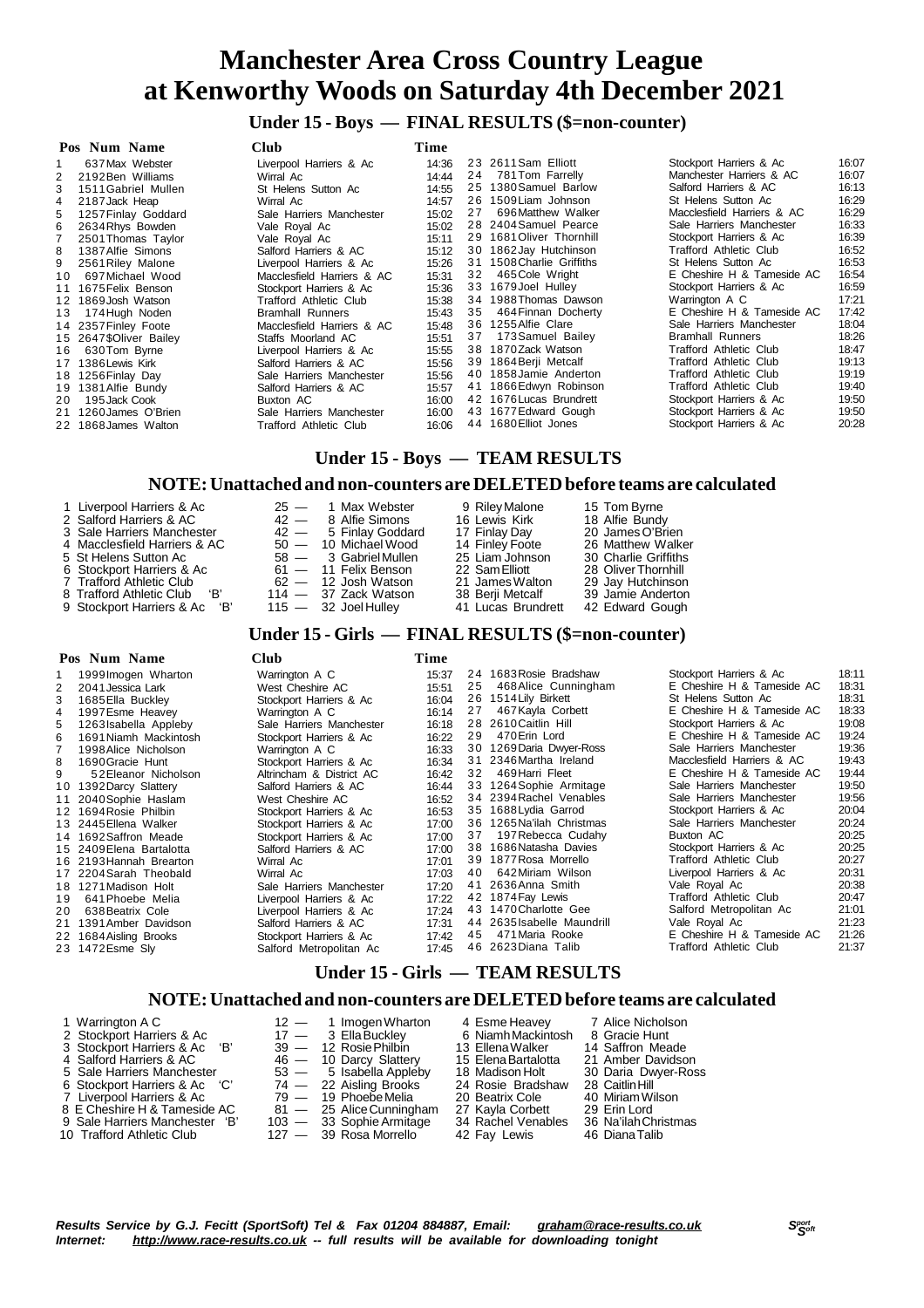# Manchester Area Cross Country League at Kenworthy Woods on Saturday 4th December 2021

## Under 15 - Boys — FINAL RESULTS ($=non-counter)

| Pos | Num | Name | Club | Time |
|---|---|---|---|---|
| 1 | 637 | Max Webster | Liverpool Harriers & Ac | 14:36 |
| 2 | 2192 | Ben Williams | Wirral Ac | 14:44 |
| 3 | 1511 | Gabriel Mullen | St Helens Sutton Ac | 14:55 |
| 4 | 2187 | Jack Heap | Wirral Ac | 14:57 |
| 5 | 1257 | Finlay Goddard | Sale Harriers Manchester | 15:02 |
| 6 | 2634 | Rhys Bowden | Vale Royal Ac | 15:02 |
| 7 | 2501 | Thomas Taylor | Vale Royal Ac | 15:11 |
| 8 | 1387 | Alfie Simons | Salford Harriers & AC | 15:12 |
| 9 | 2561 | Riley Malone | Liverpool Harriers & Ac | 15:26 |
| 10 | 697 | Michael Wood | Macclesfield Harriers & AC | 15:31 |
| 11 | 1675 | Felix Benson | Stockport Harriers & Ac | 15:36 |
| 12 | 1869 | Josh Watson | Trafford Athletic Club | 15:38 |
| 13 | 174 | Hugh Noden | Bramhall Runners | 15:43 |
| 14 | 2357 | Finley Foote | Macclesfield Harriers & AC | 15:48 |
| 15 | 2647$ | Oliver Bailey | Staffs Moorland AC | 15:51 |
| 16 | 630 | Tom Byrne | Liverpool Harriers & Ac | 15:55 |
| 17 | 1386 | Lewis Kirk | Salford Harriers & AC | 15:56 |
| 18 | 1256 | Finlay Day | Sale Harriers Manchester | 15:56 |
| 19 | 1381 | Alfie Bundy | Salford Harriers & AC | 15:57 |
| 20 | 195 | Jack Cook | Buxton AC | 16:00 |
| 21 | 1260 | James O'Brien | Sale Harriers Manchester | 16:00 |
| 22 | 1868 | James Walton | Trafford Athletic Club | 16:06 |
| 23 | 2611 | Sam Elliott | Stockport Harriers & Ac | 16:07 |
| 24 | 781 | Tom Farrelly | Manchester Harriers & AC | 16:07 |
| 25 | 1380 | Samuel Barlow | Salford Harriers & AC | 16:13 |
| 26 | 1509 | Liam Johnson | St Helens Sutton Ac | 16:29 |
| 27 | 696 | Matthew Walker | Macclesfield Harriers & AC | 16:29 |
| 28 | 2404 | Samuel Pearce | Sale Harriers Manchester | 16:33 |
| 29 | 1681 | Oliver Thornhill | Stockport Harriers & Ac | 16:39 |
| 30 | 1862 | Jay Hutchinson | Trafford Athletic Club | 16:52 |
| 31 | 1508 | Charlie Griffiths | St Helens Sutton Ac | 16:53 |
| 32 | 465 | Cole Wright | E Cheshire H & Tameside AC | 16:54 |
| 33 | 1679 | Joel Hulley | Stockport Harriers & Ac | 16:59 |
| 34 | 1988 | Thomas Dawson | Warrington A C | 17:21 |
| 35 | 464 | Finnan Docherty | E Cheshire H & Tameside AC | 17:42 |
| 36 | 1255 | Alfie Clare | Sale Harriers Manchester | 18:04 |
| 37 | 173 | Samuel Bailey | Bramhall Runners | 18:26 |
| 38 | 1870 | Zack Watson | Trafford Athletic Club | 18:47 |
| 39 | 1864 | Berji Metcalf | Trafford Athletic Club | 19:13 |
| 40 | 1858 | Jamie Anderton | Trafford Athletic Club | 19:19 |
| 41 | 1866 | Edwyn Robinson | Trafford Athletic Club | 19:40 |
| 42 | 1676 | Lucas Brundrett | Stockport Harriers & Ac | 19:50 |
| 43 | 1677 | Edward Gough | Stockport Harriers & Ac | 19:50 |
| 44 | 1680 | Elliot Jones | Stockport Harriers & Ac | 20:28 |

## Under 15 - Boys — TEAM RESULTS

### NOTE: Unattached and non-counters are DELETED before teams are calculated

| | | | | | |
|---|---|---|---|---|---|
| 1 | Liverpool Harriers & Ac | 25 — | 1 Max Webster | 9 Riley Malone | 15 Tom Byrne |
| 2 | Salford Harriers & AC | 42 — | 8 Alfie Simons | 16 Lewis Kirk | 18 Alfie Bundy |
| 3 | Sale Harriers Manchester | 42 — | 5 Finlay Goddard | 17 Finlay Day | 20 James O'Brien |
| 4 | Macclesfield Harriers & AC | 50 — | 10 Michael Wood | 14 Finley Foote | 26 Matthew Walker |
| 5 | St Helens Sutton Ac | 58 — | 3 Gabriel Mullen | 25 Liam Johnson | 30 Charlie Griffiths |
| 6 | Stockport Harriers & Ac | 61 — | 11 Felix Benson | 22 Sam Elliott | 28 Oliver Thornhill |
| 7 | Trafford Athletic Club | 62 — | 12 Josh Watson | 21 James Walton | 29 Jay Hutchinson |
| 8 | Trafford Athletic Club 'B' | 114 — | 37 Zack Watson | 38 Berji Metcalf | 39 Jamie Anderton |
| 9 | Stockport Harriers & Ac 'B' | 115 — | 32 Joel Hulley | 41 Lucas Brundrett | 42 Edward Gough |

## Under 15 - Girls — FINAL RESULTS ($=non-counter)

| Pos | Num | Name | Club | Time |
|---|---|---|---|---|
| 1 | 1999 | Imogen Wharton | Warrington A C | 15:37 |
| 2 | 2041 | Jessica Lark | West Cheshire AC | 15:51 |
| 3 | 1685 | Ella Buckley | Stockport Harriers & Ac | 16:04 |
| 4 | 1997 | Esme Heavey | Warrington A C | 16:14 |
| 5 | 1263 | Isabella Appleby | Sale Harriers Manchester | 16:18 |
| 6 | 1691 | Niamh Mackintosh | Stockport Harriers & Ac | 16:22 |
| 7 | 1998 | Alice Nicholson | Warrington A C | 16:33 |
| 8 | 1690 | Gracie Hunt | Stockport Harriers & Ac | 16:34 |
| 9 | 52 | Eleanor Nicholson | Altrincham & District AC | 16:42 |
| 10 | 1392 | Darcy Slattery | Salford Harriers & AC | 16:44 |
| 11 | 2040 | Sophie Haslam | West Cheshire AC | 16:52 |
| 12 | 1694 | Rosie Philbin | Stockport Harriers & Ac | 16:53 |
| 13 | 2445 | Ellena Walker | Stockport Harriers & Ac | 17:00 |
| 14 | 1692 | Saffron Meade | Stockport Harriers & Ac | 17:00 |
| 15 | 2409 | Elena Bartalotta | Salford Harriers & AC | 17:00 |
| 16 | 2193 | Hannah Brearton | Wirral Ac | 17:01 |
| 17 | 2204 | Sarah Theobald | Wirral Ac | 17:03 |
| 18 | 1271 | Madison Holt | Sale Harriers Manchester | 17:20 |
| 19 | 641 | Phoebe Melia | Liverpool Harriers & Ac | 17:22 |
| 20 | 638 | Beatrix Cole | Liverpool Harriers & Ac | 17:24 |
| 21 | 1391 | Amber Davidson | Salford Harriers & AC | 17:31 |
| 22 | 1684 | Aisling Brooks | Stockport Harriers & Ac | 17:42 |
| 23 | 1472 | Esme Sly | Salford Metropolitan Ac | 17:45 |
| 24 | 1683 | Rosie Bradshaw | Stockport Harriers & Ac | 18:11 |
| 25 | 468 | Alice Cunningham | E Cheshire H & Tameside AC | 18:31 |
| 26 | 1514 | Lily Birkett | St Helens Sutton Ac | 18:31 |
| 27 | 467 | Kayla Corbett | E Cheshire H & Tameside AC | 18:33 |
| 28 | 2610 | Caitlin Hill | Stockport Harriers & Ac | 19:08 |
| 29 | 470 | Erin Lord | E Cheshire H & Tameside AC | 19:24 |
| 30 | 1269 | Daria Dwyer-Ross | Sale Harriers Manchester | 19:36 |
| 31 | 2346 | Martha Ireland | Macclesfield Harriers & AC | 19:43 |
| 32 | 469 | Harri Fleet | E Cheshire H & Tameside AC | 19:44 |
| 33 | 1264 | Sophie Armitage | Sale Harriers Manchester | 19:50 |
| 34 | 2394 | Rachel Venables | Sale Harriers Manchester | 19:56 |
| 35 | 1688 | Lydia Garrod | Stockport Harriers & Ac | 20:04 |
| 36 | 1265 | Na'ilah Christmas | Sale Harriers Manchester | 20:24 |
| 37 | 197 | Rebecca Cudahy | Buxton AC | 20:25 |
| 38 | 1686 | Natasha Davies | Stockport Harriers & Ac | 20:25 |
| 39 | 1877 | Rosa Morrello | Trafford Athletic Club | 20:27 |
| 40 | 642 | Miriam Wilson | Liverpool Harriers & Ac | 20:31 |
| 41 | 2636 | Anna Smith | Vale Royal Ac | 20:38 |
| 42 | 1874 | Fay Lewis | Trafford Athletic Club | 20:47 |
| 43 | 1470 | Charlotte Gee | Salford Metropolitan Ac | 21:01 |
| 44 | 2635 | Isabelle Maundrill | Vale Royal Ac | 21:23 |
| 45 | 471 | Maria Rooke | E Cheshire H & Tameside AC | 21:26 |
| 46 | 2623 | Diana Talib | Trafford Athletic Club | 21:37 |

## Under 15 - Girls — TEAM RESULTS

### NOTE: Unattached and non-counters are DELETED before teams are calculated

| | | | | | |
|---|---|---|---|---|---|
| 1 | Warrington A C | 12 — | 1 Imogen Wharton | 4 Esme Heavey | 7 Alice Nicholson |
| 2 | Stockport Harriers & Ac | 17 — | 3 Ella Buckley | 6 Niamh Mackintosh | 8 Gracie Hunt |
| 3 | Stockport Harriers & Ac 'B' | 39 — | 12 Rosie Philbin | 13 Ellena Walker | 14 Saffron Meade |
| 4 | Salford Harriers & AC | 46 — | 10 Darcy Slattery | 15 Elena Bartalotta | 21 Amber Davidson |
| 5 | Sale Harriers Manchester | 53 — | 5 Isabella Appleby | 18 Madison Holt | 30 Daria Dwyer-Ross |
| 6 | Stockport Harriers & Ac 'C' | 74 — | 22 Aisling Brooks | 24 Rosie Bradshaw | 28 Caitlin Hill |
| 7 | Liverpool Harriers & Ac | 79 — | 19 Phoebe Melia | 20 Beatrix Cole | 40 Miriam Wilson |
| 8 | E Cheshire H & Tameside AC | 81 — | 25 Alice Cunningham | 27 Kayla Corbett | 29 Erin Lord |
| 9 | Sale Harriers Manchester 'B' | 103 — | 33 Sophie Armitage | 34 Rachel Venables | 36 Na'ilah Christmas |
| 10 | Trafford Athletic Club | 127 — | 39 Rosa Morrello | 42 Fay Lewis | 46 Diana Talib |

*Results Service by G.J. Fecitt (SportSoft) Tel & Fax 01204 884887, Email: graham@race-results.co.uk*
*Internet: http://www.race-results.co.uk -- full results will be available for downloading tonight*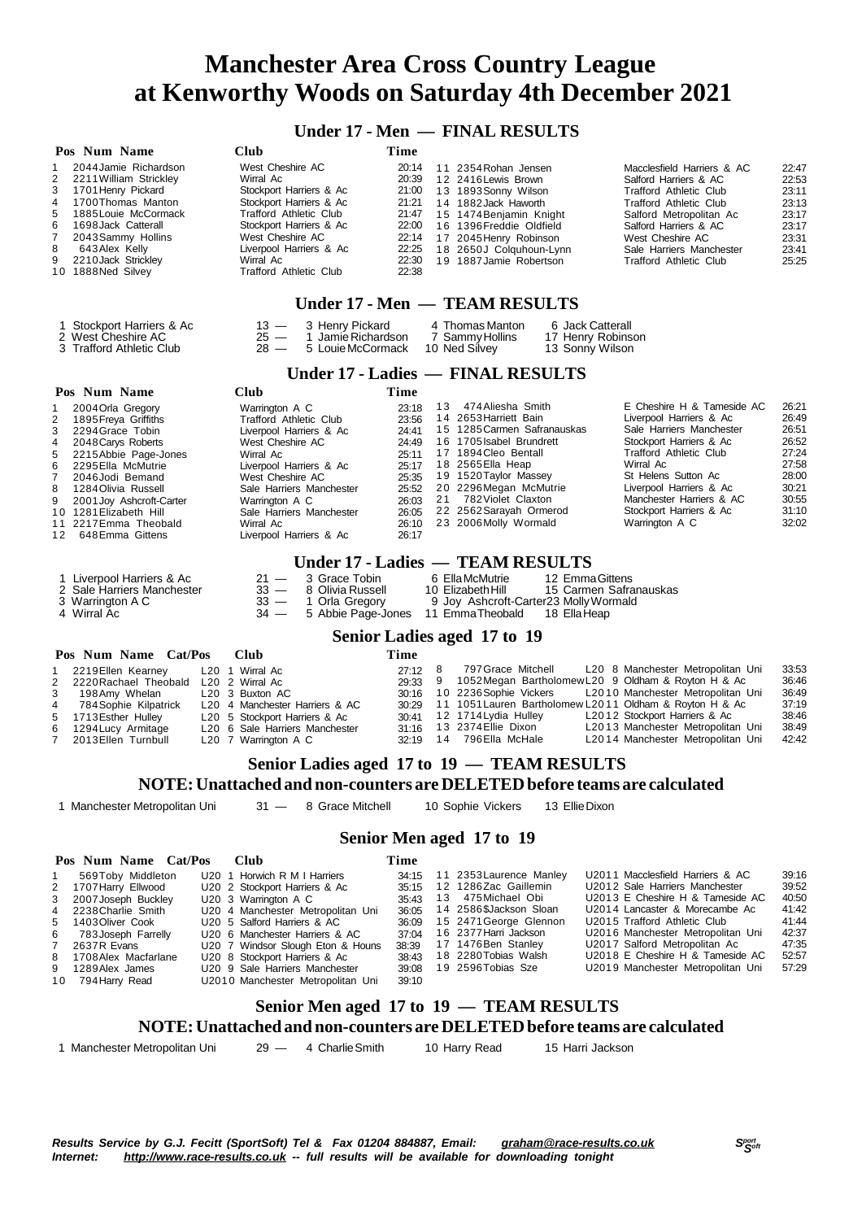# Manchester Area Cross Country League at Kenworthy Woods on Saturday 4th December 2021

## Under 17 - Men — FINAL RESULTS

| Pos | Num | Name | Club | Time |
|---|---|---|---|---|
| 1 | 2044 | Jamie Richardson | West Cheshire AC | 20:14 |
| 2 | 2211 | William Strickley | Wirral Ac | 20:39 |
| 3 | 1701 | Henry Pickard | Stockport Harriers & Ac | 21:00 |
| 4 | 1700 | Thomas Manton | Stockport Harriers & Ac | 21:21 |
| 5 | 1885 | Louie McCormack | Trafford Athletic Club | 21:47 |
| 6 | 1698 | Jack Catterall | Stockport Harriers & Ac | 22:00 |
| 7 | 2043 | Sammy Hollins | West Cheshire AC | 22:14 |
| 8 | 643 | Alex Kelly | Liverpool Harriers & Ac | 22:25 |
| 9 | 2210 | Jack Strickley | Wirral Ac | 22:30 |
| 10 | 1888 | Ned Silvey | Trafford Athletic Club | 22:38 |
| 11 | 2354 | Rohan Jensen | Macclesfield Harriers & AC | 22:47 |
| 12 | 2416 | Lewis Brown | Salford Harriers & AC | 22:53 |
| 13 | 1893 | Sonny Wilson | Trafford Athletic Club | 23:11 |
| 14 | 1882 | Jack Haworth | Trafford Athletic Club | 23:13 |
| 15 | 1474 | Benjamin Knight | Salford Metropolitan Ac | 23:17 |
| 16 | 1396 | Freddie Oldfield | Salford Harriers & AC | 23:17 |
| 17 | 2045 | Henry Robinson | West Cheshire AC | 23:31 |
| 18 | 2650 | J Colquhoun-Lynn | Sale Harriers Manchester | 23:41 |
| 19 | 1887 | Jamie Robertson | Trafford Athletic Club | 25:25 |

## Under 17 - Men — TEAM RESULTS

1 Stockport Harriers & Ac 13 — 3 Henry Pickard, 4 Thomas Manton, 6 Jack Catterall
2 West Cheshire AC 25 — 1 Jamie Richardson, 7 Sammy Hollins, 17 Henry Robinson
3 Trafford Athletic Club 28 — 5 Louie McCormack, 10 Ned Silvey, 13 Sonny Wilson

## Under 17 - Ladies — FINAL RESULTS

| Pos | Num | Name | Club | Time |
|---|---|---|---|---|
| 1 | 2004 | Orla Gregory | Warrington A C | 23:18 |
| 2 | 1895 | Freya Griffiths | Trafford Athletic Club | 23:56 |
| 3 | 2294 | Grace Tobin | Liverpool Harriers & Ac | 24:41 |
| 4 | 2048 | Carys Roberts | West Cheshire AC | 24:49 |
| 5 | 2215 | Abbie Page-Jones | Wirral Ac | 25:11 |
| 6 | 2295 | Ella McMutrie | Liverpool Harriers & Ac | 25:17 |
| 7 | 2046 | Jodi Bemand | West Cheshire AC | 25:35 |
| 8 | 1284 | Olivia Russell | Sale Harriers Manchester | 25:52 |
| 9 | 2001 | Joy Ashcroft-Carter | Warrington A C | 26:03 |
| 10 | 1281 | Elizabeth Hill | Sale Harriers Manchester | 26:05 |
| 11 | 2217 | Emma Theobald | Wirral Ac | 26:10 |
| 12 | 648 | Emma Gittens | Liverpool Harriers & Ac | 26:17 |
| 13 | 474 | Aliesha Smith | E Cheshire H & Tameside AC | 26:21 |
| 14 | 2653 | Harriett Bain | Liverpool Harriers & Ac | 26:49 |
| 15 | 1285 | Carmen Safranauskas | Sale Harriers Manchester | 26:51 |
| 16 | 1705 | Isabel Brundrett | Stockport Harriers & Ac | 26:52 |
| 17 | 1894 | Cleo Bentall | Trafford Athletic Club | 27:24 |
| 18 | 2565 | Ella Heap | Wirral Ac | 27:58 |
| 19 | 1520 | Taylor Massey | St Helens Sutton Ac | 28:00 |
| 20 | 2296 | Megan McMutrie | Liverpool Harriers & Ac | 30:21 |
| 21 | 782 | Violet Claxton | Manchester Harriers & AC | 30:55 |
| 22 | 2562 | Sarayah Ormerod | Stockport Harriers & Ac | 31:10 |
| 23 | 2006 | Molly Wormald | Warrington A C | 32:02 |

## Under 17 - Ladies — TEAM RESULTS

1 Liverpool Harriers & Ac 21 — 3 Grace Tobin, 6 Ella McMutrie, 12 Emma Gittens
2 Sale Harriers Manchester 33 — 8 Olivia Russell, 10 Elizabeth Hill, 15 Carmen Safranauskas
3 Warrington A C 33 — 1 Orla Gregory, 9 Joy Ashcroft-Carter, 23 Molly Wormald
4 Wirral Ac 34 — 5 Abbie Page-Jones, 11 Emma Theobald, 18 Ella Heap

## Senior Ladies aged 17 to 19

| Pos | Num | Name | Cat/Pos | Club | Time |
|---|---|---|---|---|---|
| 1 | 2219 | Ellen Kearney | L20 1 | Wirral Ac | 27:12 |
| 2 | 2220 | Rachael Theobald | L20 2 | Wirral Ac | 29:33 |
| 3 | 198 | Amy Whelan | L20 3 | Buxton AC | 30:16 |
| 4 | 784 | Sophie Kilpatrick | L20 4 | Manchester Harriers & AC | 30:29 |
| 5 | 1713 | Esther Hulley | L20 5 | Stockport Harriers & Ac | 30:41 |
| 6 | 1294 | Lucy Armitage | L20 6 | Sale Harriers Manchester | 31:16 |
| 7 | 2013 | Ellen Turnbull | L20 7 | Warrington A C | 32:19 |
| 8 | 797 | Grace Mitchell | L20 8 | Manchester Metropolitan Uni | 33:53 |
| 9 | 1052 | Megan Bartholomew | L20 9 | Oldham & Royton H & Ac | 36:46 |
| 10 | 2236 | Sophie Vickers | L20 10 | Manchester Metropolitan Uni | 36:49 |
| 11 | 1051 | Lauren Bartholomew | L20 11 | Oldham & Royton H & Ac | 37:19 |
| 12 | 1714 | Lydia Hulley | L20 12 | Stockport Harriers & Ac | 38:46 |
| 13 | 2374 | Ellie Dixon | L20 13 | Manchester Metropolitan Uni | 38:49 |
| 14 | 796 | Ella McHale | L20 14 | Manchester Metropolitan Uni | 42:42 |

## Senior Ladies aged 17 to 19 — TEAM RESULTS

### NOTE: Unattached and non-counters are DELETED before teams are calculated

1 Manchester Metropolitan Uni 31 — 8 Grace Mitchell, 10 Sophie Vickers, 13 Ellie Dixon

## Senior Men aged 17 to 19

| Pos | Num | Name | Cat/Pos | Club | Time |
|---|---|---|---|---|---|
| 1 | 569 | Toby Middleton | U20 1 | Horwich R M I Harriers | 34:15 |
| 2 | 1707 | Harry Ellwood | U20 2 | Stockport Harriers & Ac | 35:15 |
| 3 | 2007 | Joseph Buckley | U20 3 | Warrington A C | 35:43 |
| 4 | 2238 | Charlie Smith | U20 4 | Manchester Metropolitan Uni | 36:05 |
| 5 | 1403 | Oliver Cook | U20 5 | Salford Harriers & AC | 36:09 |
| 6 | 783 | Joseph Farrelly | U20 6 | Manchester Harriers & AC | 37:04 |
| 7 | 2637 | R Evans | U20 7 | Windsor Slough Eton & Houns | 38:39 |
| 8 | 1708 | Alex Macfarlane | U20 8 | Stockport Harriers & Ac | 38:43 |
| 9 | 1289 | Alex James | U20 9 | Sale Harriers Manchester | 39:08 |
| 10 | 794 | Harry Read | U20 10 | Manchester Metropolitan Uni | 39:10 |
| 11 | 2353 | Laurence Manley | U20 11 | Macclesfield Harriers & AC | 39:16 |
| 12 | 1286 | Zac Gaillemin | U20 12 | Sale Harriers Manchester | 39:52 |
| 13 | 475 | Michael Obi | U20 13 | E Cheshire H & Tameside AC | 40:50 |
| 14 | 2586 | $Jackson Sloan | U20 14 | Lancaster & Morecambe Ac | 41:42 |
| 15 | 2471 | George Glennon | U20 15 | Trafford Athletic Club | 41:44 |
| 16 | 2377 | Harri Jackson | U20 16 | Manchester Metropolitan Uni | 42:37 |
| 17 | 1476 | Ben Stanley | U20 17 | Salford Metropolitan Ac | 47:35 |
| 18 | 2280 | Tobias Walsh | U20 18 | E Cheshire H & Tameside AC | 52:57 |
| 19 | 2596 | Tobias Sze | U20 19 | Manchester Metropolitan Uni | 57:29 |

## Senior Men aged 17 to 19 — TEAM RESULTS

### NOTE: Unattached and non-counters are DELETED before teams are calculated

1 Manchester Metropolitan Uni 29 — 4 Charlie Smith, 10 Harry Read, 15 Harri Jackson

*Results Service by G.J. Fecitt (SportSoft) Tel & Fax 01204 884887, Email: graham@race-results.co.uk*
*Internet: http://www.race-results.co.uk -- full results will be available for downloading tonight*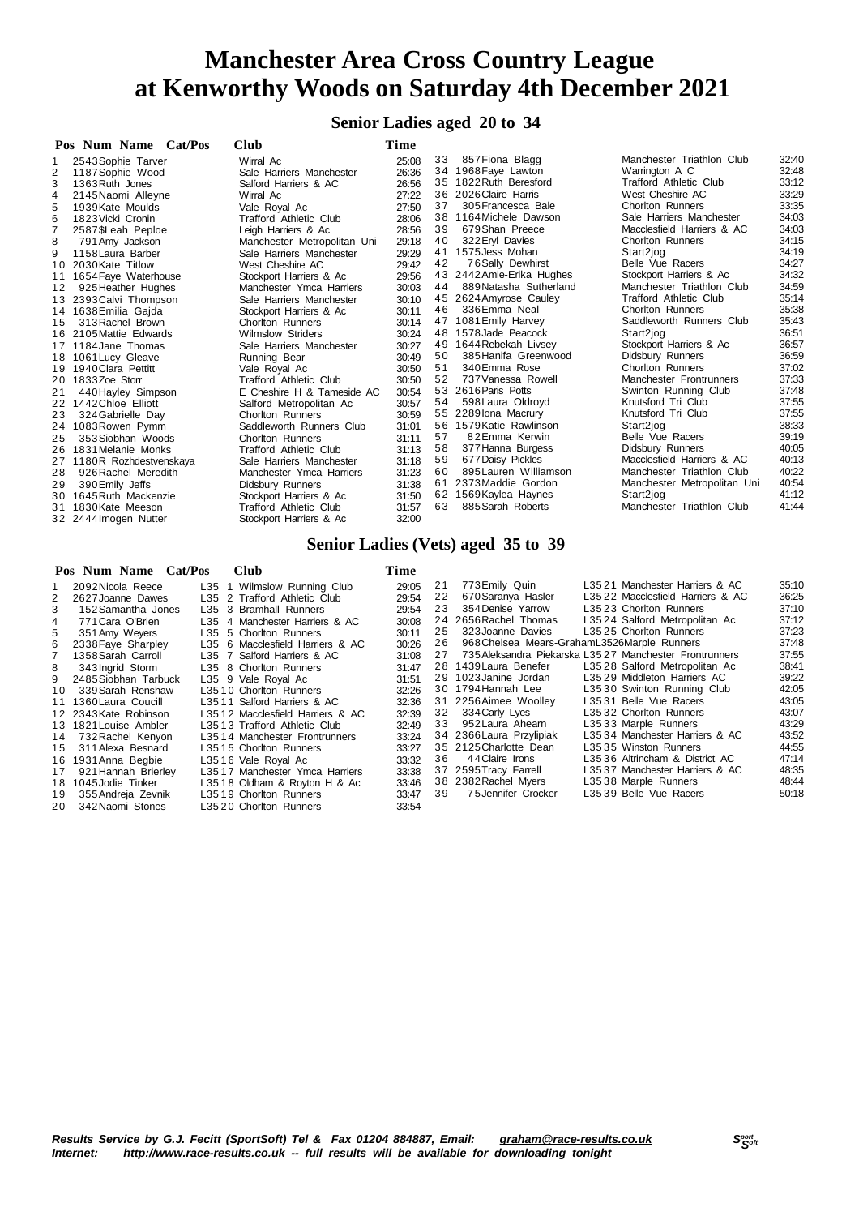# Manchester Area Cross Country League at Kenworthy Woods on Saturday 4th December 2021

## Senior Ladies aged 20 to 34

| Pos | Num | Name | Cat/Pos | Club | Time |
|---|---|---|---|---|---|
| 1 | 2543 | Sophie Tarver | | Wirral Ac | 25:08 |
| 2 | 1187 | Sophie Wood | | Sale Harriers Manchester | 26:36 |
| 3 | 1363 | Ruth Jones | | Salford Harriers & AC | 26:56 |
| 4 | 2145 | Naomi Alleyne | | Wirral Ac | 27:22 |
| 5 | 1939 | Kate Moulds | | Vale Royal Ac | 27:50 |
| 6 | 1823 | Vicki Cronin | | Trafford Athletic Club | 28:06 |
| 7 | 2587 | $Leah Peploe | | Leigh Harriers & Ac | 28:56 |
| 8 | 791 | Amy Jackson | | Manchester Metropolitan Uni | 29:18 |
| 9 | 1158 | Laura Barber | | Sale Harriers Manchester | 29:29 |
| 10 | 2030 | Kate Titlow | | West Cheshire AC | 29:42 |
| 11 | 1654 | Faye Waterhouse | | Stockport Harriers & Ac | 29:56 |
| 12 | 925 | Heather Hughes | | Manchester Ymca Harriers | 30:03 |
| 13 | 2393 | Calvi Thompson | | Sale Harriers Manchester | 30:10 |
| 14 | 1638 | Emilia Gajda | | Stockport Harriers & Ac | 30:11 |
| 15 | 313 | Rachel Brown | | Chorlton Runners | 30:14 |
| 16 | 2105 | Mattie Edwards | | Wilmslow Striders | 30:24 |
| 17 | 1184 | Jane Thomas | | Sale Harriers Manchester | 30:27 |
| 18 | 1061 | Lucy Gleave | | Running Bear | 30:49 |
| 19 | 1940 | Clara Pettitt | | Vale Royal Ac | 30:50 |
| 20 | 1833 | Zoe Storr | | Trafford Athletic Club | 30:50 |
| 21 | 440 | Hayley Simpson | | E Cheshire H & Tameside AC | 30:54 |
| 22 | 1442 | Chloe Elliott | | Salford Metropolitan Ac | 30:57 |
| 23 | 324 | Gabrielle Day | | Chorlton Runners | 30:59 |
| 24 | 1083 | Rowen Pymm | | Saddleworth Runners Club | 31:01 |
| 25 | 353 | Siobhan Woods | | Chorlton Runners | 31:11 |
| 26 | 1831 | Melanie Monks | | Trafford Athletic Club | 31:13 |
| 27 | 1180 | R Rozhdestvenskaya | | Sale Harriers Manchester | 31:18 |
| 28 | 926 | Rachel Meredith | | Manchester Ymca Harriers | 31:23 |
| 29 | 390 | Emily Jeffs | | Didsbury Runners | 31:38 |
| 30 | 1645 | Ruth Mackenzie | | Stockport Harriers & Ac | 31:50 |
| 31 | 1830 | Kate Meeson | | Trafford Athletic Club | 31:57 |
| 32 | 2444 | Imogen Nutter | | Stockport Harriers & Ac | 32:00 |
| 33 | 857 | Fiona Blagg | | Manchester Triathlon Club | 32:40 |
| 34 | 1968 | Faye Lawton | | Warrington A C | 32:48 |
| 35 | 1822 | Ruth Beresford | | Trafford Athletic Club | 33:12 |
| 36 | 2026 | Claire Harris | | West Cheshire AC | 33:29 |
| 37 | 305 | Francesca Bale | | Chorlton Runners | 33:35 |
| 38 | 1164 | Michele Dawson | | Sale Harriers Manchester | 34:03 |
| 39 | 679 | Shan Preece | | Macclesfield Harriers & AC | 34:03 |
| 40 | 322 | Eryl Davies | | Chorlton Runners | 34:15 |
| 41 | 1575 | Jess Mohan | | Start2jog | 34:19 |
| 42 | 76 | Sally Dewhirst | | Belle Vue Racers | 34:27 |
| 43 | 2442 | Amie-Erika Hughes | | Stockport Harriers & Ac | 34:32 |
| 44 | 889 | Natasha Sutherland | | Manchester Triathlon Club | 34:59 |
| 45 | 2624 | Amyrose Cauley | | Trafford Athletic Club | 35:14 |
| 46 | 336 | Emma Neal | | Chorlton Runners | 35:38 |
| 47 | 1081 | Emily Harvey | | Saddleworth Runners Club | 35:43 |
| 48 | 1578 | Jade Peacock | | Start2jog | 36:51 |
| 49 | 1644 | Rebekah Livsey | | Stockport Harriers & Ac | 36:57 |
| 50 | 385 | Hanifa Greenwood | | Didsbury Runners | 36:59 |
| 51 | 340 | Emma Rose | | Chorlton Runners | 37:02 |
| 52 | 737 | Vanessa Rowell | | Manchester Frontrunners | 37:33 |
| 53 | 2616 | Paris Potts | | Swinton Running Club | 37:48 |
| 54 | 598 | Laura Oldroyd | | Knutsford Tri Club | 37:55 |
| 55 | 2289 | Iona Macrury | | Knutsford Tri Club | 37:55 |
| 56 | 1579 | Katie Rawlinson | | Start2jog | 38:33 |
| 57 | 82 | Emma Kerwin | | Belle Vue Racers | 39:19 |
| 58 | 377 | Hanna Burgess | | Didsbury Runners | 40:05 |
| 59 | 677 | Daisy Pickles | | Macclesfield Harriers & AC | 40:13 |
| 60 | 895 | Lauren Williamson | | Manchester Triathlon Club | 40:22 |
| 61 | 2373 | Maddie Gordon | | Manchester Metropolitan Uni | 40:54 |
| 62 | 1569 | Kaylea Haynes | | Start2jog | 41:12 |
| 63 | 885 | Sarah Roberts | | Manchester Triathlon Club | 41:44 |

## Senior Ladies (Vets) aged 35 to 39

| Pos | Num | Name | Cat/Pos | Club | Time |
|---|---|---|---|---|---|
| 1 | 2092 | Nicola Reece | L35 1 | Wilmslow Running Club | 29:05 |
| 2 | 2627 | Joanne Dawes | L35 2 | Trafford Athletic Club | 29:54 |
| 3 | 152 | Samantha Jones | L35 3 | Bramhall Runners | 29:54 |
| 4 | 771 | Cara O'Brien | L35 4 | Manchester Harriers & AC | 30:08 |
| 5 | 351 | Amy Weyers | L35 5 | Chorlton Runners | 30:11 |
| 6 | 2338 | Faye Sharpley | L35 6 | Macclesfield Harriers & AC | 30:26 |
| 7 | 1358 | Sarah Carroll | L35 7 | Salford Harriers & AC | 31:08 |
| 8 | 343 | Ingrid Storm | L35 8 | Chorlton Runners | 31:47 |
| 9 | 2485 | Siobhan Tarbuck | L35 9 | Vale Royal Ac | 31:51 |
| 10 | 339 | Sarah Renshaw | L35 10 | Chorlton Runners | 32:26 |
| 11 | 1360 | Laura Coucill | L35 11 | Salford Harriers & AC | 32:36 |
| 12 | 2343 | Kate Robinson | L35 12 | Macclesfield Harriers & AC | 32:39 |
| 13 | 1821 | Louise Ambler | L35 13 | Trafford Athletic Club | 32:49 |
| 14 | 732 | Rachel Kenyon | L35 14 | Manchester Frontrunners | 33:24 |
| 15 | 311 | Alexa Besnard | L35 15 | Chorlton Runners | 33:27 |
| 16 | 1931 | Anna Begbie | L35 16 | Vale Royal Ac | 33:32 |
| 17 | 921 | Hannah Brierley | L35 17 | Manchester Ymca Harriers | 33:38 |
| 18 | 1045 | Jodie Tinker | L35 18 | Oldham & Royton H & Ac | 33:46 |
| 19 | 355 | Andreja Zevnik | L35 19 | Chorlton Runners | 33:47 |
| 20 | 342 | Naomi Stones | L35 20 | Chorlton Runners | 33:54 |
| 21 | 773 | Emily Quin | L35 21 | Manchester Harriers & AC | 35:10 |
| 22 | 670 | Saranya Hasler | L35 22 | Macclesfield Harriers & AC | 36:25 |
| 23 | 354 | Denise Yarrow | L35 23 | Chorlton Runners | 37:10 |
| 24 | 2656 | Rachel Thomas | L35 24 | Salford Metropolitan Ac | 37:12 |
| 25 | 323 | Joanne Davies | L35 25 | Chorlton Runners | 37:23 |
| 26 | 968 | Chelsea Mears-Graham | L35 26 | Marple Runners | 37:48 |
| 27 | 735 | Aleksandra Piekarska | L35 27 | Manchester Frontrunners | 37:55 |
| 28 | 1439 | Laura Benefer | L35 28 | Salford Metropolitan Ac | 38:41 |
| 29 | 1023 | Janine Jordan | L35 29 | Middleton Harriers AC | 39:22 |
| 30 | 1794 | Hannah Lee | L35 30 | Swinton Running Club | 42:05 |
| 31 | 2256 | Aimee Woolley | L35 31 | Belle Vue Racers | 43:05 |
| 32 | 334 | Carly Lyes | L35 32 | Chorlton Runners | 43:07 |
| 33 | 952 | Laura Ahearn | L35 33 | Marple Runners | 43:29 |
| 34 | 2366 | Laura Przylipiak | L35 34 | Manchester Harriers & AC | 43:52 |
| 35 | 2125 | Charlotte Dean | L35 35 | Winston Runners | 44:55 |
| 36 | 44 | Claire Irons | L35 36 | Altrincham & District AC | 47:14 |
| 37 | 2595 | Tracy Farrell | L35 37 | Manchester Harriers & AC | 48:35 |
| 38 | 2382 | Rachel Myers | L35 38 | Marple Runners | 48:44 |
| 39 | 75 | Jennifer Crocker | L35 39 | Belle Vue Racers | 50:18 |

*Results Service by G.J. Fecitt (SportSoft) Tel & Fax 01204 884887, Email: graham@race-results.co.uk*
*Internet: http://www.race-results.co.uk -- full results will be available for downloading tonight*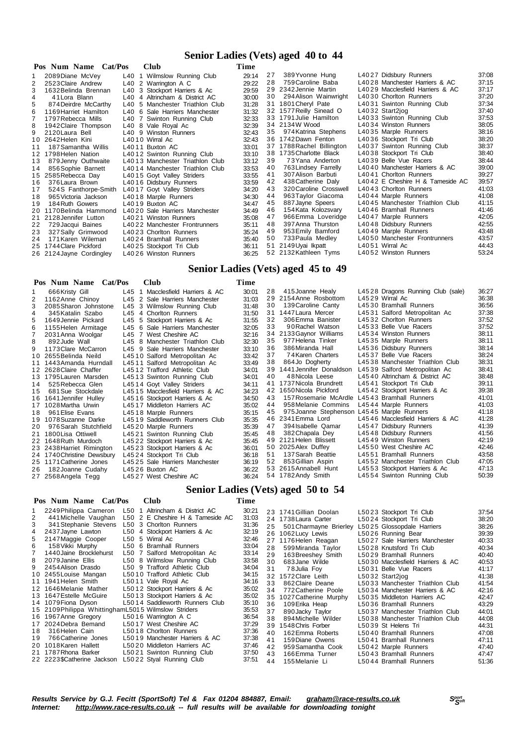## Senior Ladies (Vets) aged 40 to 44

| Pos | Num | Name | Cat/Pos | Club | Time |
|---|---|---|---|---|---|
| 1 | 2089 | Diane McVey | L40 1 | Wilmslow Running Club | 29:14 |
| 2 | 2523 | Claire Andrew | L40 2 | Warrington A C | 29:22 |
| 3 | 1632 | Belinda Brennan | L40 3 | Stockport Harriers & Ac | 29:59 |
| 4 | 41 | Lora Blann | L40 4 | Altrincham & District AC | 30:00 |
| 5 | 874 | Deirdre McCarthy | L40 5 | Manchester Triathlon Club | 31:28 |
| 6 | 1169 | Harriet Hamilton | L40 6 | Sale Harriers Manchester | 31:32 |
| 7 | 1797 | Rebecca Mills | L40 7 | Swinton Running Club | 32:33 |
| 8 | 1942 | Claire Thompson | L40 8 | Vale Royal Ac | 32:39 |
| 9 | 2120 | Laura Bell | L40 9 | Winston Runners | 32:43 |
| 10 | 2642 | Helen Kini | L40 10 | Wirral Ac | 32:43 |
| 11 | 187 | Samantha Willis | L40 11 | Buxton AC | 33:01 |
| 12 | 1798 | Helen Nation | L40 12 | Swinton Running Club | 33:10 |
| 13 | 879 | Jenny Outhwaite | L40 13 | Manchester Triathlon Club | 33:12 |
| 14 | 856 | Sophie Barnett | L40 14 | Manchester Triathlon Club | 33:53 |
| 15 | 2585 | Rebecca Day | L40 15 | Goyt Valley Striders | 33:55 |
| 16 | 376 | Laura Brown | L40 16 | Didsbury Runners | 33:59 |
| 17 | 524 | S Fanthorpe-Smith | L40 17 | Goyt Valley Striders | 34:20 |
| 18 | 965 | Victoria Jackson | L40 18 | Marple Runners | 34:30 |
| 19 | 184 | Ruth Gowers | L40 19 | Buxton AC | 34:47 |
| 20 | 1170 | Belinda Hammond | L40 20 | Sale Harriers Manchester | 34:49 |
| 21 | 2128 | Jennifer Lutton | L40 21 | Winston Runners | 35:08 |
| 22 | 729 | Jacqui Baines | L40 22 | Manchester Frontrunners | 35:11 |
| 23 | 327 | Sally Grimwood | L40 23 | Chorlton Runners | 35:24 |
| 24 | 171 | Karen Wileman | L40 24 | Bramhall Runners | 35:40 |
| 25 | 1744 | Clare Pickford | L40 25 | Stockport Tri Club | 36:11 |
| 26 | 2124 | Jayne Cordingley | L40 26 | Winston Runners | 36:25 |
| 27 | 389 | Yvonne Hung | L40 27 | Didsbury Runners | 37:08 |
| 28 | 759 | Caroline Baba | L40 28 | Manchester Harriers & AC | 37:15 |
| 29 | 2342 | Jennie Martin | L40 29 | Macclesfield Harriers & AC | 37:17 |
| 30 | 294 | Alison Wainwright | L40 30 | Chorlton Runners | 37:20 |
| 31 | 1801 | Cheryl Pate | L40 31 | Swinton Running Club | 37:34 |
| 32 | 1577 | Reilly Sinead O | L40 32 | Start2jog | 37:40 |
| 33 | 1791 | Julie Hamilton | L40 33 | Swinton Running Club | 37:53 |
| 34 | 2134 | W Wood | L40 34 | Winston Runners | 38:05 |
| 35 | 974 | Katrina Stephens | L40 35 | Marple Runners | 38:16 |
| 36 | 1742 | Dawn Fenton | L40 36 | Stockport Tri Club | 38:20 |
| 37 | 1788 | Rachel Billington | L40 37 | Swinton Running Club | 38:37 |
| 38 | 1735 | Charlotte Black | L40 38 | Stockport Tri Club | 38:40 |
| 39 | 73 | Yana Anderton | L40 39 | Belle Vue Racers | 38:44 |
| 40 | 763 | Lindsey Farrelly | L40 40 | Manchester Harriers & AC | 39:00 |
| 41 | 307 | Alison Barbuti | L40 41 | Chorlton Runners | 39:27 |
| 42 | 438 | Catherine Daly | L40 42 | E Cheshire H & Tameside AC | 39:57 |
| 43 | 320 | Caroline Crosswell | L40 43 | Chorlton Runners | 41:03 |
| 44 | 963 | Taylor Giacoma | L40 44 | Marple Runners | 41:08 |
| 45 | 887 | Jayne Speers | L40 45 | Manchester Triathlon Club | 41:15 |
| 46 | 154 | Kata Kolozsvary | L40 46 | Bramhall Runners | 41:46 |
| 47 | 966 | Emma Loveridge | L40 47 | Marple Runners | 42:05 |
| 48 | 397 | Anna Thurston | L40 48 | Didsbury Runners | 42:55 |
| 49 | 953 | Emily Bamford | L40 49 | Marple Runners | 43:48 |
| 50 | 733 | Paula Medley | L40 50 | Manchester Frontrunners | 43:57 |
| 51 | 2149 | Uyai Ikpatt | L40 51 | Wirral Ac | 44:43 |
| 52 | 2132 | Kathleen Tyms | L40 52 | Winston Runners | 53:24 |

## Senior Ladies (Vets) aged 45 to 49

| Pos | Num | Name | Cat/Pos | Club | Time |
|---|---|---|---|---|---|
| 1 | 666 | Kristy Gill | L45 1 | Macclesfield Harriers & AC | 30:01 |
| 2 | 1162 | Anne Chinoy | L45 2 | Sale Harriers Manchester | 31:03 |
| 3 | 2085 | Sharon Johnstone | L45 3 | Wilmslow Running Club | 31:48 |
| 4 | 345 | Katalin Szabo | L45 4 | Chorlton Runners | 31:50 |
| 5 | 1649 | Jennie Pickard | L45 5 | Stockport Harriers & Ac | 31:55 |
| 6 | 1155 | Helen Armitage | L45 6 | Sale Harriers Manchester | 32:05 |
| 7 | 2031 | Anna Woolgar | L45 7 | West Cheshire AC | 32:16 |
| 8 | 892 | Jude Wall | L45 8 | Manchester Triathlon Club | 32:30 |
| 9 | 1173 | Clare McCarron | L45 9 | Sale Harriers Manchester | 33:10 |
| 10 | 2655 | Belinda Neild | L45 10 | Salford Metropolitan Ac | 33:42 |
| 11 | 1443 | Amanda Hurndall | L45 11 | Salford Metropolitan Ac | 33:49 |
| 12 | 2628 | Claire Chaffer | L45 12 | Trafford Athletic Club | 34:01 |
| 13 | 1795 | Lauren Marsden | L45 13 | Swinton Running Club | 34:01 |
| 14 | 525 | Rebecca Glen | L45 14 | Goyt Valley Striders | 34:11 |
| 15 | 681 | Sue Stockdale | L45 15 | Macclesfield Harriers & AC | 34:23 |
| 16 | 1641 | Jennifer Hulley | L45 16 | Stockport Harriers & Ac | 34:50 |
| 17 | 1028 | Martha Urwin | L45 17 | Middleton Harriers AC | 35:02 |
| 18 | 961 | Elise Evans | L45 18 | Marple Runners | 35:15 |
| 19 | 1078 | Suzanne Darke | L45 19 | Saddleworth Runners Club | 35:35 |
| 20 | 976 | Sarah Stutchfield | L45 20 | Marple Runners | 35:39 |
| 21 | 1800 | Lisa Ottiwell | L45 21 | Swinton Running Club | 35:45 |
| 22 | 1648 | Ruth Murdoch | L45 22 | Stockport Harriers & Ac | 35:45 |
| 23 | 2438 | Harriet Rimington | L45 23 | Stockport Harriers & Ac | 36:01 |
| 24 | 1740 | Christine Dewsbury | L45 24 | Stockport Tri Club | 36:18 |
| 25 | 1171 | Catherine Jones | L45 25 | Sale Harriers Manchester | 36:19 |
| 26 | 182 | Joanne Cudahy | L45 26 | Buxton AC | 36:22 |
| 27 | 2568 | Angela Tegg | L45 27 | West Cheshire AC | 36:24 |
| 28 | 415 | Joanne Healy | L45 28 | Dragons Running Club (sale) | 36:27 |
| 29 | 2154 | Anne Rosbottom | L45 29 | Wirral Ac | 36:38 |
| 30 | 139 | Caroline Canty | L45 30 | Bramhall Runners | 36:56 |
| 31 | 1447 | Laura Mercer | L45 31 | Salford Metropolitan Ac | 37:38 |
| 32 | 306 | Emma Banister | L45 32 | Chorlton Runners | 37:52 |
| 33 | 90 | Rachel Watson | L45 33 | Belle Vue Racers | 37:52 |
| 34 | 2133 | Gaynor Williams | L45 34 | Winston Runners | 38:11 |
| 35 | 977 | Helena Tinker | L45 35 | Marple Runners | 38:11 |
| 36 | 386 | Miranda Hall | L45 36 | Didsbury Runners | 38:14 |
| 37 | 74 | Karen Charters | L45 37 | Belle Vue Racers | 38:24 |
| 38 | 864 | Jo Dogherty | L45 38 | Manchester Triathlon Club | 38:31 |
| 39 | 1441 | Jennifer Donaldson | L45 39 | Salford Metropolitan Ac | 38:41 |
| 40 | 48 | Nicola Leese | L45 40 | Altrincham & District AC | 38:48 |
| 41 | 1737 | Nicola Brundrett | L45 41 | Stockport Tri Club | 39:11 |
| 42 | 1650 | Nicola Pickford | L45 42 | Stockport Harriers & Ac | 39:38 |
| 43 | 157 | Rosemarie McArdle | L45 43 | Bramhall Runners | 41:01 |
| 44 | 958 | Melanie Commins | L45 44 | Marple Runners | 41:03 |
| 45 | 975 | Joanne Stephenson | L45 45 | Marple Runners | 41:18 |
| 46 | 2341 | Emma Lord | L45 46 | Macclesfield Harriers & AC | 41:28 |
| 47 | 394 | Isabelle Qamar | L45 47 | Didsbury Runners | 41:39 |
| 48 | 382 | Chapala Dey | L45 48 | Didsbury Runners | 41:56 |
| 49 | 2121 | Helen Blissett | L45 49 | Winston Runners | 42:19 |
| 50 | 2025 | Alex Duffey | L45 50 | West Cheshire AC | 42:46 |
| 51 | 137 | Sarah Beattie | L45 51 | Bramhall Runners | 43:58 |
| 52 | 853 | Gillian Aspin | L45 52 | Manchester Triathlon Club | 47:05 |
| 53 | 2615 | Annabell Hunt | L45 53 | Stockport Harriers & Ac | 47:13 |
| 54 | 1782 | Andy Smith | L45 54 | Swinton Running Club | 50:39 |

## Senior Ladies (Vets) aged 50 to 54

| Pos | Num | Name | Cat/Pos | Club | Time |
|---|---|---|---|---|---|
| 1 | 2249 | Philippa Cameron | L50 1 | Altrincham & District AC | 30:21 |
| 2 | 441 | Michelle Vaughan | L50 2 | E Cheshire H & Tameside AC | 31:03 |
| 3 | 341 | Stephanie Stevens | L50 3 | Chorlton Runners | 31:36 |
| 4 | 2437 | Jayne Lawton | L50 4 | Stockport Harriers & Ac | 32:19 |
| 5 | 2147 | Maggie Cooper | L50 5 | Wirral Ac | 32:46 |
| 6 | 158 | Vikki Murphy | L50 6 | Bramhall Runners | 33:04 |
| 7 | 1440 | Jaine Brocklehurst | L50 7 | Salford Metropolitan Ac | 33:14 |
| 8 | 2079 | Janine Ellis | L50 8 | Wilmslow Running Club | 33:58 |
| 9 | 2454 | Alison Drasdo | L50 9 | Trafford Athletic Club | 34:04 |
| 10 | 2455 | Louise Mangan | L50 10 | Trafford Athletic Club | 34:15 |
| 11 | 1941 | Helen Smith | L50 11 | Vale Royal Ac | 34:16 |
| 12 | 1646 | Melanie Mather | L50 12 | Stockport Harriers & Ac | 35:02 |
| 13 | 1647 | Estelle McGuire | L50 13 | Stockport Harriers & Ac | 35:02 |
| 14 | 1079 | Fiona Dyson | L50 14 | Saddleworth Runners Club | 35:10 |
| 15 | 2109 | Philippa Whittingham | L50 15 | Wilmslow Striders | 35:53 |
| 16 | 1967 | Anne Gregory | L50 16 | Warrington A C | 36:54 |
| 17 | 2024 | Debra Bemand | L50 17 | West Cheshire AC | 37:29 |
| 18 | 316 | Helen Cain | L50 18 | Chorlton Runners | 37:36 |
| 19 | 766 | Catherine Jones | L50 19 | Manchester Harriers & AC | 37:38 |
| 20 | 1018 | Karen Hallett | L50 20 | Middleton Harriers AC | 37:46 |
| 21 | 1787 | Rhona Barker | L50 21 | Swinton Running Club | 37:50 |
| 22 | 2223 | $Catherine Jackson | L50 22 | Styal Running Club | 37:51 |
| 23 | 1741 | Gillian Doolan | L50 23 | Stockport Tri Club | 37:54 |
| 24 | 1738 | Laura Carter | L50 24 | Stockport Tri Club | 38:20 |
| 25 | 501 | Charmayne Brierley | L50 25 | Glossopdale Harriers | 38:26 |
| 26 | 1062 | Lucy Lewis | L50 26 | Running Bear | 39:39 |
| 27 | 1176 | Helen Reagan | L50 27 | Sale Harriers Manchester | 40:33 |
| 28 | 599 | Miranda Taylor | L50 28 | Knutsford Tri Club | 40:34 |
| 29 | 163 | Breeshey Smith | L50 29 | Bramhall Runners | 40:40 |
| 30 | 683 | Jane Wilde | L50 30 | Macclesfield Harriers & AC | 40:53 |
| 31 | 78 | Julia Foy | L50 31 | Belle Vue Racers | 41:17 |
| 32 | 1572 | Clare Leith | L50 32 | Start2jog | 41:38 |
| 33 | 862 | Claire Deane | L50 33 | Manchester Triathlon Club | 41:54 |
| 34 | 772 | Catherine Poole | L50 34 | Manchester Harriers & AC | 42:16 |
| 35 | 1027 | Catherine Murphy | L50 35 | Middleton Harriers AC | 42:47 |
| 36 | 109 | Erika Heap | L50 36 | Bramhall Runners | 43:29 |
| 37 | 890 | Jacky Taylor | L50 37 | Manchester Triathlon Club | 44:01 |
| 38 | 894 | Michelle Wilder | L50 38 | Manchester Triathlon Club | 44:08 |
| 39 | 1548 | Chris Forber | L50 39 | St Helens Tri | 44:31 |
| 40 | 162 | Emma Roberts | L50 40 | Bramhall Runners | 47:08 |
| 41 | 159 | Diane Owens | L50 41 | Bramhall Runners | 47:11 |
| 42 | 959 | Samantha Cook | L50 42 | Marple Runners | 47:40 |
| 43 | 166 | Emma Turner | L50 43 | Bramhall Runners | 47:47 |
| 44 | 155 | Melanie Li | L50 44 | Bramhall Runners | 51:36 |

***Results Service by G.J. Fecitt (SportSoft) Tel & Fax 01204 884887, Email: graham@race-results.co.uk***
***Internet: http://www.race-results.co.uk -- full results will be available for downloading tonight***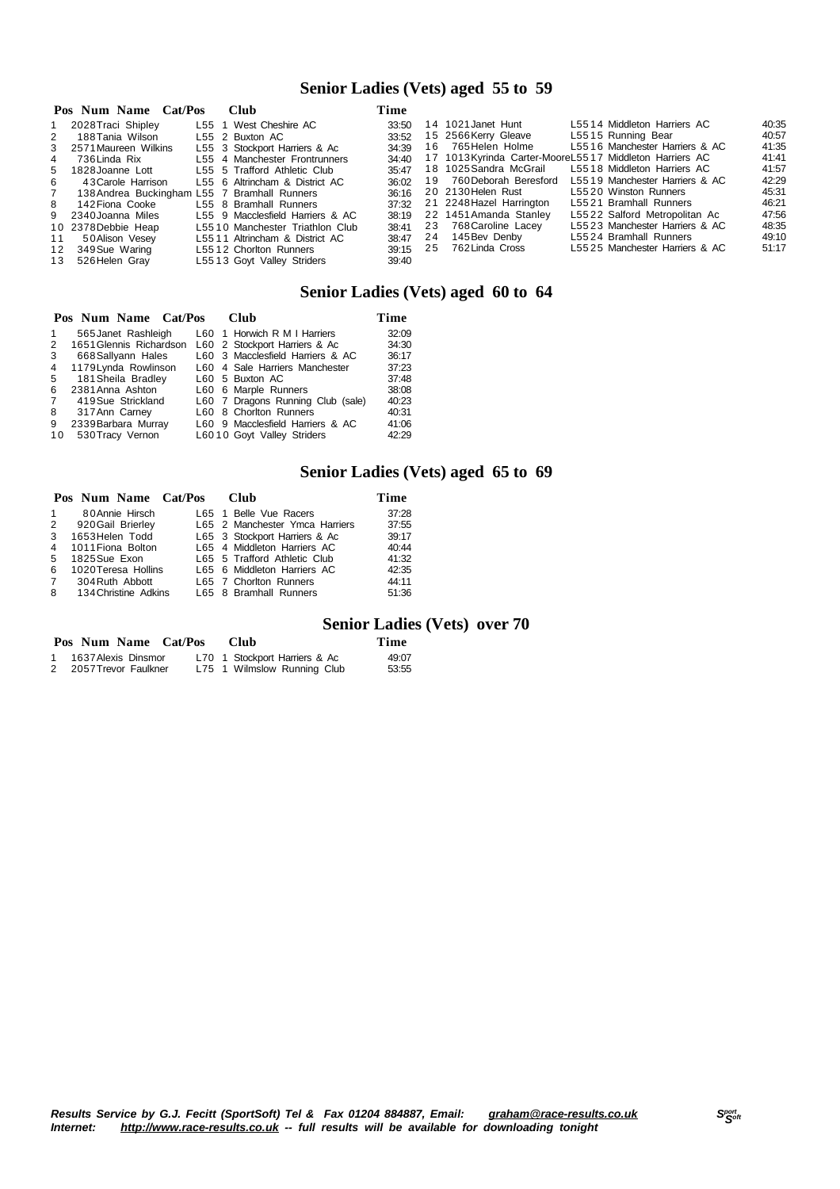## Senior Ladies (Vets) aged 55 to 59

| Pos | Num | Name | Cat/Pos | Club | Time |
|---|---|---|---|---|---|
| 1 | 2028 | Traci Shipley | L55 1 | West Cheshire AC | 33:50 |
| 2 | 188 | Tania Wilson | L55 2 | Buxton AC | 33:52 |
| 3 | 2571 | Maureen Wilkins | L55 3 | Stockport Harriers & Ac | 34:39 |
| 4 | 736 | Linda Rix | L55 4 | Manchester Frontrunners | 34:40 |
| 5 | 1828 | Joanne Lott | L55 5 | Trafford Athletic Club | 35:47 |
| 6 | 43 | Carole Harrison | L55 6 | Altrincham & District AC | 36:02 |
| 7 | 138 | Andrea Buckingham | L55 7 | Bramhall Runners | 36:16 |
| 8 | 142 | Fiona Cooke | L55 8 | Bramhall Runners | 37:32 |
| 9 | 2340 | Joanna Miles | L55 9 | Macclesfield Harriers & AC | 38:19 |
| 10 | 2378 | Debbie Heap | L55 10 | Manchester Triathlon Club | 38:41 |
| 11 | 50 | Alison Vesey | L55 11 | Altrincham & District AC | 38:47 |
| 12 | 349 | Sue Waring | L55 12 | Chorlton Runners | 39:15 |
| 13 | 526 | Helen Gray | L55 13 | Goyt Valley Striders | 39:40 |
| 14 | 1021 | Janet Hunt | L55 14 | Middleton Harriers AC | 40:35 |
| 15 | 2566 | Kerry Gleave | L55 15 | Running Bear | 40:57 |
| 16 | 765 | Helen Holme | L55 16 | Manchester Harriers & AC | 41:35 |
| 17 | 1013 | Kyrinda Carter-Moore | L55 17 | Middleton Harriers AC | 41:41 |
| 18 | 1025 | Sandra McGrail | L55 18 | Middleton Harriers AC | 41:57 |
| 19 | 760 | Deborah Beresford | L55 19 | Manchester Harriers & AC | 42:29 |
| 20 | 2130 | Helen Rust | L55 20 | Winston Runners | 45:31 |
| 21 | 2248 | Hazel Harrington | L55 21 | Bramhall Runners | 46:21 |
| 22 | 1451 | Amanda Stanley | L55 22 | Salford Metropolitan Ac | 47:56 |
| 23 | 768 | Caroline Lacey | L55 23 | Manchester Harriers & AC | 48:35 |
| 24 | 145 | Bev Denby | L55 24 | Bramhall Runners | 49:10 |
| 25 | 762 | Linda Cross | L55 25 | Manchester Harriers & AC | 51:17 |

## Senior Ladies (Vets) aged 60 to 64

| Pos | Num | Name | Cat/Pos | Club | Time |
|---|---|---|---|---|---|
| 1 | 565 | Janet Rashleigh | L60 1 | Horwich R M I Harriers | 32:09 |
| 2 | 1651 | Glennis Richardson | L60 2 | Stockport Harriers & Ac | 34:30 |
| 3 | 668 | Sallyann Hales | L60 3 | Macclesfield Harriers & AC | 36:17 |
| 4 | 1179 | Lynda Rowlinson | L60 4 | Sale Harriers Manchester | 37:23 |
| 5 | 181 | Sheila Bradley | L60 5 | Buxton AC | 37:48 |
| 6 | 2381 | Anna Ashton | L60 6 | Marple Runners | 38:08 |
| 7 | 419 | Sue Strickland | L60 7 | Dragons Running Club (sale) | 40:23 |
| 8 | 317 | Ann Carney | L60 8 | Chorlton Runners | 40:31 |
| 9 | 2339 | Barbara Murray | L60 9 | Macclesfield Harriers & AC | 41:06 |
| 10 | 530 | Tracy Vernon | L60 10 | Goyt Valley Striders | 42:29 |

## Senior Ladies (Vets) aged 65 to 69

| Pos | Num | Name | Cat/Pos | Club | Time |
|---|---|---|---|---|---|
| 1 | 80 | Annie Hirsch | L65 1 | Belle Vue Racers | 37:28 |
| 2 | 920 | Gail Brierley | L65 2 | Manchester Ymca Harriers | 37:55 |
| 3 | 1653 | Helen Todd | L65 3 | Stockport Harriers & Ac | 39:17 |
| 4 | 1011 | Fiona Bolton | L65 4 | Middleton Harriers AC | 40:44 |
| 5 | 1825 | Sue Exon | L65 5 | Trafford Athletic Club | 41:32 |
| 6 | 1020 | Teresa Hollins | L65 6 | Middleton Harriers AC | 42:35 |
| 7 | 304 | Ruth Abbott | L65 7 | Chorlton Runners | 44:11 |
| 8 | 134 | Christine Adkins | L65 8 | Bramhall Runners | 51:36 |

## Senior Ladies (Vets) over 70

| Pos | Num | Name | Cat/Pos | Club | Time |
|---|---|---|---|---|---|
| 1 | 1637 | Alexis Dinsmor | L70 1 | Stockport Harriers & Ac | 49:07 |
| 2 | 2057 | Trevor Faulkner | L75 1 | Wilmslow Running Club | 53:55 |

***Results Service by G.J. Fecitt (SportSoft) Tel & Fax 01204 884887, Email: graham@race-results.co.uk***
***Internet: http://www.race-results.co.uk -- full results will be available for downloading tonight***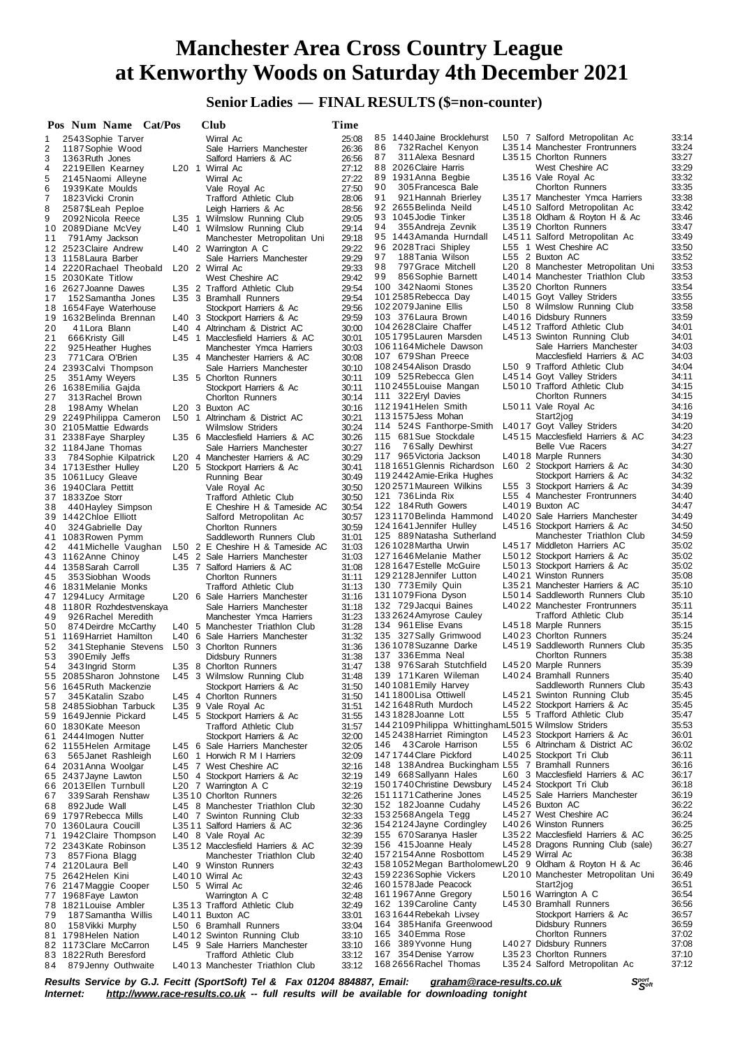# Manchester Area Cross Country League at Kenworthy Woods on Saturday 4th December 2021

## Senior Ladies — FINAL RESULTS ($=non-counter)

| Pos | Num | Name | Cat/Pos | Club | Time |
|---|---|---|---|---|---|
| 1 | 2543 | Sophie Tarver | | Wirral Ac | 25:08 |
| 2 | 1187 | Sophie Wood | | Sale Harriers Manchester | 26:36 |
| 3 | 1363 | Ruth Jones | | Salford Harriers & AC | 26:56 |
| 4 | 2219 | Ellen Kearney | L20 1 | Wirral Ac | 27:12 |
| 5 | 2145 | Naomi Alleyne | | Wirral Ac | 27:22 |
| 6 | 1939 | Kate Moulds | | Vale Royal Ac | 27:50 |
| 7 | 1823 | Vicki Cronin | | Trafford Athletic Club | 28:06 |
| 8 | 2587 | $Leah Peploe | | Leigh Harriers & Ac | 28:56 |
| 9 | 2092 | Nicola Reece | L35 1 | Wilmslow Running Club | 29:05 |
| 10 | 2089 | Diane McVey | L40 1 | Wilmslow Running Club | 29:14 |
| 11 | 791 | Amy Jackson | | Manchester Metropolitan Uni | 29:18 |
| 12 | 2523 | Claire Andrew | L40 2 | Warrington A C | 29:22 |
| 13 | 1158 | Laura Barber | | Sale Harriers Manchester | 29:29 |
| 14 | 2220 | Rachael Theobald | L20 2 | Wirral Ac | 29:33 |
| 15 | 2030 | Kate Titlow | | West Cheshire AC | 29:42 |
| 16 | 2627 | Joanne Dawes | L35 2 | Trafford Athletic Club | 29:54 |
| 17 | 152 | Samantha Jones | L35 3 | Bramhall Runners | 29:54 |
| 18 | 1654 | Faye Waterhouse | | Stockport Harriers & Ac | 29:56 |
| 19 | 1632 | Belinda Brennan | L40 3 | Stockport Harriers & Ac | 29:59 |
| 20 | 41 | Lora Blann | L40 4 | Altrincham & District AC | 30:00 |
| 21 | 666 | Kristy Gill | L45 1 | Macclesfield Harriers & AC | 30:01 |
| 22 | 925 | Heather Hughes | | Manchester Ymca Harriers | 30:03 |
| 23 | 771 | Cara O'Brien | L35 4 | Manchester Harriers & AC | 30:08 |
| 24 | 2393 | Calvi Thompson | | Sale Harriers Manchester | 30:10 |
| 25 | 351 | Amy Weyers | L35 5 | Chorlton Runners | 30:11 |
| 26 | 1638 | Emilia Gajda | | Stockport Harriers & Ac | 30:11 |
| 27 | 313 | Rachel Brown | | Chorlton Runners | 30:14 |
| 28 | 198 | Amy Whelan | L20 3 | Buxton AC | 30:16 |
| 29 | 2249 | Philippa Cameron | L50 1 | Altrincham & District AC | 30:21 |
| 30 | 2105 | Mattie Edwards | | Wilmslow Striders | 30:24 |
| 31 | 2338 | Faye Sharpley | L35 6 | Macclesfield Harriers & AC | 30:26 |
| 32 | 1184 | Jane Thomas | | Sale Harriers Manchester | 30:27 |
| 33 | 784 | Sophie Kilpatrick | L20 4 | Manchester Harriers & AC | 30:29 |
| 34 | 1713 | Esther Hulley | L20 5 | Stockport Harriers & Ac | 30:41 |
| 35 | 1061 | Lucy Gleave | | Running Bear | 30:49 |
| 36 | 1940 | Clara Pettitt | | Vale Royal Ac | 30:50 |
| 37 | 1833 | Zoe Storr | | Trafford Athletic Club | 30:50 |
| 38 | 440 | Hayley Simpson | | E Cheshire H & Tameside AC | 30:54 |
| 39 | 1442 | Chloe Elliott | | Salford Metropolitan Ac | 30:57 |
| 40 | 324 | Gabrielle Day | | Chorlton Runners | 30:59 |
| 41 | 1083 | Rowen Pymm | | Saddleworth Runners Club | 31:01 |
| 42 | 441 | Michelle Vaughan | L50 2 | E Cheshire H & Tameside AC | 31:03 |
| 43 | 1162 | Anne Chinoy | L45 2 | Sale Harriers Manchester | 31:03 |
| 44 | 1358 | Sarah Carroll | L35 7 | Salford Harriers & AC | 31:08 |
| 45 | 353 | Siobhan Woods | | Chorlton Runners | 31:11 |
| 46 | 1831 | Melanie Monks | | Trafford Athletic Club | 31:13 |
| 47 | 1294 | Lucy Armitage | L20 6 | Sale Harriers Manchester | 31:16 |
| 48 | 1180 | R Rozhdestvenskaya | | Sale Harriers Manchester | 31:18 |
| 49 | 926 | Rachel Meredith | | Manchester Ymca Harriers | 31:23 |
| 50 | 874 | Deirdre McCarthy | L40 5 | Manchester Triathlon Club | 31:28 |
| 51 | 1169 | Harriet Hamilton | L40 6 | Sale Harriers Manchester | 31:32 |
| 52 | 341 | Stephanie Stevens | L50 3 | Chorlton Runners | 31:36 |
| 53 | 390 | Emily Jeffs | | Didsbury Runners | 31:38 |
| 54 | 343 | Ingrid Storm | L35 8 | Chorlton Runners | 31:47 |
| 55 | 2085 | Sharon Johnstone | L45 3 | Wilmslow Running Club | 31:48 |
| 56 | 1645 | Ruth Mackenzie | | Stockport Harriers & Ac | 31:50 |
| 57 | 345 | Katalin Szabo | L45 4 | Chorlton Runners | 31:50 |
| 58 | 2485 | Siobhan Tarbuck | L35 9 | Vale Royal Ac | 31:51 |
| 59 | 1649 | Jennie Pickard | L45 5 | Stockport Harriers & Ac | 31:55 |
| 60 | 1830 | Kate Meeson | | Trafford Athletic Club | 31:57 |
| 61 | 2444 | Imogen Nutter | | Stockport Harriers & Ac | 32:00 |
| 62 | 1155 | Helen Armitage | L45 6 | Sale Harriers Manchester | 32:05 |
| 63 | 565 | Janet Rashleigh | L60 1 | Horwich R M I Harriers | 32:09 |
| 64 | 2031 | Anna Woolgar | L45 7 | West Cheshire AC | 32:16 |
| 65 | 2437 | Jayne Lawton | L50 4 | Stockport Harriers & Ac | 32:19 |
| 66 | 2013 | Ellen Turnbull | L20 7 | Warrington A C | 32:19 |
| 67 | 339 | Sarah Renshaw | L35 10 | Chorlton Runners | 32:26 |
| 68 | 892 | Jude Wall | L45 8 | Manchester Triathlon Club | 32:30 |
| 69 | 1797 | Rebecca Mills | L40 7 | Swinton Running Club | 32:33 |
| 70 | 1360 | Laura Coucill | L35 11 | Salford Harriers & AC | 32:36 |
| 71 | 1942 | Claire Thompson | L40 8 | Vale Royal Ac | 32:39 |
| 72 | 2343 | Kate Robinson | L35 12 | Macclesfield Harriers & AC | 32:39 |
| 73 | 857 | Fiona Blagg | | Manchester Triathlon Club | 32:40 |
| 74 | 2120 | Laura Bell | L40 9 | Winston Runners | 32:43 |
| 75 | 2642 | Helen Kini | L40 10 | Wirral Ac | 32:43 |
| 76 | 2147 | Maggie Cooper | L50 5 | Wirral Ac | 32:46 |
| 77 | 1968 | Faye Lawton | | Warrington A C | 32:48 |
| 78 | 1821 | Louise Ambler | L35 13 | Trafford Athletic Club | 32:49 |
| 79 | 187 | Samantha Willis | L40 11 | Buxton AC | 33:01 |
| 80 | 158 | Vikki Murphy | L50 6 | Bramhall Runners | 33:04 |
| 81 | 1798 | Helen Nation | L40 12 | Swinton Running Club | 33:10 |
| 82 | 1173 | Clare McCarron | L45 9 | Sale Harriers Manchester | 33:10 |
| 83 | 1822 | Ruth Beresford | | Trafford Athletic Club | 33:12 |
| 84 | 879 | Jenny Outhwaite | L40 13 | Manchester Triathlon Club | 33:12 |
| 85 | 1440 | Jaine Brocklehurst | L50 7 | Salford Metropolitan Ac | 33:14 |
| 86 | 732 | Rachel Kenyon | L35 14 | Manchester Frontrunners | 33:24 |
| 87 | 311 | Alexa Besnard | L35 15 | Chorlton Runners | 33:27 |
| 88 | 2026 | Claire Harris | | West Cheshire AC | 33:29 |
| 89 | 1931 | Anna Begbie | L35 16 | Vale Royal Ac | 33:32 |
| 90 | 305 | Francesca Bale | | Chorlton Runners | 33:35 |
| 91 | 921 | Hannah Brierley | L35 17 | Manchester Ymca Harriers | 33:38 |
| 92 | 2655 | Belinda Neild | L45 10 | Salford Metropolitan Ac | 33:42 |
| 93 | 1045 | Jodie Tinker | L35 18 | Oldham & Royton H & Ac | 33:46 |
| 94 | 355 | Andreja Zevnik | L35 19 | Chorlton Runners | 33:47 |
| 95 | 1443 | Amanda Hurndall | L45 11 | Salford Metropolitan Ac | 33:49 |
| 96 | 2028 | Traci Shipley | L55 1 | West Cheshire AC | 33:50 |
| 97 | 188 | Tania Wilson | L55 2 | Buxton AC | 33:52 |
| 98 | 797 | Grace Mitchell | L20 8 | Manchester Metropolitan Uni | 33:53 |
| 99 | 856 | Sophie Barnett | L40 14 | Manchester Triathlon Club | 33:53 |
| 100 | 342 | Naomi Stones | L35 20 | Chorlton Runners | 33:54 |
| 101 | 2585 | Rebecca Day | L40 15 | Goyt Valley Striders | 33:55 |
| 102 | 2079 | Janine Ellis | L50 8 | Wilmslow Running Club | 33:58 |
| 103 | 376 | Laura Brown | L40 16 | Didsbury Runners | 33:59 |
| 104 | 2628 | Claire Chaffer | L45 12 | Trafford Athletic Club | 34:01 |
| 105 | 1795 | Lauren Marsden | L45 13 | Swinton Running Club | 34:01 |
| 106 | 1164 | Michele Dawson | | Sale Harriers Manchester | 34:03 |
| 107 | 679 | Shan Preece | | Macclesfield Harriers & AC | 34:03 |
| 108 | 2454 | Alison Drasdo | L50 9 | Trafford Athletic Club | 34:04 |
| 109 | 525 | Rebecca Glen | L45 14 | Goyt Valley Striders | 34:11 |
| 110 | 2455 | Louise Mangan | L50 10 | Trafford Athletic Club | 34:15 |
| 111 | 322 | Eryl Davies | | Chorlton Runners | 34:15 |
| 112 | 1941 | Helen Smith | L50 11 | Vale Royal Ac | 34:16 |
| 113 | 1575 | Jess Mohan | | Start2jog | 34:19 |
| 114 | 524 | S Fanthorpe-Smith | L40 17 | Goyt Valley Striders | 34:20 |
| 115 | 681 | Sue Stockdale | L45 15 | Macclesfield Harriers & AC | 34:23 |
| 116 | 76 | Sally Dewhirst | | Belle Vue Racers | 34:27 |
| 117 | 965 | Victoria Jackson | L40 18 | Marple Runners | 34:30 |
| 118 | 1651 | Glennis Richardson | L60 2 | Stockport Harriers & Ac | 34:30 |
| 119 | 2442 | Amie-Erika Hughes | | Stockport Harriers & Ac | 34:32 |
| 120 | 2571 | Maureen Wilkins | L55 3 | Stockport Harriers & Ac | 34:39 |
| 121 | 736 | Linda Rix | L55 4 | Manchester Frontrunners | 34:40 |
| 122 | 184 | Ruth Gowers | L40 19 | Buxton AC | 34:47 |
| 123 | 1170 | Belinda Hammond | L40 20 | Sale Harriers Manchester | 34:49 |
| 124 | 1641 | Jennifer Hulley | L45 16 | Stockport Harriers & Ac | 34:50 |
| 125 | 889 | Natasha Sutherland | | Manchester Triathlon Club | 34:59 |
| 126 | 1028 | Martha Urwin | L45 17 | Middleton Harriers AC | 35:02 |
| 127 | 1646 | Melanie Mather | L50 12 | Stockport Harriers & Ac | 35:02 |
| 128 | 1647 | Estelle McGuire | L50 13 | Stockport Harriers & Ac | 35:02 |
| 129 | 2128 | Jennifer Lutton | L40 21 | Winston Runners | 35:08 |
| 130 | 773 | Emily Quin | L35 21 | Manchester Harriers & AC | 35:10 |
| 131 | 1079 | Fiona Dyson | L50 14 | Saddleworth Runners Club | 35:10 |
| 132 | 729 | Jacqui Baines | L40 22 | Manchester Frontrunners | 35:11 |
| 133 | 2624 | Amyrose Cauley | | Trafford Athletic Club | 35:14 |
| 134 | 961 | Elise Evans | L45 18 | Marple Runners | 35:15 |
| 135 | 327 | Sally Grimwood | L40 23 | Chorlton Runners | 35:24 |
| 136 | 1078 | Suzanne Darke | L45 19 | Saddleworth Runners Club | 35:35 |
| 137 | 336 | Emma Neal | | Chorlton Runners | 35:38 |
| 138 | 976 | Sarah Stutchfield | L45 20 | Marple Runners | 35:39 |
| 139 | 171 | Karen Wileman | L40 24 | Bramhall Runners | 35:40 |
| 140 | 1081 | Emily Harvey | | Saddleworth Runners Club | 35:43 |
| 141 | 1800 | Lisa Ottiwell | L45 21 | Swinton Running Club | 35:45 |
| 142 | 1648 | Ruth Murdoch | L45 22 | Stockport Harriers & Ac | 35:45 |
| 143 | 1828 | Joanne Lott | L55 5 | Trafford Athletic Club | 35:47 |
| 144 | 2109 | Philippa Whittingham | L50 15 | Wilmslow Striders | 35:53 |
| 145 | 2438 | Harriet Rimington | L45 23 | Stockport Harriers & Ac | 36:01 |
| 146 | 43 | Carole Harrison | L55 6 | Altrincham & District AC | 36:02 |
| 147 | 1744 | Clare Pickford | L40 25 | Stockport Tri Club | 36:11 |
| 148 | 138 | Andrea Buckingham | L55 7 | Bramhall Runners | 36:16 |
| 149 | 668 | Sallyann Hales | L60 3 | Macclesfield Harriers & AC | 36:17 |
| 150 | 1740 | Chloe Dewsbury | L45 24 | Stockport Tri Club | 36:18 |
| 151 | 1171 | Catherine Jones | L45 25 | Sale Harriers Manchester | 36:19 |
| 152 | 182 | Joanne Cudahy | L45 26 | Buxton AC | 36:22 |
| 153 | 2568 | Angela Tegg | L45 27 | West Cheshire AC | 36:24 |
| 154 | 2124 | Jayne Cordingley | L40 26 | Winston Runners | 36:25 |
| 155 | 670 | Saranya Hasler | L35 22 | Macclesfield Harriers & AC | 36:25 |
| 156 | 415 | Joanne Healy | L45 28 | Dragons Running Club (sale) | 36:27 |
| 157 | 2154 | Anne Rosbottom | L45 29 | Wirral Ac | 36:38 |
| 158 | 1052 | Megan Bartholomew | L20 9 | Oldham & Royton H & Ac | 36:46 |
| 159 | 2236 | Sophie Vickers | L20 10 | Manchester Metropolitan Uni | 36:49 |
| 160 | 1578 | Jade Peacock | | Start2jog | 36:51 |
| 161 | 1967 | Anne Gregory | L50 16 | Warrington A C | 36:54 |
| 162 | 139 | Caroline Canty | L45 30 | Bramhall Runners | 36:56 |
| 163 | 1644 | Rebekah Livsey | | Stockport Harriers & Ac | 36:57 |
| 164 | 385 | Hanifa Greenwood | | Didsbury Runners | 36:59 |
| 165 | 340 | Emma Rose | | Chorlton Runners | 37:02 |
| 166 | 389 | Yvonne Hung | L40 27 | Didsbury Runners | 37:08 |
| 167 | 354 | Denise Yarrow | L35 23 | Chorlton Runners | 37:10 |
| 168 | 2656 | Rachel Thomas | L35 24 | Salford Metropolitan Ac | 37:12 |

***Results Service by G.J. Fecitt (SportSoft) Tel & Fax 01204 884887, Email: graham@race-results.co.uk***
***Internet: http://www.race-results.co.uk -- full results will be available for downloading tonight***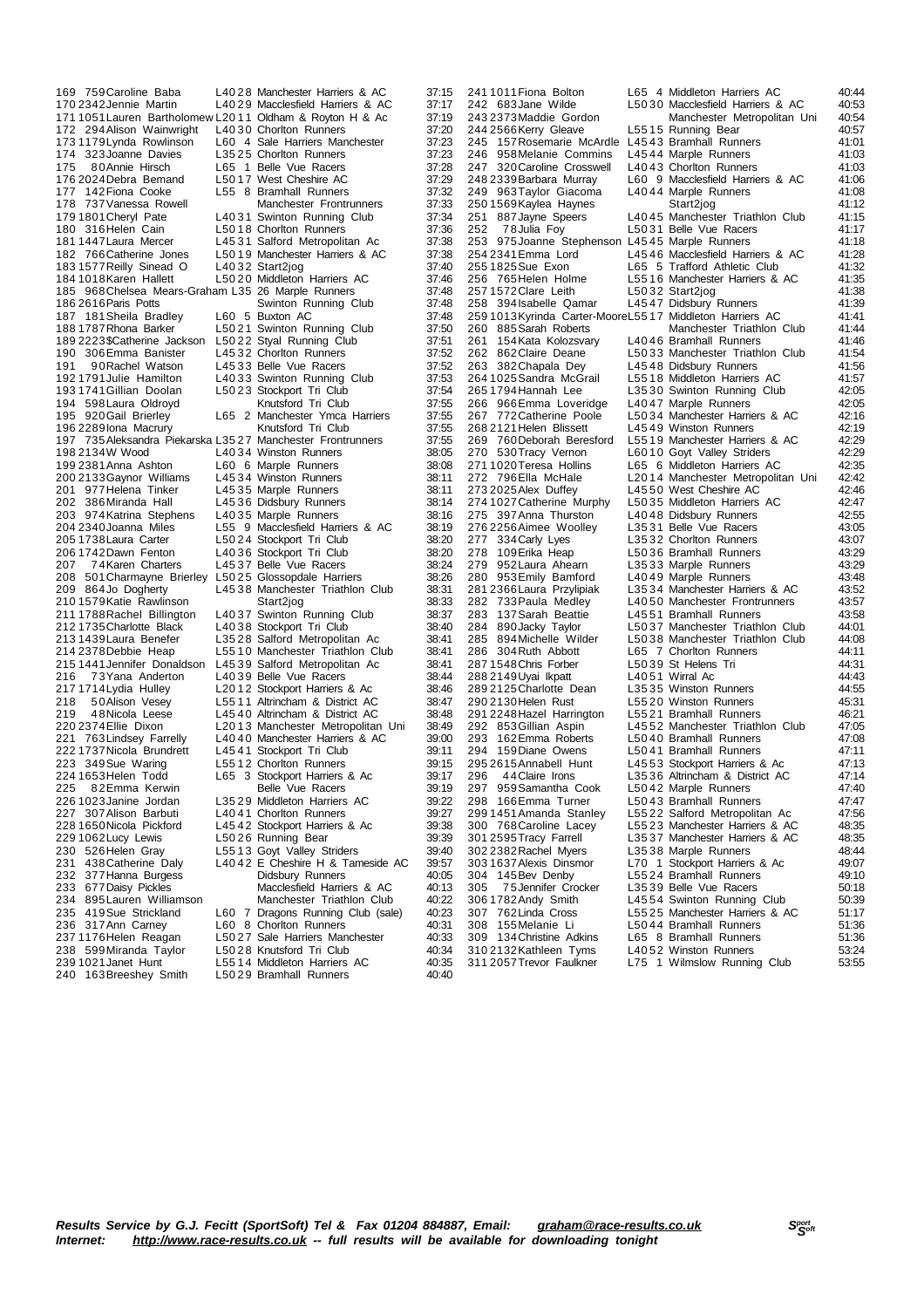| | | | | | |
|---|---|---|---|---|---|
| 169 | 759 | Caroline Baba | L40 28 | Manchester Harriers & AC | 37:15 |
| 170 | 2342 | Jennie Martin | L40 29 | Macclesfield Harriers & AC | 37:17 |
| 171 | 1051 | Lauren Bartholomew | L20 11 | Oldham & Royton H & Ac | 37:19 |
| 172 | 294 | Alison Wainwright | L40 30 | Chorlton Runners | 37:20 |
| 173 | 1179 | Lynda Rowlinson | L60 4 | Sale Harriers Manchester | 37:23 |
| 174 | 323 | Joanne Davies | L35 25 | Chorlton Runners | 37:23 |
| 175 | 80 | Annie Hirsch | L65 1 | Belle Vue Racers | 37:28 |
| 176 | 2024 | Debra Bemand | L50 17 | West Cheshire AC | 37:29 |
| 177 | 142 | Fiona Cooke | L55 8 | Bramhall Runners | 37:32 |
| 178 | 737 | Vanessa Rowell | | Manchester Frontrunners | 37:33 |
| 179 | 1801 | Cheryl Pate | L40 31 | Swinton Running Club | 37:34 |
| 180 | 316 | Helen Cain | L50 18 | Chorlton Runners | 37:36 |
| 181 | 1447 | Laura Mercer | L45 31 | Salford Metropolitan Ac | 37:38 |
| 182 | 766 | Catherine Jones | L50 19 | Manchester Harriers & AC | 37:38 |
| 183 | 1577 | Reilly Sinead O | L40 32 | Start2jog | 37:40 |
| 184 | 1018 | Karen Hallett | L50 20 | Middleton Harriers AC | 37:46 |
| 185 | 968 | Chelsea Mears-Graham | L35 26 | Marple Runners | 37:48 |
| 186 | 2616 | Paris Potts | | Swinton Running Club | 37:48 |
| 187 | 181 | Sheila Bradley | L60 5 | Buxton AC | 37:48 |
| 188 | 1787 | Rhona Barker | L50 21 | Swinton Running Club | 37:50 |
| 189 | 2223 | $Catherine Jackson | L50 22 | Styal Running Club | 37:51 |
| 190 | 306 | Emma Banister | L45 32 | Chorlton Runners | 37:52 |
| 191 | 90 | Rachel Watson | L45 33 | Belle Vue Racers | 37:52 |
| 192 | 1791 | Julie Hamilton | L40 33 | Swinton Running Club | 37:53 |
| 193 | 1741 | Gillian Doolan | L50 23 | Stockport Tri Club | 37:54 |
| 194 | 598 | Laura Oldroyd | | Knutsford Tri Club | 37:55 |
| 195 | 920 | Gail Brierley | L65 2 | Manchester Ymca Harriers | 37:55 |
| 196 | 2289 | Iona Macrury | | Knutsford Tri Club | 37:55 |
| 197 | 735 | Aleksandra Piekarska | L35 27 | Manchester Frontrunners | 37:55 |
| 198 | 2134 | W Wood | L40 34 | Winston Runners | 38:05 |
| 199 | 2381 | Anna Ashton | L60 6 | Marple Runners | 38:08 |
| 200 | 2133 | Gaynor Williams | L45 34 | Winston Runners | 38:11 |
| 201 | 977 | Helena Tinker | L45 35 | Marple Runners | 38:11 |
| 202 | 386 | Miranda Hall | L45 36 | Didsbury Runners | 38:14 |
| 203 | 974 | Katrina Stephens | L40 35 | Marple Runners | 38:16 |
| 204 | 2340 | Joanna Miles | L55 9 | Macclesfield Harriers & AC | 38:19 |
| 205 | 1738 | Laura Carter | L50 24 | Stockport Tri Club | 38:20 |
| 206 | 1742 | Dawn Fenton | L40 36 | Stockport Tri Club | 38:20 |
| 207 | 74 | Karen Charters | L45 37 | Belle Vue Racers | 38:24 |
| 208 | 501 | Charmayne Brierley | L50 25 | Glossopdale Harriers | 38:26 |
| 209 | 864 | Jo Dogherty | L45 38 | Manchester Triathlon Club | 38:31 |
| 210 | 1579 | Katie Rawlinson | | Start2jog | 38:33 |
| 211 | 1788 | Rachel Billington | L40 37 | Swinton Running Club | 38:37 |
| 212 | 1735 | Charlotte Black | L40 38 | Stockport Tri Club | 38:40 |
| 213 | 1439 | Laura Benefer | L35 28 | Salford Metropolitan Ac | 38:41 |
| 214 | 2378 | Debbie Heap | L55 10 | Manchester Triathlon Club | 38:41 |
| 215 | 1441 | Jennifer Donaldson | L45 39 | Salford Metropolitan Ac | 38:41 |
| 216 | 73 | Yana Anderton | L40 39 | Belle Vue Racers | 38:44 |
| 217 | 1714 | Lydia Hulley | L20 12 | Stockport Harriers & Ac | 38:46 |
| 218 | 50 | Alison Vesey | L55 11 | Altrincham & District AC | 38:47 |
| 219 | 48 | Nicola Leese | L45 40 | Altrincham & District AC | 38:48 |
| 220 | 2374 | Ellie Dixon | L20 13 | Manchester Metropolitan Uni | 38:49 |
| 221 | 763 | Lindsey Farrelly | L40 40 | Manchester Harriers & AC | 39:00 |
| 222 | 1737 | Nicola Brundrett | L45 41 | Stockport Tri Club | 39:11 |
| 223 | 349 | Sue Waring | L55 12 | Chorlton Runners | 39:15 |
| 224 | 1653 | Helen Todd | L65 3 | Stockport Harriers & Ac | 39:17 |
| 225 | 82 | Emma Kerwin | | Belle Vue Racers | 39:19 |
| 226 | 1023 | Janine Jordan | L35 29 | Middleton Harriers AC | 39:22 |
| 227 | 307 | Alison Barbuti | L40 41 | Chorlton Runners | 39:27 |
| 228 | 1650 | Nicola Pickford | L45 42 | Stockport Harriers & Ac | 39:38 |
| 229 | 1062 | Lucy Lewis | L50 26 | Running Bear | 39:39 |
| 230 | 526 | Helen Gray | L55 13 | Goyt Valley Striders | 39:40 |
| 231 | 438 | Catherine Daly | L40 42 | E Cheshire H & Tameside AC | 39:57 |
| 232 | 377 | Hanna Burgess | | Didsbury Runners | 40:05 |
| 233 | 677 | Daisy Pickles | | Macclesfield Harriers & AC | 40:13 |
| 234 | 895 | Lauren Williamson | | Manchester Triathlon Club | 40:22 |
| 235 | 419 | Sue Strickland | L60 7 | Dragons Running Club (sale) | 40:23 |
| 236 | 317 | Ann Carney | L60 8 | Chorlton Runners | 40:31 |
| 237 | 1176 | Helen Reagan | L50 27 | Sale Harriers Manchester | 40:33 |
| 238 | 599 | Miranda Taylor | L50 28 | Knutsford Tri Club | 40:34 |
| 239 | 1021 | Janet Hunt | L55 14 | Middleton Harriers AC | 40:35 |
| 240 | 163 | Breeshey Smith | L50 29 | Bramhall Runners | 40:40 |
| 241 | 1011 | Fiona Bolton | L65 4 | Middleton Harriers AC | 40:44 |
| 242 | 683 | Jane Wilde | L50 30 | Macclesfield Harriers & AC | 40:53 |
| 243 | 2373 | Maddie Gordon | | Manchester Metropolitan Uni | 40:54 |
| 244 | 2566 | Kerry Gleave | L55 15 | Running Bear | 40:57 |
| 245 | 157 | Rosemarie McArdle | L45 43 | Bramhall Runners | 41:01 |
| 246 | 958 | Melanie Commins | L45 44 | Marple Runners | 41:03 |
| 247 | 320 | Caroline Crosswell | L40 43 | Chorlton Runners | 41:03 |
| 248 | 2339 | Barbara Murray | L60 9 | Macclesfield Harriers & AC | 41:06 |
| 249 | 963 | Taylor Giacoma | L40 44 | Marple Runners | 41:08 |
| 250 | 1569 | Kaylea Haynes | | Start2jog | 41:12 |
| 251 | 887 | Jayne Speers | L40 45 | Manchester Triathlon Club | 41:15 |
| 252 | 78 | Julia Foy | L50 31 | Belle Vue Racers | 41:17 |
| 253 | 975 | Joanne Stephenson | L45 45 | Marple Runners | 41:18 |
| 254 | 2341 | Emma Lord | L45 46 | Macclesfield Harriers & AC | 41:28 |
| 255 | 1825 | Sue Exon | L65 5 | Trafford Athletic Club | 41:32 |
| 256 | 765 | Helen Holme | L55 16 | Manchester Harriers & AC | 41:35 |
| 257 | 1572 | Clare Leith | L50 32 | Start2jog | 41:38 |
| 258 | 394 | Isabelle Qamar | L45 47 | Didsbury Runners | 41:39 |
| 259 | 1013 | Kyrinda Carter-Moore | L55 17 | Middleton Harriers AC | 41:41 |
| 260 | 885 | Sarah Roberts | | Manchester Triathlon Club | 41:44 |
| 261 | 154 | Kata Kolozsvary | L40 46 | Bramhall Runners | 41:46 |
| 262 | 862 | Claire Deane | L50 33 | Manchester Triathlon Club | 41:54 |
| 263 | 382 | Chapala Dey | L45 48 | Didsbury Runners | 41:56 |
| 264 | 1025 | Sandra McGrail | L55 18 | Middleton Harriers AC | 41:57 |
| 265 | 1794 | Hannah Lee | L35 30 | Swinton Running Club | 42:05 |
| 266 | 966 | Emma Loveridge | L40 47 | Marple Runners | 42:05 |
| 267 | 772 | Catherine Poole | L50 34 | Manchester Harriers & AC | 42:16 |
| 268 | 2121 | Helen Blissett | L45 49 | Winston Runners | 42:19 |
| 269 | 760 | Deborah Beresford | L55 19 | Manchester Harriers & AC | 42:29 |
| 270 | 530 | Tracy Vernon | L60 10 | Goyt Valley Striders | 42:29 |
| 271 | 1020 | Teresa Hollins | L65 6 | Middleton Harriers AC | 42:35 |
| 272 | 796 | Ella McHale | L20 14 | Manchester Metropolitan Uni | 42:42 |
| 273 | 2025 | Alex Duffey | L45 50 | West Cheshire AC | 42:46 |
| 274 | 1027 | Catherine Murphy | L50 35 | Middleton Harriers AC | 42:47 |
| 275 | 397 | Anna Thurston | L40 48 | Didsbury Runners | 42:55 |
| 276 | 2256 | Aimee Woolley | L35 31 | Belle Vue Racers | 43:05 |
| 277 | 334 | Carly Lyes | L35 32 | Chorlton Runners | 43:07 |
| 278 | 109 | Erika Heap | L50 36 | Bramhall Runners | 43:29 |
| 279 | 952 | Laura Ahearn | L35 33 | Marple Runners | 43:29 |
| 280 | 953 | Emily Bamford | L40 49 | Marple Runners | 43:48 |
| 281 | 2366 | Laura Przylipiak | L35 34 | Manchester Harriers & AC | 43:52 |
| 282 | 733 | Paula Medley | L40 50 | Manchester Frontrunners | 43:57 |
| 283 | 137 | Sarah Beattie | L45 51 | Bramhall Runners | 43:58 |
| 284 | 890 | Jacky Taylor | L50 37 | Manchester Triathlon Club | 44:01 |
| 285 | 894 | Michelle Wilder | L50 38 | Manchester Triathlon Club | 44:08 |
| 286 | 304 | Ruth Abbott | L65 7 | Chorlton Runners | 44:11 |
| 287 | 1548 | Chris Forber | L50 39 | St Helens Tri | 44:31 |
| 288 | 2149 | Uyai Ikpatt | L40 51 | Wirral Ac | 44:43 |
| 289 | 2125 | Charlotte Dean | L35 35 | Winston Runners | 44:55 |
| 290 | 2130 | Helen Rust | L55 20 | Winston Runners | 45:31 |
| 291 | 2248 | Hazel Harrington | L55 21 | Bramhall Runners | 46:21 |
| 292 | 853 | Gillian Aspin | L45 52 | Manchester Triathlon Club | 47:05 |
| 293 | 162 | Emma Roberts | L50 40 | Bramhall Runners | 47:08 |
| 294 | 159 | Diane Owens | L50 41 | Bramhall Runners | 47:11 |
| 295 | 2615 | Annabell Hunt | L45 53 | Stockport Harriers & Ac | 47:13 |
| 296 | 44 | Claire Irons | L35 36 | Altrincham & District AC | 47:14 |
| 297 | 959 | Samantha Cook | L50 42 | Marple Runners | 47:40 |
| 298 | 166 | Emma Turner | L50 43 | Bramhall Runners | 47:47 |
| 299 | 1451 | Amanda Stanley | L55 22 | Salford Metropolitan Ac | 47:56 |
| 300 | 768 | Caroline Lacey | L55 23 | Manchester Harriers & AC | 48:35 |
| 301 | 2595 | Tracy Farrell | L35 37 | Manchester Harriers & AC | 48:35 |
| 302 | 2382 | Rachel Myers | L35 38 | Marple Runners | 48:44 |
| 303 | 1637 | Alexis Dinsmor | L70 1 | Stockport Harriers & Ac | 49:07 |
| 304 | 145 | Bev Denby | L55 24 | Bramhall Runners | 49:10 |
| 305 | 75 | Jennifer Crocker | L35 39 | Belle Vue Racers | 50:18 |
| 306 | 1782 | Andy Smith | L45 54 | Swinton Running Club | 50:39 |
| 307 | 762 | Linda Cross | L55 25 | Manchester Harriers & AC | 51:17 |
| 308 | 155 | Melanie Li | L50 44 | Bramhall Runners | 51:36 |
| 309 | 134 | Christine Adkins | L65 8 | Bramhall Runners | 51:36 |
| 310 | 2132 | Kathleen Tyms | L40 52 | Winston Runners | 53:24 |
| 311 | 2057 | Trevor Faulkner | L75 1 | Wilmslow Running Club | 53:55 |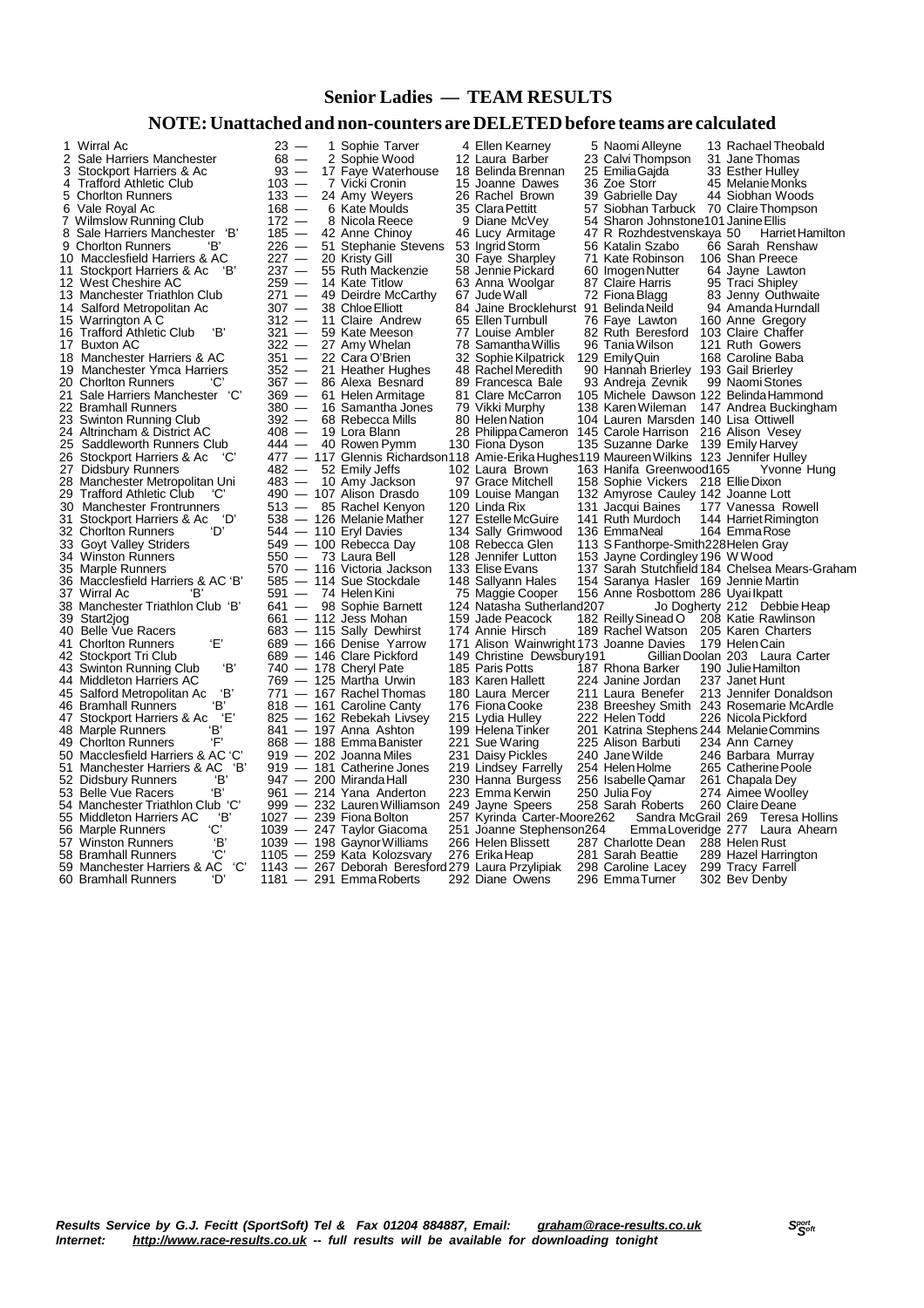## Senior Ladies — TEAM RESULTS

### NOTE: Unattached and non-counters are DELETED before teams are calculated

| | | | | | | |
|---|---|---|---|---|---|---|
| 1 | Wirral Ac | 23 — | 1 Sophie Tarver | 4 Ellen Kearney | 5 Naomi Alleyne | 13 Rachael Theobald |
| 2 | Sale Harriers Manchester | 68 — | 2 Sophie Wood | 12 Laura Barber | 23 Calvi Thompson | 31 Jane Thomas |
| 3 | Stockport Harriers & Ac | 93 — | 17 Faye Waterhouse | 18 Belinda Brennan | 25 Emilia Gajda | 33 Esther Hulley |
| 4 | Trafford Athletic Club | 103 — | 7 Vicki Cronin | 15 Joanne Dawes | 36 Zoe Storr | 45 Melanie Monks |
| 5 | Chorlton Runners | 133 — | 24 Amy Weyers | 26 Rachel Brown | 39 Gabrielle Day | 44 Siobhan Woods |
| 6 | Vale Royal Ac | 168 — | 6 Kate Moulds | 35 Clara Pettitt | 57 Siobhan Tarbuck | 70 Claire Thompson |
| 7 | Wilmslow Running Club | 172 — | 8 Nicola Reece | 9 Diane McVey | 54 Sharon Johnstone | 101 Janine Ellis |
| 8 | Sale Harriers Manchester 'B' | 185 — | 42 Anne Chinoy | 46 Lucy Armitage | 47 R Rozhdestvenskaya | 50 Harriet Hamilton |
| 9 | Chorlton Runners 'B' | 226 — | 51 Stephanie Stevens | 53 Ingrid Storm | 56 Katalin Szabo | 66 Sarah Renshaw |
| 10 | Macclesfield Harriers & AC | 227 — | 20 Kristy Gill | 30 Faye Sharpley | 71 Kate Robinson | 106 Shan Preece |
| 11 | Stockport Harriers & Ac 'B' | 237 — | 55 Ruth Mackenzie | 58 Jennie Pickard | 60 Imogen Nutter | 64 Jayne Lawton |
| 12 | West Cheshire AC | 259 — | 14 Kate Titlow | 63 Anna Woolgar | 87 Claire Harris | 95 Traci Shipley |
| 13 | Manchester Triathlon Club | 271 — | 49 Deirdre McCarthy | 67 Jude Wall | 72 Fiona Blagg | 83 Jenny Outhwaite |
| 14 | Salford Metropolitan Ac | 307 — | 38 Chloe Elliott | 84 Jaine Brocklehurst | 91 Belinda Neild | 94 Amanda Hurndall |
| 15 | Warrington A C | 312 — | 11 Claire Andrew | 65 Ellen Turnbull | 76 Faye Lawton | 160 Anne Gregory |
| 16 | Trafford Athletic Club 'B' | 321 — | 59 Kate Meeson | 77 Louise Ambler | 82 Ruth Beresford | 103 Claire Chaffer |
| 17 | Buxton AC | 322 — | 27 Amy Whelan | 78 Samantha Willis | 96 Tania Wilson | 121 Ruth Gowers |
| 18 | Manchester Harriers & AC | 351 — | 22 Cara O'Brien | 32 Sophie Kilpatrick | 129 Emily Quin | 168 Caroline Baba |
| 19 | Manchester Ymca Harriers | 352 — | 21 Heather Hughes | 48 Rachel Meredith | 90 Hannah Brierley | 193 Gail Brierley |
| 20 | Chorlton Runners 'C' | 367 — | 86 Alexa Besnard | 89 Francesca Bale | 93 Andreja Zevnik | 99 Naomi Stones |
| 21 | Sale Harriers Manchester 'C' | 369 — | 61 Helen Armitage | 81 Clare McCarron | 105 Michele Dawson | 122 Belinda Hammond |
| 22 | Bramhall Runners | 380 — | 16 Samantha Jones | 79 Vikki Murphy | 138 Karen Wileman | 147 Andrea Buckingham |
| 23 | Swinton Running Club | 392 — | 68 Rebecca Mills | 80 Helen Nation | 104 Lauren Marsden | 140 Lisa Ottiwell |
| 24 | Altrincham & District AC | 408 — | 19 Lora Blann | 28 Philippa Cameron | 145 Carole Harrison | 216 Alison Vesey |
| 25 | Saddleworth Runners Club | 444 — | 40 Rowen Pymm | 130 Fiona Dyson | 135 Suzanne Darke | 139 Emily Harvey |
| 26 | Stockport Harriers & Ac 'C' | 477 — | 117 Glennis Richardson | 118 Amie-Erika Hughes | 119 Maureen Wilkins | 123 Jennifer Hulley |
| 27 | Didsbury Runners | 482 — | 52 Emily Jeffs | 102 Laura Brown | 163 Hanifa Greenwood | 165 Yvonne Hung |
| 28 | Manchester Metropolitan Uni | 483 — | 10 Amy Jackson | 97 Grace Mitchell | 158 Sophie Vickers | 218 Ellie Dixon |
| 29 | Trafford Athletic Club 'C' | 490 — | 107 Alison Drasdo | 109 Louise Mangan | 132 Amyrose Cauley | 142 Joanne Lott |
| 30 | Manchester Frontrunners | 513 — | 85 Rachel Kenyon | 120 Linda Rix | 131 Jacqui Baines | 177 Vanessa Rowell |
| 31 | Stockport Harriers & Ac 'D' | 538 — | 126 Melanie Mather | 127 Estelle McGuire | 141 Ruth Murdoch | 144 Harriet Rimington |
| 32 | Chorlton Runners 'D' | 544 — | 110 Eryl Davies | 134 Sally Grimwood | 136 Emma Neal | 164 Emma Rose |
| 33 | Goyt Valley Striders | 549 — | 100 Rebecca Day | 108 Rebecca Glen | 113 S Fanthorpe-Smith | 228 Helen Gray |
| 34 | Winston Runners | 550 — | 73 Laura Bell | 128 Jennifer Lutton | 153 Jayne Cordingley | 196 W Wood |
| 35 | Marple Runners | 570 — | 116 Victoria Jackson | 133 Elise Evans | 137 Sarah Stutchfield | 184 Chelsea Mears-Graham |
| 36 | Macclesfield Harriers & AC 'B' | 585 — | 114 Sue Stockdale | 148 Sallyann Hales | 154 Saranya Hasler | 169 Jennie Martin |
| 37 | Wirral Ac 'B' | 591 — | 74 Helen Kini | 75 Maggie Cooper | 156 Anne Rosbottom | 286 Uyai Ikpatt |
| 38 | Manchester Triathlon Club 'B' | 641 — | 98 Sophie Barnett | 124 Natasha Sutherland | 207 Jo Dogherty | 212 Debbie Heap |
| 39 | Start2jog | 661 — | 112 Jess Mohan | 159 Jade Peacock | 182 Reilly Sinead O | 208 Katie Rawlinson |
| 40 | Belle Vue Racers | 683 — | 115 Sally Dewhirst | 174 Annie Hirsch | 189 Rachel Watson | 205 Karen Charters |
| 41 | Chorlton Runners 'E' | 689 — | 166 Denise Yarrow | 171 Alison Wainwright | 173 Joanne Davies | 179 Helen Cain |
| 42 | Stockport Tri Club | 689 — | 146 Clare Pickford | 149 Christine Dewsbury | 191 Gillian Doolan | 203 Laura Carter |
| 43 | Swinton Running Club 'B' | 740 — | 178 Cheryl Pate | 185 Paris Potts | 187 Rhona Barker | 190 Julie Hamilton |
| 44 | Middleton Harriers AC | 769 — | 125 Martha Urwin | 183 Karen Hallett | 224 Janine Jordan | 237 Janet Hunt |
| 45 | Salford Metropolitan Ac 'B' | 771 — | 167 Rachel Thomas | 180 Laura Mercer | 211 Laura Benefer | 213 Jennifer Donaldson |
| 46 | Bramhall Runners 'B' | 818 — | 161 Caroline Canty | 176 Fiona Cooke | 238 Breeshey Smith | 243 Rosemarie McArdle |
| 47 | Stockport Harriers & Ac 'E' | 825 — | 162 Rebekah Livsey | 215 Lydia Hulley | 222 Helen Todd | 226 Nicola Pickford |
| 48 | Marple Runners 'B' | 841 — | 197 Anna Ashton | 199 Helena Tinker | 201 Katrina Stephens | 244 Melanie Commins |
| 49 | Chorlton Runners 'F' | 868 — | 188 Emma Banister | 221 Sue Waring | 225 Alison Barbuti | 234 Ann Carney |
| 50 | Macclesfield Harriers & AC 'C' | 919 — | 202 Joanna Miles | 231 Daisy Pickles | 240 Jane Wilde | 246 Barbara Murray |
| 51 | Manchester Harriers & AC 'B' | 919 — | 181 Catherine Jones | 219 Lindsey Farrelly | 254 Helen Holme | 265 Catherine Poole |
| 52 | Didsbury Runners 'B' | 947 — | 200 Miranda Hall | 230 Hanna Burgess | 256 Isabelle Qamar | 261 Chapala Dey |
| 53 | Belle Vue Racers 'B' | 961 — | 214 Yana Anderton | 223 Emma Kerwin | 250 Julia Foy | 274 Aimee Woolley |
| 54 | Manchester Triathlon Club 'C' | 999 — | 232 Lauren Williamson | 249 Jayne Speers | 258 Sarah Roberts | 260 Claire Deane |
| 55 | Middleton Harriers AC 'B' | 1027 — | 239 Fiona Bolton | 257 Kyrinda Carter-Moore | 262 Sandra McGrail | 269 Teresa Hollins |
| 56 | Marple Runners 'C' | 1039 — | 247 Taylor Giacoma | 251 Joanne Stephenson | 264 Emma Loveridge | 277 Laura Ahearn |
| 57 | Winston Runners 'B' | 1039 — | 198 Gaynor Williams | 266 Helen Blissett | 287 Charlotte Dean | 288 Helen Rust |
| 58 | Bramhall Runners 'C' | 1105 — | 259 Kata Kolozsvary | 276 Erika Heap | 281 Sarah Beattie | 289 Hazel Harrington |
| 59 | Manchester Harriers & AC 'C' | 1143 — | 267 Deborah Beresford | 279 Laura Przylipiak | 298 Caroline Lacey | 299 Tracy Farrell |
| 60 | Bramhall Runners 'D' | 1181 — | 291 Emma Roberts | 292 Diane Owens | 296 Emma Turner | 302 Bev Denby |

*Results Service by G.J. Fecitt (SportSoft) Tel & Fax 01204 884887, Email: graham@race-results.co.uk*
*Internet: http://www.race-results.co.uk -- full results will be available for downloading tonight*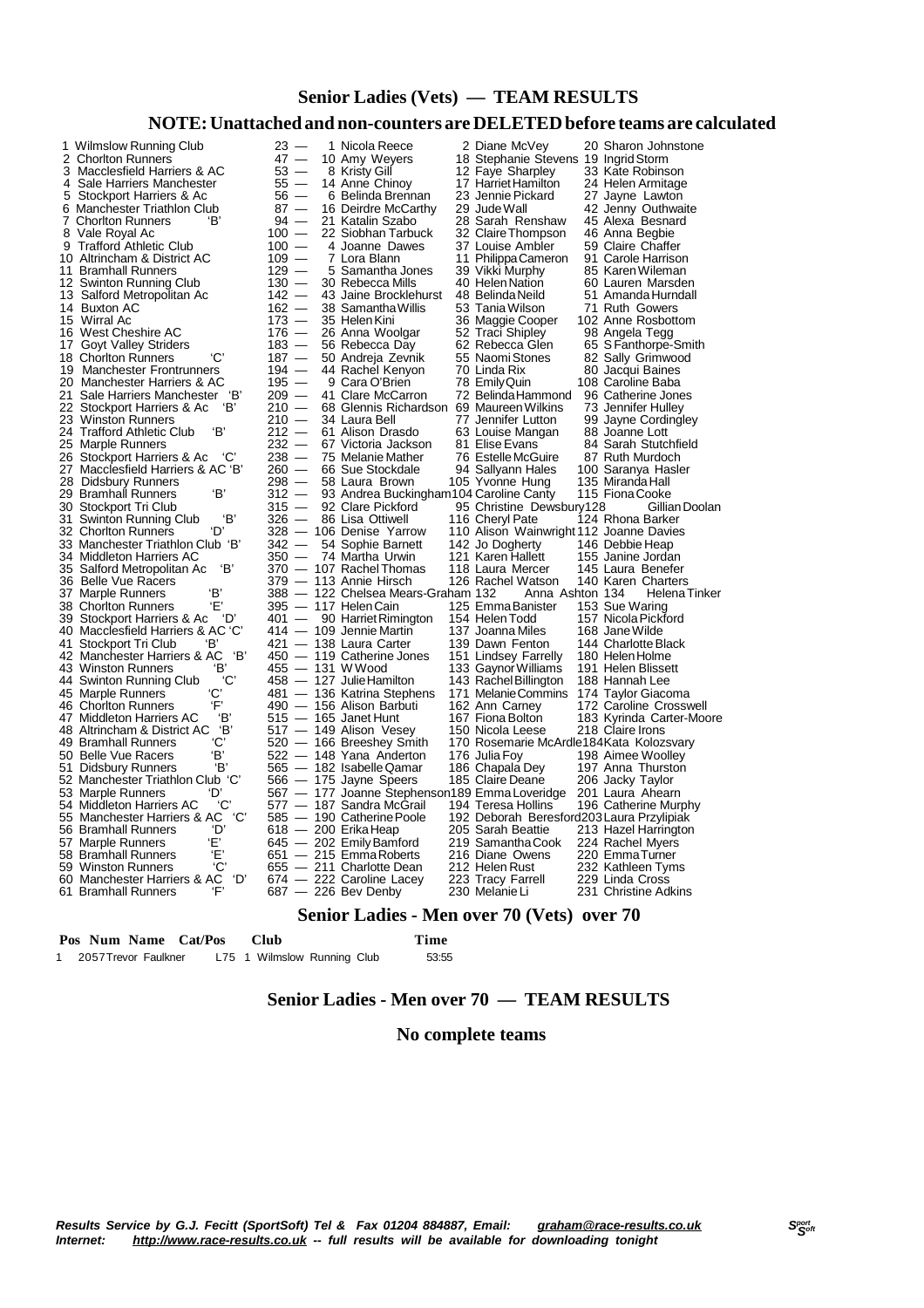## Senior Ladies (Vets) — TEAM RESULTS

### NOTE: Unattached and non-counters are DELETED before teams are calculated

| | | | | |
|---|---|---|---|---|
| 1 Wilmslow Running Club | 23 — | 1 Nicola Reece | 2 Diane McVey | 20 Sharon Johnstone |
| 2 Chorlton Runners | 47 — | 10 Amy Weyers | 18 Stephanie Stevens | 19 Ingrid Storm |
| 3 Macclesfield Harriers & AC | 53 — | 8 Kristy Gill | 12 Faye Sharpley | 33 Kate Robinson |
| 4 Sale Harriers Manchester | 55 — | 14 Anne Chinoy | 17 Harriet Hamilton | 24 Helen Armitage |
| 5 Stockport Harriers & Ac | 56 — | 6 Belinda Brennan | 23 Jennie Pickard | 27 Jayne Lawton |
| 6 Manchester Triathlon Club | 87 — | 16 Deirdre McCarthy | 29 Jude Wall | 42 Jenny Outhwaite |
| 7 Chorlton Runners 'B' | 94 — | 28 Sarah Renshaw | 45 Alexa Besnard | |
| 8 Vale Royal Ac | 100 — | 22 Siobhan Tarbuck | 32 Claire Thompson | 46 Anna Begbie |
| 9 Trafford Athletic Club | 100 — | 4 Joanne Dawes | 37 Louise Ambler | 59 Claire Chaffer |
| 10 Altrincham & District AC | 109 — | 7 Lora Blann | 11 Philippa Cameron | 91 Carole Harrison |
| 11 Bramhall Runners | 129 — | 5 Samantha Jones | 39 Vikki Murphy | 85 Karen Wileman |
| 12 Swinton Running Club | 130 — | 30 Rebecca Mills | 40 Helen Nation | 60 Lauren Marsden |
| 13 Salford Metropolitan Ac | 142 — | 43 Jaine Brocklehurst | 48 Belinda Neild | 51 Amanda Hurndall |
| 14 Buxton AC | 162 — | 38 Samantha Willis | 53 Tania Wilson | 71 Ruth Gowers |
| 15 Wirral Ac | 173 — | 35 Helen Kini | 36 Maggie Cooper | 102 Anne Rosbottom |
| 16 West Cheshire AC | 176 — | 26 Anna Woolgar | 52 Traci Shipley | 98 Angela Tegg |
| 17 Goyt Valley Striders | 183 — | 56 Rebecca Day | 62 Rebecca Glen | 65 S Fanthorpe-Smith |
| 18 Chorlton Runners 'C' | 187 — | 50 Andreja Zevnik | 55 Naomi Stones | 82 Sally Grimwood |
| 19 Manchester Frontrunners | 194 — | 44 Rachel Kenyon | 70 Linda Rix | 80 Jacqui Baines |
| 20 Manchester Harriers & AC | 195 — | 9 Cara O'Brien | 78 Emily Quin | 108 Caroline Baba |
| 21 Sale Harriers Manchester 'B' | 209 — | 41 Clare McCarron | 72 Belinda Hammond | 96 Catherine Jones |
| 22 Stockport Harriers & Ac 'B' | 210 — | 68 Glennis Richardson | 69 Maureen Wilkins | 73 Jennifer Hulley |
| 23 Winston Runners | 210 — | 34 Laura Bell | 77 Jennifer Lutton | 99 Jayne Cordingley |
| 24 Trafford Athletic Club 'B' | 212 — | 61 Alison Drasdo | 63 Louise Mangan | 88 Joanne Lott |
| 25 Marple Runners | 232 — | 67 Victoria Jackson | 81 Elise Evans | 84 Sarah Stutchfield |
| 26 Stockport Harriers & Ac 'C' | 238 — | 75 Melanie Mather | 76 Estelle McGuire | 87 Ruth Murdoch |
| 27 Macclesfield Harriers & AC 'B' | 260 — | 66 Sue Stockdale | 94 Sallyann Hales | 100 Saranya Hasler |
| 28 Didsbury Runners | 298 — | 58 Laura Brown | 105 Yvonne Hung | 135 Miranda Hall |
| 29 Bramhall Runners 'B' | 312 — | 93 Andrea Buckingham | 104 Caroline Canty | 115 Fiona Cooke |
| 30 Stockport Tri Club | 315 — | 92 Clare Pickford | 95 Christine Dewsbury | 128 Gillian Doolan |
| 31 Swinton Running Club 'B' | 326 — | 86 Lisa Ottiwell | 116 Cheryl Pate | 124 Rhona Barker |
| 32 Chorlton Runners 'D' | 328 — | 106 Denise Yarrow | 110 Alison Wainwright | 112 Joanne Davies |
| 33 Manchester Triathlon Club 'B' | 342 — | 54 Sophie Barnett | 142 Jo Dogherty | 146 Debbie Heap |
| 34 Middleton Harriers AC | 350 — | 74 Martha Urwin | 121 Karen Hallett | 155 Janine Jordan |
| 35 Salford Metropolitan Ac 'B' | 370 — | 107 Rachel Thomas | 118 Laura Mercer | 145 Laura Benefer |
| 36 Belle Vue Racers | 379 — | 113 Annie Hirsch | 126 Rachel Watson | 140 Karen Charters |
| 37 Marple Runners 'B' | 388 — | 122 Chelsea Mears-Graham | 132 Anna Ashton | 134 Helena Tinker |
| 38 Chorlton Runners 'E' | 395 — | 117 Helen Cain | 125 Emma Banister | 153 Sue Waring |
| 39 Stockport Harriers & Ac 'D' | 401 — | 90 Harriet Rimington | 154 Helen Todd | 157 Nicola Pickford |
| 40 Macclesfield Harriers & AC 'C' | 414 — | 109 Jennie Martin | 137 Joanna Miles | 168 Jane Wilde |
| 41 Stockport Tri Club 'B' | 421 — | 138 Laura Carter | 139 Dawn Fenton | 144 Charlotte Black |
| 42 Manchester Harriers & AC 'B' | 450 — | 119 Catherine Jones | 151 Lindsey Farrelly | 180 Helen Holme |
| 43 Winston Runners 'B' | 455 — | 131 W Wood | 133 Gaynor Williams | 191 Helen Blissett |
| 44 Swinton Running Club 'C' | 458 — | 127 Julie Hamilton | 143 Rachel Billington | 188 Hannah Lee |
| 45 Marple Runners 'C' | 481 — | 136 Katrina Stephens | 171 Melanie Commins | 174 Taylor Giacoma |
| 46 Chorlton Runners 'F' | 490 — | 156 Alison Barbuti | 162 Ann Carney | 172 Caroline Crosswell |
| 47 Middleton Harriers AC 'B' | 515 — | 165 Janet Hunt | 167 Fiona Bolton | 183 Kyrinda Carter-Moore |
| 48 Altrincham & District AC 'B' | 517 — | 149 Alison Vesey | 150 Nicola Leese | 218 Claire Irons |
| 49 Bramhall Runners 'C' | 520 — | 166 Breeshey Smith | 170 Rosemarie McArdle | 184 Kata Kolozsvary |
| 50 Belle Vue Racers 'B' | 522 — | 148 Yana Anderton | 176 Julia Foy | 198 Aimee Woolley |
| 51 Didsbury Runners 'B' | 565 — | 182 Isabelle Qamar | 186 Chapala Dey | 197 Anna Thurston |
| 52 Manchester Triathlon Club 'C' | 566 — | 175 Jayne Speers | 185 Claire Deane | 206 Jacky Taylor |
| 53 Marple Runners 'D' | 567 — | 177 Joanne Stephenson | 189 Emma Loveridge | 201 Laura Ahearn |
| 54 Middleton Harriers AC 'C' | 577 — | 187 Sandra McGrail | 194 Teresa Hollins | 196 Catherine Murphy |
| 55 Manchester Harriers & AC 'C' | 585 — | 190 Catherine Poole | 192 Deborah Beresford | 203 Laura Przylipiak |
| 56 Bramhall Runners 'D' | 618 — | 200 Erika Heap | 205 Sarah Beattie | 213 Hazel Harrington |
| 57 Marple Runners 'E' | 645 — | 202 Emily Bamford | 219 Samantha Cook | 224 Rachel Myers |
| 58 Bramhall Runners 'E' | 651 — | 215 Emma Roberts | 216 Diane Owens | 220 Emma Turner |
| 59 Winston Runners 'C' | 655 — | 211 Charlotte Dean | 212 Helen Rust | 232 Kathleen Tyms |
| 60 Manchester Harriers & AC 'D' | 674 — | 222 Caroline Lacey | 223 Tracy Farrell | 229 Linda Cross |
| 61 Bramhall Runners 'F' | 687 — | 226 Bev Denby | 230 Melanie Li | 231 Christine Adkins |

## Senior Ladies - Men over 70 (Vets) over 70

| Pos | Num | Name | Cat/Pos | Club | Time |
|---|---|---|---|---|---|
| 1 | 2057 | Trevor Faulkner | L75 1 | Wilmslow Running Club | 53:55 |

## Senior Ladies - Men over 70 — TEAM RESULTS

**No complete teams**

*Results Service by G.J. Fecitt (SportSoft) Tel & Fax 01204 884887, Email: graham@race-results.co.uk*
*Internet: http://www.race-results.co.uk -- full results will be available for downloading tonight*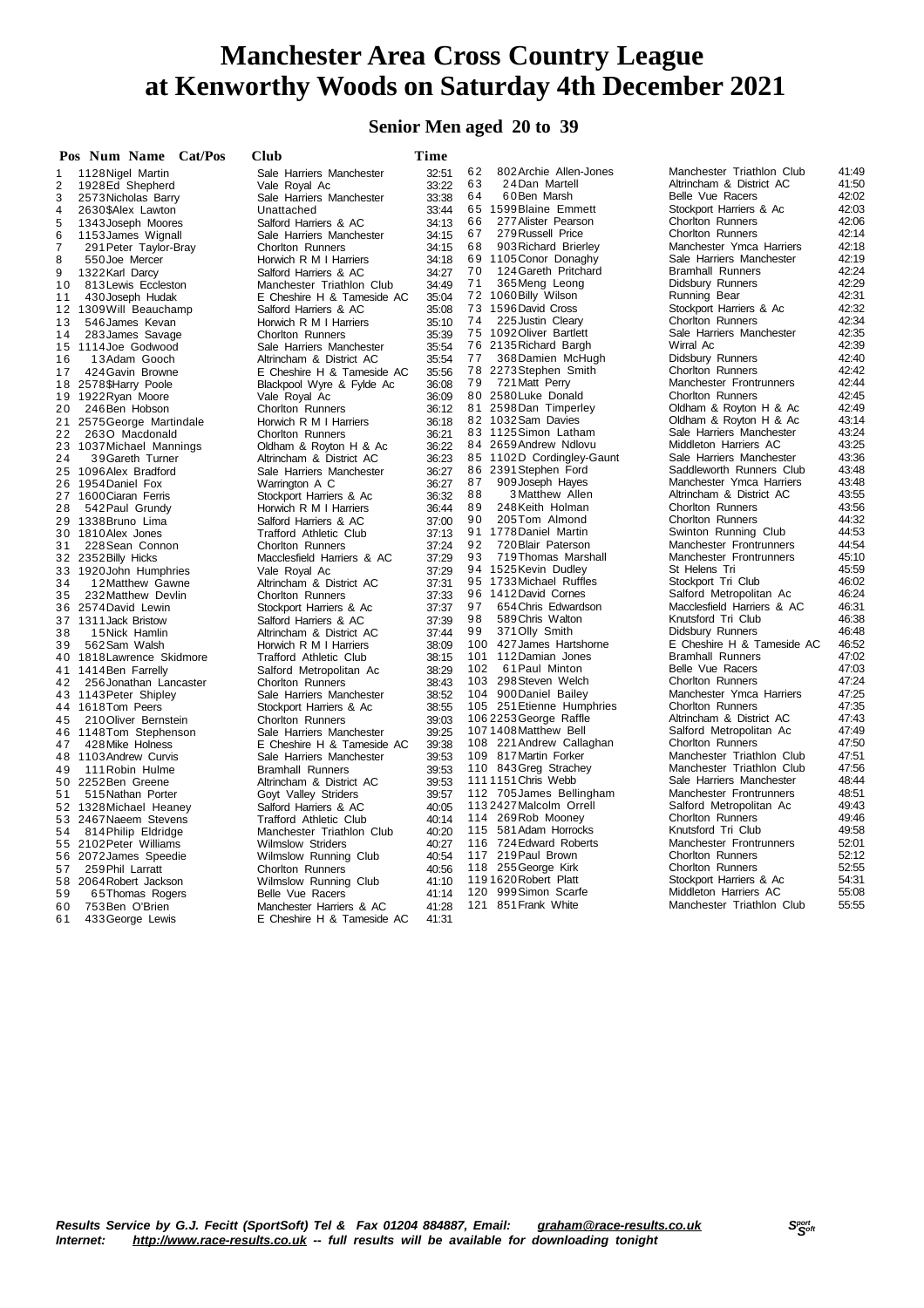# Manchester Area Cross Country League at Kenworthy Woods on Saturday 4th December 2021

## Senior Men aged 20 to 39

| Pos | Num | Name | Club | Time |
|---|---|---|---|---|
| 1 | 1128 | Nigel Martin | Sale Harriers Manchester | 32:51 |
| 2 | 1928 | Ed Shepherd | Vale Royal Ac | 33:22 |
| 3 | 2573 | Nicholas Barry | Sale Harriers Manchester | 33:38 |
| 4 | 2630$ | Alex Lawton | Unattached | 33:44 |
| 5 | 1343 | Joseph Moores | Salford Harriers & AC | 34:13 |
| 6 | 1153 | James Wignall | Sale Harriers Manchester | 34:15 |
| 7 | 291 | Peter Taylor-Bray | Chorlton Runners | 34:15 |
| 8 | 550 | Joe Mercer | Horwich R M I Harriers | 34:18 |
| 9 | 1322 | Karl Darcy | Salford Harriers & AC | 34:27 |
| 10 | 813 | Lewis Eccleston | Manchester Triathlon Club | 34:49 |
| 11 | 430 | Joseph Hudak | E Cheshire H & Tameside AC | 35:04 |
| 12 | 1309 | Will Beauchamp | Salford Harriers & AC | 35:08 |
| 13 | 546 | James Kevan | Horwich R M I Harriers | 35:10 |
| 14 | 283 | James Savage | Chorlton Runners | 35:39 |
| 15 | 1114 | Joe Godwood | Sale Harriers Manchester | 35:54 |
| 16 | 13 | Adam Gooch | Altrincham & District AC | 35:54 |
| 17 | 424 | Gavin Browne | E Cheshire H & Tameside AC | 35:56 |
| 18 | 2578$ | Harry Poole | Blackpool Wyre & Fylde Ac | 36:08 |
| 19 | 1922 | Ryan Moore | Vale Royal Ac | 36:09 |
| 20 | 246 | Ben Hobson | Chorlton Runners | 36:12 |
| 21 | 2575 | George Martindale | Horwich R M I Harriers | 36:18 |
| 22 | 263 | O Macdonald | Chorlton Runners | 36:21 |
| 23 | 1037 | Michael Mannings | Oldham & Royton H & Ac | 36:22 |
| 24 | 39 | Gareth Turner | Altrincham & District AC | 36:23 |
| 25 | 1096 | Alex Bradford | Sale Harriers Manchester | 36:27 |
| 26 | 1954 | Daniel Fox | Warrington A C | 36:27 |
| 27 | 1600 | Ciaran Ferris | Stockport Harriers & Ac | 36:32 |
| 28 | 542 | Paul Grundy | Horwich R M I Harriers | 36:44 |
| 29 | 1338 | Bruno Lima | Salford Harriers & AC | 37:00 |
| 30 | 1810 | Alex Jones | Trafford Athletic Club | 37:13 |
| 31 | 228 | Sean Connon | Chorlton Runners | 37:24 |
| 32 | 2352 | Billy Hicks | Macclesfield Harriers & AC | 37:29 |
| 33 | 1920 | John Humphries | Vale Royal Ac | 37:29 |
| 34 | 12 | Matthew Gawne | Altrincham & District AC | 37:31 |
| 35 | 232 | Matthew Devlin | Chorlton Runners | 37:33 |
| 36 | 2574 | David Lewin | Stockport Harriers & Ac | 37:37 |
| 37 | 1311 | Jack Bristow | Salford Harriers & AC | 37:39 |
| 38 | 15 | Nick Hamlin | Altrincham & District AC | 37:44 |
| 39 | 562 | Sam Walsh | Horwich R M I Harriers | 38:09 |
| 40 | 1818 | Lawrence Skidmore | Trafford Athletic Club | 38:15 |
| 41 | 1414 | Ben Farrelly | Salford Metropolitan Ac | 38:29 |
| 42 | 256 | Jonathan Lancaster | Chorlton Runners | 38:43 |
| 43 | 1143 | Peter Shipley | Sale Harriers Manchester | 38:52 |
| 44 | 1618 | Tom Peers | Stockport Harriers & Ac | 38:55 |
| 45 | 210 | Oliver Bernstein | Chorlton Runners | 39:03 |
| 46 | 1148 | Tom Stephenson | Sale Harriers Manchester | 39:25 |
| 47 | 428 | Mike Holness | E Cheshire H & Tameside AC | 39:38 |
| 48 | 1103 | Andrew Curvis | Sale Harriers Manchester | 39:53 |
| 49 | 111 | Robin Hulme | Bramhall Runners | 39:53 |
| 50 | 2252 | Ben Greene | Altrincham & District AC | 39:53 |
| 51 | 515 | Nathan Porter | Goyt Valley Striders | 39:57 |
| 52 | 1328 | Michael Heaney | Salford Harriers & AC | 40:05 |
| 53 | 2467 | Naeem Stevens | Trafford Athletic Club | 40:14 |
| 54 | 814 | Philip Eldridge | Manchester Triathlon Club | 40:20 |
| 55 | 2102 | Peter Williams | Wilmslow Striders | 40:27 |
| 56 | 2072 | James Speedie | Wilmslow Running Club | 40:54 |
| 57 | 259 | Phil Larratt | Chorlton Runners | 40:56 |
| 58 | 2064 | Robert Jackson | Wilmslow Running Club | 41:10 |
| 59 | 65 | Thomas Rogers | Belle Vue Racers | 41:14 |
| 60 | 753 | Ben O'Brien | Manchester Harriers & AC | 41:28 |
| 61 | 433 | George Lewis | E Cheshire H & Tameside AC | 41:31 |
| 62 | 802 | Archie Allen-Jones | Manchester Triathlon Club | 41:49 |
| 63 | 24 | Dan Martell | Altrincham & District AC | 41:50 |
| 64 | 60 | Ben Marsh | Belle Vue Racers | 42:02 |
| 65 | 1599 | Blaine Emmett | Stockport Harriers & Ac | 42:03 |
| 66 | 277 | Alister Pearson | Chorlton Runners | 42:06 |
| 67 | 279 | Russell Price | Chorlton Runners | 42:14 |
| 68 | 903 | Richard Brierley | Manchester Ymca Harriers | 42:18 |
| 69 | 1105 | Conor Donaghy | Sale Harriers Manchester | 42:19 |
| 70 | 124 | Gareth Pritchard | Bramhall Runners | 42:24 |
| 71 | 365 | Meng Leong | Didsbury Runners | 42:29 |
| 72 | 1060 | Billy Wilson | Running Bear | 42:31 |
| 73 | 1596 | David Cross | Stockport Harriers & Ac | 42:32 |
| 74 | 225 | Justin Cleary | Chorlton Runners | 42:34 |
| 75 | 1092 | Oliver Bartlett | Sale Harriers Manchester | 42:35 |
| 76 | 2135 | Richard Bargh | Wirral Ac | 42:39 |
| 77 | 368 | Damien McHugh | Didsbury Runners | 42:40 |
| 78 | 2273 | Stephen Smith | Chorlton Runners | 42:42 |
| 79 | 721 | Matt Perry | Manchester Frontrunners | 42:44 |
| 80 | 2580 | Luke Donald | Chorlton Runners | 42:45 |
| 81 | 2598 | Dan Timperley | Oldham & Royton H & Ac | 42:49 |
| 82 | 1032 | Sam Davies | Oldham & Royton H & Ac | 43:14 |
| 83 | 1125 | Simon Latham | Sale Harriers Manchester | 43:24 |
| 84 | 2659 | Andrew Ndlovu | Middleton Harriers AC | 43:25 |
| 85 | 1102 | D Cordingley-Gaunt | Sale Harriers Manchester | 43:36 |
| 86 | 2391 | Stephen Ford | Saddleworth Runners Club | 43:48 |
| 87 | 909 | Joseph Hayes | Manchester Ymca Harriers | 43:48 |
| 88 | 3 | Matthew Allen | Altrincham & District AC | 43:55 |
| 89 | 248 | Keith Holman | Chorlton Runners | 43:56 |
| 90 | 205 | Tom Almond | Chorlton Runners | 44:32 |
| 91 | 1778 | Daniel Martin | Swinton Running Club | 44:53 |
| 92 | 720 | Blair Paterson | Manchester Frontrunners | 44:54 |
| 93 | 719 | Thomas Marshall | Manchester Frontrunners | 45:10 |
| 94 | 1525 | Kevin Dudley | St Helens Tri | 45:59 |
| 95 | 1733 | Michael Ruffles | Stockport Tri Club | 46:02 |
| 96 | 1412 | David Cornes | Salford Metropolitan Ac | 46:24 |
| 97 | 654 | Chris Edwardson | Macclesfield Harriers & AC | 46:31 |
| 98 | 589 | Chris Walton | Knutsford Tri Club | 46:38 |
| 99 | 371 | Olly Smith | Didsbury Runners | 46:48 |
| 100 | 427 | James Hartshorne | E Cheshire H & Tameside AC | 46:52 |
| 101 | 112 | Damian Jones | Bramhall Runners | 47:02 |
| 102 | 61 | Paul Minton | Belle Vue Racers | 47:03 |
| 103 | 298 | Steven Welch | Chorlton Runners | 47:24 |
| 104 | 900 | Daniel Bailey | Manchester Ymca Harriers | 47:25 |
| 105 | 251 | Etienne Humphries | Chorlton Runners | 47:35 |
| 106 | 2253 | George Raffle | Altrincham & District AC | 47:43 |
| 107 | 1408 | Matthew Bell | Salford Metropolitan Ac | 47:49 |
| 108 | 221 | Andrew Callaghan | Chorlton Runners | 47:50 |
| 109 | 817 | Martin Forker | Manchester Triathlon Club | 47:51 |
| 110 | 843 | Greg Strachey | Manchester Triathlon Club | 47:56 |
| 111 | 1151 | Chris Webb | Sale Harriers Manchester | 48:44 |
| 112 | 705 | James Bellingham | Manchester Frontrunners | 48:51 |
| 113 | 2427 | Malcolm Orrell | Salford Metropolitan Ac | 49:43 |
| 114 | 269 | Rob Mooney | Chorlton Runners | 49:46 |
| 115 | 581 | Adam Horrocks | Knutsford Tri Club | 49:58 |
| 116 | 724 | Edward Roberts | Manchester Frontrunners | 52:01 |
| 117 | 219 | Paul Brown | Chorlton Runners | 52:12 |
| 118 | 255 | George Kirk | Chorlton Runners | 52:55 |
| 119 | 1620 | Robert Platt | Stockport Harriers & Ac | 54:31 |
| 120 | 999 | Simon Scarfe | Middleton Harriers AC | 55:08 |
| 121 | 851 | Frank White | Manchester Triathlon Club | 55:55 |

*Results Service by G.J. Fecitt (SportSoft) Tel & Fax 01204 884887, Email: graham@race-results.co.uk*
*Internet: http://www.race-results.co.uk -- full results will be available for downloading tonight*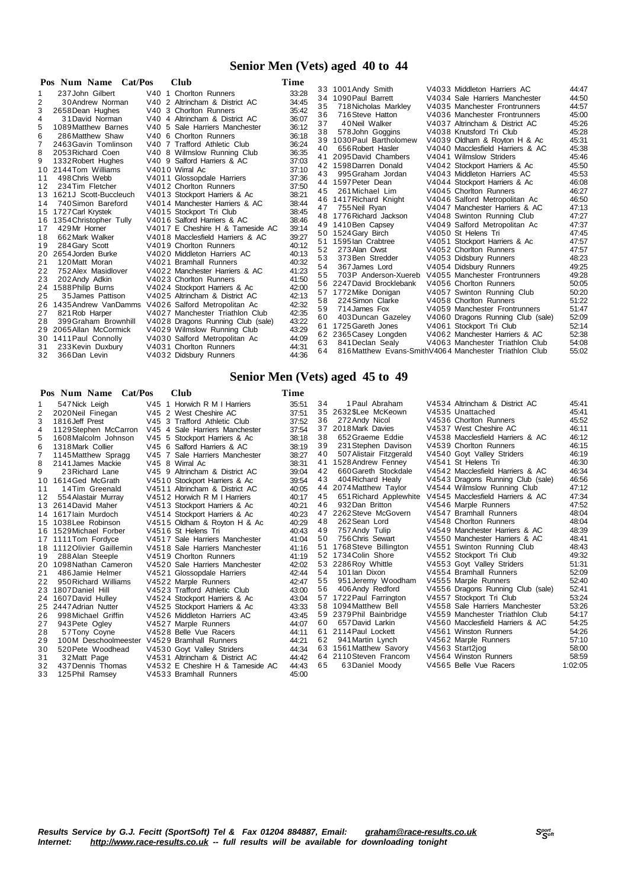## Senior Men (Vets) aged 40 to 44

| Pos | Num | Name | Cat/Pos | Club | Time |
|---|---|---|---|---|---|
| 1 | 237 | John Gilbert | V40 1 | Chorlton Runners | 33:28 |
| 2 | 30 | Andrew Norman | V40 2 | Altrincham & District AC | 34:45 |
| 3 | 2658 | Dean Hughes | V40 3 | Chorlton Runners | 35:42 |
| 4 | 31 | David Norman | V40 4 | Altrincham & District AC | 36:07 |
| 5 | 1089 | Matthew Barnes | V40 5 | Sale Harriers Manchester | 36:12 |
| 6 | 286 | Matthew Shaw | V40 6 | Chorlton Runners | 36:18 |
| 7 | 2463 | Gavin Tomlinson | V40 7 | Trafford Athletic Club | 36:24 |
| 8 | 2053 | Richard Coen | V40 8 | Wilmslow Running Club | 36:35 |
| 9 | 1332 | Robert Hughes | V40 9 | Salford Harriers & AC | 37:03 |
| 10 | 2144 | Tom Williams | V4010 | Wirral Ac | 37:10 |
| 11 | 498 | Chris Webb | V4011 | Glossopdale Harriers | 37:36 |
| 12 | 234 | Tim Fletcher | V4012 | Chorlton Runners | 37:50 |
| 13 | 1621 | J Scott-Buccleuch | V4013 | Stockport Harriers & Ac | 38:21 |
| 14 | 740 | Simon Bareford | V4014 | Manchester Harriers & AC | 38:44 |
| 15 | 1727 | Carl Krystek | V4015 | Stockport Tri Club | 38:45 |
| 16 | 1354 | Christopher Tully | V4016 | Salford Harriers & AC | 38:46 |
| 17 | 429 | Mr Horner | V4017 | E Cheshire H & Tameside AC | 39:14 |
| 18 | 662 | Mark Walker | V4018 | Macclesfield Harriers & AC | 39:27 |
| 19 | 284 | Gary Scott | V4019 | Chorlton Runners | 40:12 |
| 20 | 2654 | Jorden Burke | V4020 | Middleton Harriers AC | 40:13 |
| 21 | 120 | Matt Moran | V4021 | Bramhall Runners | 40:32 |
| 22 | 752 | Alex Masidlover | V4022 | Manchester Harriers & AC | 41:23 |
| 23 | 202 | Andy Adkin | V4023 | Chorlton Runners | 41:50 |
| 24 | 1588 | Philip Burns | V4024 | Stockport Harriers & Ac | 42:00 |
| 25 | 35 | James Pattison | V4025 | Altrincham & District AC | 42:13 |
| 26 | 1435 | Andrew VanDamms | V4026 | Salford Metropolitan Ac | 42:32 |
| 27 | 821 | Rob Harper | V4027 | Manchester Triathlon Club | 42:35 |
| 28 | 399 | Graham Brownhill | V4028 | Dragons Running Club (sale) | 43:22 |
| 29 | 2065 | Allan McCormick | V4029 | Wilmslow Running Club | 43:29 |
| 30 | 1411 | Paul Connolly | V4030 | Salford Metropolitan Ac | 44:09 |
| 31 | 233 | Kevin Duxbury | V4031 | Chorlton Runners | 44:31 |
| 32 | 366 | Dan Levin | V4032 | Didsbury Runners | 44:36 |
| 33 | 1001 | Andy Smith | V4033 | Middleton Harriers AC | 44:47 |
| 34 | 1090 | Paul Barrett | V4034 | Sale Harriers Manchester | 44:50 |
| 35 | 718 | Nicholas Markley | V4035 | Manchester Frontrunners | 44:57 |
| 36 | 716 | Steve Hatton | V4036 | Manchester Frontrunners | 45:00 |
| 37 | 40 | Neil Walker | V4037 | Altrincham & District AC | 45:26 |
| 38 | 578 | John Goggins | V4038 | Knutsford Tri Club | 45:28 |
| 39 | 1030 | Paul Bartholomew | V4039 | Oldham & Royton H & Ac | 45:31 |
| 40 | 656 | Robert Hasler | V4040 | Macclesfield Harriers & AC | 45:38 |
| 41 | 2095 | David Chambers | V4041 | Wilmslow Striders | 45:46 |
| 42 | 1598 | Darren Donald | V4042 | Stockport Harriers & Ac | 45:50 |
| 43 | 995 | Graham Jordan | V4043 | Middleton Harriers AC | 45:53 |
| 44 | 1597 | Peter Dean | V4044 | Stockport Harriers & Ac | 46:08 |
| 45 | 261 | Michael Lim | V4045 | Chorlton Runners | 46:27 |
| 46 | 1417 | Richard Knight | V4046 | Salford Metropolitan Ac | 46:50 |
| 47 | 755 | Neil Ryan | V4047 | Manchester Harriers & AC | 47:13 |
| 48 | 1776 | Richard Jackson | V4048 | Swinton Running Club | 47:27 |
| 49 | 1410 | Ben Capsey | V4049 | Salford Metropolitan Ac | 47:37 |
| 50 | 1524 | Gary Birch | V4050 | St Helens Tri | 47:45 |
| 51 | 1595 | Ian Crabtree | V4051 | Stockport Harriers & Ac | 47:57 |
| 52 | 273 | Alan Owst | V4052 | Chorlton Runners | 47:57 |
| 53 | 373 | Ben Stredder | V4053 | Didsbury Runners | 48:23 |
| 54 | 367 | James Lord | V4054 | Didsbury Runners | 49:25 |
| 55 | 703 | P Anderson-Xuereb | V4055 | Manchester Frontrunners | 49:28 |
| 56 | 2247 | David Brocklebank | V4056 | Chorlton Runners | 50:05 |
| 57 | 1772 | Mike Donigan | V4057 | Swinton Running Club | 50:20 |
| 58 | 224 | Simon Clarke | V4058 | Chorlton Runners | 51:22 |
| 59 | 714 | James Fox | V4059 | Manchester Frontrunners | 51:47 |
| 60 | 403 | Duncan Gazeley | V4060 | Dragons Running Club (sale) | 52:09 |
| 61 | 1725 | Gareth Jones | V4061 | Stockport Tri Club | 52:14 |
| 62 | 2365 | Casey Longden | V4062 | Manchester Harriers & AC | 52:38 |
| 63 | 841 | Declan Sealy | V4063 | Manchester Triathlon Club | 54:08 |
| 64 | 816 | Matthew Evans-Smith | V4064 | Manchester Triathlon Club | 55:02 |

## Senior Men (Vets) aged 45 to 49

| Pos | Num | Name | Cat/Pos | Club | Time |
|---|---|---|---|---|---|
| 1 | 547 | Nick Leigh | V45 1 | Horwich R M I Harriers | 35:51 |
| 2 | 2020 | Neil Finegan | V45 2 | West Cheshire AC | 37:51 |
| 3 | 1816 | Jeff Prest | V45 3 | Trafford Athletic Club | 37:52 |
| 4 | 1129 | Stephen McCarron | V45 4 | Sale Harriers Manchester | 37:54 |
| 5 | 1608 | Malcolm Johnson | V45 5 | Stockport Harriers & Ac | 38:18 |
| 6 | 1318 | Mark Collier | V45 6 | Salford Harriers & AC | 38:19 |
| 7 | 1145 | Matthew Spragg | V45 7 | Sale Harriers Manchester | 38:27 |
| 8 | 2141 | James Mackie | V45 8 | Wirral Ac | 38:31 |
| 9 | 23 | Richard Lane | V45 9 | Altrincham & District AC | 39:04 |
| 10 | 1614 | Ged McGrath | V4510 | Stockport Harriers & Ac | 39:54 |
| 11 | 14 | Tim Greenald | V4511 | Altrincham & District AC | 40:05 |
| 12 | 554 | Alastair Murray | V4512 | Horwich R M I Harriers | 40:17 |
| 13 | 2614 | David Maher | V4513 | Stockport Harriers & Ac | 40:21 |
| 14 | 1617 | Iain Murdoch | V4514 | Stockport Harriers & Ac | 40:23 |
| 15 | 1038 | Lee Robinson | V4515 | Oldham & Royton H & Ac | 40:29 |
| 16 | 1529 | Michael Forber | V4516 | St Helens Tri | 40:43 |
| 17 | 1111 | Tom Fordyce | V4517 | Sale Harriers Manchester | 41:04 |
| 18 | 1112 | Olivier Gaillemin | V4518 | Sale Harriers Manchester | 41:16 |
| 19 | 288 | Alan Steeple | V4519 | Chorlton Runners | 41:19 |
| 20 | 1098 | Nathan Cameron | V4520 | Sale Harriers Manchester | 42:02 |
| 21 | 486 | Jamie Helmer | V4521 | Glossopdale Harriers | 42:44 |
| 22 | 950 | Richard Williams | V4522 | Marple Runners | 42:47 |
| 23 | 1807 | Daniel Hill | V4523 | Trafford Athletic Club | 43:00 |
| 24 | 1607 | David Hulley | V4524 | Stockport Harriers & Ac | 43:04 |
| 25 | 2447 | Adrian Nutter | V4525 | Stockport Harriers & Ac | 43:33 |
| 26 | 998 | Michael Griffin | V4526 | Middleton Harriers AC | 43:45 |
| 27 | 943 | Pete Ogley | V4527 | Marple Runners | 44:07 |
| 28 | 57 | Tony Coyne | V4528 | Belle Vue Racers | 44:11 |
| 29 | 100 | M Deschoolmeester | V4529 | Bramhall Runners | 44:21 |
| 30 | 520 | Pete Woodhead | V4530 | Goyt Valley Striders | 44:34 |
| 31 | 32 | Matt Page | V4531 | Altrincham & District AC | 44:42 |
| 32 | 437 | Dennis Thomas | V4532 | E Cheshire H & Tameside AC | 44:43 |
| 33 | 125 | Phil Ramsey | V4533 | Bramhall Runners | 45:00 |
| 34 | 1 | Paul Abraham | V4534 | Altrincham & District AC | 45:41 |
| 35 | 2632$ | Lee McKeown | V4535 | Unattached | 45:41 |
| 36 | 272 | Andy Nicol | V4536 | Chorlton Runners | 45:52 |
| 37 | 2018 | Mark Davies | V4537 | West Cheshire AC | 46:11 |
| 38 | 652 | Graeme Eddie | V4538 | Macclesfield Harriers & AC | 46:12 |
| 39 | 231 | Stephen Davison | V4539 | Chorlton Runners | 46:15 |
| 40 | 507 | Alistair Fitzgerald | V4540 | Goyt Valley Striders | 46:19 |
| 41 | 1528 | Andrew Fenney | V4541 | St Helens Tri | 46:30 |
| 42 | 660 | Gareth Stockdale | V4542 | Macclesfield Harriers & AC | 46:34 |
| 43 | 404 | Richard Healy | V4543 | Dragons Running Club (sale) | 46:56 |
| 44 | 2074 | Matthew Taylor | V4544 | Wilmslow Running Club | 47:12 |
| 45 | 651 | Richard Applewhite | V4545 | Macclesfield Harriers & AC | 47:34 |
| 46 | 932 | Dan Britton | V4546 | Marple Runners | 47:52 |
| 47 | 2262 | Steve McGovern | V4547 | Bramhall Runners | 48:04 |
| 48 | 262 | Sean Lord | V4548 | Chorlton Runners | 48:04 |
| 49 | 757 | Andy Tulip | V4549 | Manchester Harriers & AC | 48:39 |
| 50 | 756 | Chris Sewart | V4550 | Manchester Harriers & AC | 48:41 |
| 51 | 1768 | Steve Billington | V4551 | Swinton Running Club | 48:43 |
| 52 | 1734 | Colin Shore | V4552 | Stockport Tri Club | 49:32 |
| 53 | 2286 | Roy Whittle | V4553 | Goyt Valley Striders | 51:31 |
| 54 | 101 | Ian Dixon | V4554 | Bramhall Runners | 52:09 |
| 55 | 951 | Jeremy Woodham | V4555 | Marple Runners | 52:40 |
| 56 | 406 | Andy Redford | V4556 | Dragons Running Club (sale) | 52:41 |
| 57 | 1722 | Paul Farrington | V4557 | Stockport Tri Club | 53:24 |
| 58 | 1094 | Matthew Bell | V4558 | Sale Harriers Manchester | 53:26 |
| 59 | 2379 | Phil Bainbridge | V4559 | Manchester Triathlon Club | 54:17 |
| 60 | 657 | David Larkin | V4560 | Macclesfield Harriers & AC | 54:25 |
| 61 | 2114 | Paul Lockett | V4561 | Winston Runners | 54:26 |
| 62 | 941 | Martin Lynch | V4562 | Marple Runners | 57:10 |
| 63 | 1561 | Matthew Savory | V4563 | Start2jog | 58:00 |
| 64 | 2110 | Steven Francom | V4564 | Winston Runners | 58:59 |
| 65 | 63 | Daniel Moody | V4565 | Belle Vue Racers | 1:02:05 |

***Results Service by G.J. Fecitt (SportSoft) Tel & Fax 01204 884887, Email: graham@race-results.co.uk***
***Internet: http://www.race-results.co.uk -- full results will be available for downloading tonight***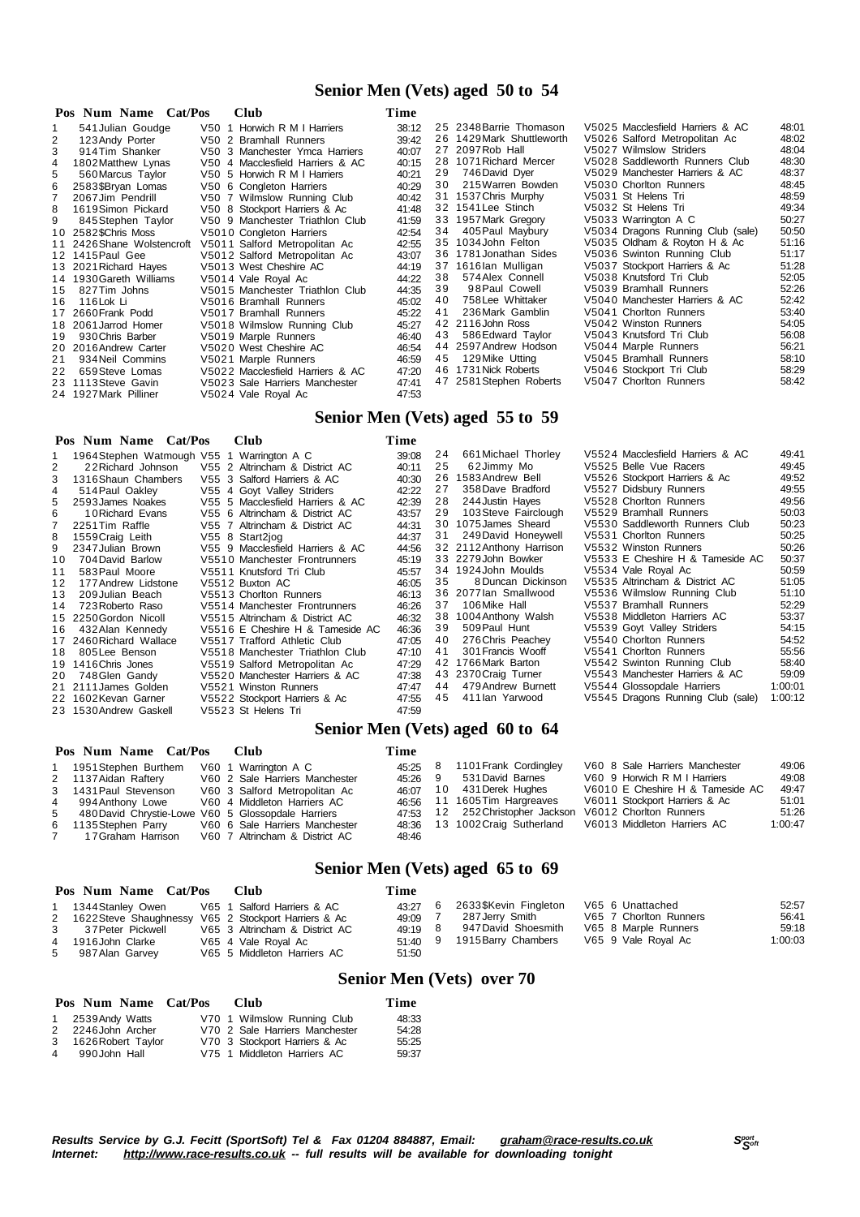## Senior Men (Vets) aged 50 to 54

| Pos | Num | Name | Cat/Pos | Club | Time |
|---|---|---|---|---|---|
| 1 | 541 | Julian Goudge | V50 1 | Horwich R M I Harriers | 38:12 |
| 2 | 123 | Andy Porter | V50 2 | Bramhall Runners | 39:42 |
| 3 | 914 | Tim Shanker | V50 3 | Manchester Ymca Harriers | 40:07 |
| 4 | 1802 | Matthew Lynas | V50 4 | Macclesfield Harriers & AC | 40:15 |
| 5 | 560 | Marcus Taylor | V50 5 | Horwich R M I Harriers | 40:21 |
| 6 | 2583$ | Bryan Lomas | V50 6 | Congleton Harriers | 40:29 |
| 7 | 2067 | Jim Pendrill | V50 7 | Wilmslow Running Club | 40:42 |
| 8 | 1619 | Simon Pickard | V50 8 | Stockport Harriers & Ac | 41:48 |
| 9 | 845 | Stephen Taylor | V50 9 | Manchester Triathlon Club | 41:59 |
| 10 | 2582$ | Chris Moss | V5010 | Congleton Harriers | 42:54 |
| 11 | 2426 | Shane Wolstencroft | V5011 | Salford Metropolitan Ac | 42:55 |
| 12 | 1415 | Paul Gee | V5012 | Salford Metropolitan Ac | 43:07 |
| 13 | 2021 | Richard Hayes | V5013 | West Cheshire AC | 44:19 |
| 14 | 1930 | Gareth Williams | V5014 | Vale Royal Ac | 44:22 |
| 15 | 827 | Tim Johns | V5015 | Manchester Triathlon Club | 44:35 |
| 16 | 116 | Lok Li | V5016 | Bramhall Runners | 45:02 |
| 17 | 2660 | Frank Podd | V5017 | Bramhall Runners | 45:22 |
| 18 | 2061 | Jarrod Homer | V5018 | Wilmslow Running Club | 45:27 |
| 19 | 930 | Chris Barber | V5019 | Marple Runners | 46:40 |
| 20 | 2016 | Andrew Carter | V5020 | West Cheshire AC | 46:54 |
| 21 | 934 | Neil Commins | V5021 | Marple Runners | 46:59 |
| 22 | 659 | Steve Lomas | V5022 | Macclesfield Harriers & AC | 47:20 |
| 23 | 1113 | Steve Gavin | V5023 | Sale Harriers Manchester | 47:41 |
| 24 | 1927 | Mark Pilliner | V5024 | Vale Royal Ac | 47:53 |
| 25 | 2348 | Barrie Thomason | V5025 | Macclesfield Harriers & AC | 48:01 |
| 26 | 1429 | Mark Shuttleworth | V5026 | Salford Metropolitan Ac | 48:02 |
| 27 | 2097 | Rob Hall | V5027 | Wilmslow Striders | 48:04 |
| 28 | 1071 | Richard Mercer | V5028 | Saddleworth Runners Club | 48:30 |
| 29 | 746 | David Dyer | V5029 | Manchester Harriers & AC | 48:37 |
| 30 | 215 | Warren Bowden | V5030 | Chorlton Runners | 48:45 |
| 31 | 1537 | Chris Murphy | V5031 | St Helens Tri | 48:59 |
| 32 | 1541 | Lee Stinch | V5032 | St Helens Tri | 49:34 |
| 33 | 1957 | Mark Gregory | V5033 | Warrington A C | 50:27 |
| 34 | 405 | Paul Maybury | V5034 | Dragons Running Club (sale) | 50:50 |
| 35 | 1034 | John Felton | V5035 | Oldham & Royton H & Ac | 51:16 |
| 36 | 1781 | Jonathan Sides | V5036 | Swinton Running Club | 51:17 |
| 37 | 1616 | Ian Mulligan | V5037 | Stockport Harriers & Ac | 51:28 |
| 38 | 574 | Alex Connell | V5038 | Knutsford Tri Club | 52:05 |
| 39 | 98 | Paul Cowell | V5039 | Bramhall Runners | 52:26 |
| 40 | 758 | Lee Whittaker | V5040 | Manchester Harriers & AC | 52:42 |
| 41 | 236 | Mark Gamblin | V5041 | Chorlton Runners | 53:40 |
| 42 | 2116 | John Ross | V5042 | Winston Runners | 54:05 |
| 43 | 586 | Edward Taylor | V5043 | Knutsford Tri Club | 56:08 |
| 44 | 2597 | Andrew Hodson | V5044 | Marple Runners | 56:21 |
| 45 | 129 | Mike Utting | V5045 | Bramhall Runners | 58:10 |
| 46 | 1731 | Nick Roberts | V5046 | Stockport Tri Club | 58:29 |
| 47 | 2581 | Stephen Roberts | V5047 | Chorlton Runners | 58:42 |

## Senior Men (Vets) aged 55 to 59

| Pos | Num | Name | Cat/Pos | Club | Time |
|---|---|---|---|---|---|
| 1 | 1964 | Stephen Watmough | V55 1 | Warrington A C | 39:08 |
| 2 | 22 | Richard Johnson | V55 2 | Altrincham & District AC | 40:11 |
| 3 | 1316 | Shaun Chambers | V55 3 | Salford Harriers & AC | 40:30 |
| 4 | 514 | Paul Oakley | V55 4 | Goyt Valley Striders | 42:22 |
| 5 | 2593 | James Noakes | V55 5 | Macclesfield Harriers & AC | 42:39 |
| 6 | 10 | Richard Evans | V55 6 | Altrincham & District AC | 43:57 |
| 7 | 2251 | Tim Raffle | V55 7 | Altrincham & District AC | 44:31 |
| 8 | 1559 | Craig Leith | V55 8 | Start2jog | 44:37 |
| 9 | 2347 | Julian Brown | V55 9 | Macclesfield Harriers & AC | 44:56 |
| 10 | 704 | David Barlow | V5510 | Manchester Frontrunners | 45:19 |
| 11 | 583 | Paul Moore | V5511 | Knutsford Tri Club | 45:57 |
| 12 | 177 | Andrew Lidstone | V5512 | Buxton AC | 46:05 |
| 13 | 209 | Julian Beach | V5513 | Chorlton Runners | 46:13 |
| 14 | 723 | Roberto Raso | V5514 | Manchester Frontrunners | 46:26 |
| 15 | 2250 | Gordon Nicoll | V5515 | Altrincham & District AC | 46:32 |
| 16 | 432 | Alan Kennedy | V5516 | E Cheshire H & Tameside AC | 46:36 |
| 17 | 2460 | Richard Wallace | V5517 | Trafford Athletic Club | 47:05 |
| 18 | 805 | Lee Benson | V5518 | Manchester Triathlon Club | 47:10 |
| 19 | 1416 | Chris Jones | V5519 | Salford Metropolitan Ac | 47:29 |
| 20 | 748 | Glen Gandy | V5520 | Manchester Harriers & AC | 47:38 |
| 21 | 2111 | James Golden | V5521 | Winston Runners | 47:47 |
| 22 | 1602 | Kevan Garner | V5522 | Stockport Harriers & Ac | 47:55 |
| 23 | 1530 | Andrew Gaskell | V5523 | St Helens Tri | 47:59 |
| 24 | 661 | Michael Thorley | V5524 | Macclesfield Harriers & AC | 49:41 |
| 25 | 62 | Jimmy Mo | V5525 | Belle Vue Racers | 49:45 |
| 26 | 1583 | Andrew Bell | V5526 | Stockport Harriers & Ac | 49:52 |
| 27 | 358 | Dave Bradford | V5527 | Didsbury Runners | 49:55 |
| 28 | 244 | Justin Hayes | V5528 | Chorlton Runners | 49:56 |
| 29 | 103 | Steve Fairclough | V5529 | Bramhall Runners | 50:03 |
| 30 | 1075 | James Sheard | V5530 | Saddleworth Runners Club | 50:23 |
| 31 | 249 | David Honeywell | V5531 | Chorlton Runners | 50:25 |
| 32 | 2112 | Anthony Harrison | V5532 | Winston Runners | 50:26 |
| 33 | 2279 | John Bowker | V5533 | E Cheshire H & Tameside AC | 50:37 |
| 34 | 1924 | John Moulds | V5534 | Vale Royal Ac | 50:59 |
| 35 | 8 | Duncan Dickinson | V5535 | Altrincham & District AC | 51:05 |
| 36 | 2077 | Ian Smallwood | V5536 | Wilmslow Running Club | 51:10 |
| 37 | 106 | Mike Hall | V5537 | Bramhall Runners | 52:29 |
| 38 | 1004 | Anthony Walsh | V5538 | Middleton Harriers AC | 53:37 |
| 39 | 509 | Paul Hunt | V5539 | Goyt Valley Striders | 54:15 |
| 40 | 276 | Chris Peachey | V5540 | Chorlton Runners | 54:52 |
| 41 | 301 | Francis Wooff | V5541 | Chorlton Runners | 55:56 |
| 42 | 1766 | Mark Barton | V5542 | Swinton Running Club | 58:40 |
| 43 | 2370 | Craig Turner | V5543 | Manchester Harriers & AC | 59:09 |
| 44 | 479 | Andrew Burnett | V5544 | Glossopdale Harriers | 1:00:01 |
| 45 | 411 | Ian Yarwood | V5545 | Dragons Running Club (sale) | 1:00:12 |

## Senior Men (Vets) aged 60 to 64

| Pos | Num | Name | Cat/Pos | Club | Time |
|---|---|---|---|---|---|
| 1 | 1951 | Stephen Burthem | V60 1 | Warrington A C | 45:25 |
| 2 | 1137 | Aidan Raftery | V60 2 | Sale Harriers Manchester | 45:26 |
| 3 | 1431 | Paul Stevenson | V60 3 | Salford Metropolitan Ac | 46:07 |
| 4 | 994 | Anthony Lowe | V60 4 | Middleton Harriers AC | 46:56 |
| 5 | 480 | David Chrystie-Lowe | V60 5 | Glossopdale Harriers | 47:53 |
| 6 | 1135 | Stephen Parry | V60 6 | Sale Harriers Manchester | 48:36 |
| 7 | 17 | Graham Harrison | V60 7 | Altrincham & District AC | 48:46 |
| 8 | 1101 | Frank Cordingley | V60 8 | Sale Harriers Manchester | 49:06 |
| 9 | 531 | David Barnes | V60 9 | Horwich R M I Harriers | 49:08 |
| 10 | 431 | Derek Hughes | V6010 | E Cheshire H & Tameside AC | 49:47 |
| 11 | 1605 | Tim Hargreaves | V6011 | Stockport Harriers & Ac | 51:01 |
| 12 | 252 | Christopher Jackson | V6012 | Chorlton Runners | 51:26 |
| 13 | 1002 | Craig Sutherland | V6013 | Middleton Harriers AC | 1:00:47 |

## Senior Men (Vets) aged 65 to 69

| Pos | Num | Name | Cat/Pos | Club | Time |
|---|---|---|---|---|---|
| 1 | 1344 | Stanley Owen | V65 1 | Salford Harriers & AC | 43:27 |
| 2 | 1622 | Steve Shaughnessy | V65 2 | Stockport Harriers & Ac | 49:09 |
| 3 | 37 | Peter Pickwell | V65 3 | Altrincham & District AC | 49:19 |
| 4 | 1916 | John Clarke | V65 4 | Vale Royal Ac | 51:40 |
| 5 | 987 | Alan Garvey | V65 5 | Middleton Harriers AC | 51:50 |
| 6 | 2633$ | Kevin Fingleton | V65 6 | Unattached | 52:57 |
| 7 | 287 | Jerry Smith | V65 7 | Chorlton Runners | 56:41 |
| 8 | 947 | David Shoesmith | V65 8 | Marple Runners | 59:18 |
| 9 | 1915 | Barry Chambers | V65 9 | Vale Royal Ac | 1:00:03 |

## Senior Men (Vets) over 70

| Pos | Num | Name | Cat/Pos | Club | Time |
|---|---|---|---|---|---|
| 1 | 2539 | Andy Watts | V70 1 | Wilmslow Running Club | 48:33 |
| 2 | 2246 | John Archer | V70 2 | Sale Harriers Manchester | 54:28 |
| 3 | 1626 | Robert Taylor | V70 3 | Stockport Harriers & Ac | 55:25 |
| 4 | 990 | John Hall | V75 1 | Middleton Harriers AC | 59:37 |

***Results Service by G.J. Fecitt (SportSoft) Tel & Fax 01204 884887, Email: graham@race-results.co.uk***
***Internet: http://www.race-results.co.uk -- full results will be available for downloading tonight***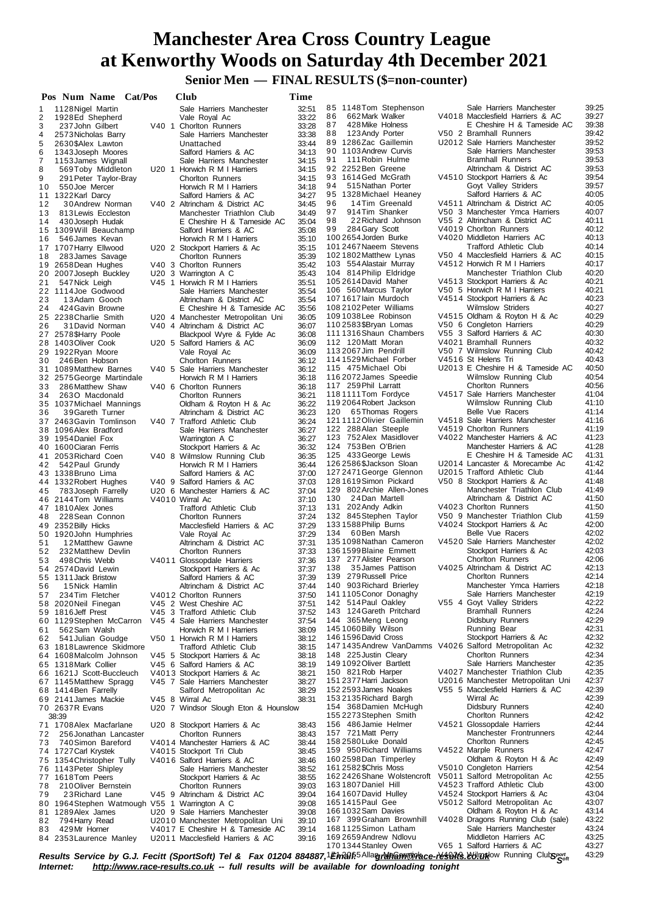# Manchester Area Cross Country League at Kenworthy Woods on Saturday 4th December 2021

**Senior Men — FINAL RESULTS ($=non-counter)**

| Pos | Num | Name | Cat/Pos | Club | Time |
|---|---|---|---|---|---|
| 1 | 1128 | Nigel Martin | | Sale Harriers Manchester | 32:51 |
| 2 | 1928 | Ed Shepherd | | Vale Royal Ac | 33:22 |
| 3 | 237 | John Gilbert | V40 1 | Chorlton Runners | 33:28 |
| 4 | 2573 | Nicholas Barry | | Sale Harriers Manchester | 33:38 |
| 5 | 2630 | $Alex Lawton | | Unattached | 33:44 |
| 6 | 1343 | Joseph Moores | | Salford Harriers & AC | 34:13 |
| 7 | 1153 | James Wignall | | Sale Harriers Manchester | 34:15 |
| 8 | 569 | Toby Middleton | U20 1 | Horwich R M I Harriers | 34:15 |
| 9 | 291 | Peter Taylor-Bray | | Chorlton Runners | 34:15 |
| 10 | 550 | Joe Mercer | | Horwich R M I Harriers | 34:18 |
| 11 | 1322 | Karl Darcy | | Salford Harriers & AC | 34:27 |
| 12 | 30 | Andrew Norman | V40 2 | Altrincham & District AC | 34:45 |
| 13 | 813 | Lewis Eccleston | | Manchester Triathlon Club | 34:49 |
| 14 | 430 | Joseph Hudak | | E Cheshire H & Tameside AC | 35:04 |
| 15 | 1309 | Will Beauchamp | | Salford Harriers & AC | 35:08 |
| 16 | 546 | James Kevan | | Horwich R M I Harriers | 35:10 |
| 17 | 1707 | Harry Ellwood | U20 2 | Stockport Harriers & Ac | 35:15 |
| 18 | 283 | James Savage | | Chorlton Runners | 35:39 |
| 19 | 2658 | Dean Hughes | V40 3 | Chorlton Runners | 35:42 |
| 20 | 2007 | Joseph Buckley | U20 3 | Warrington A C | 35:43 |
| 21 | 547 | Nick Leigh | V45 1 | Horwich R M I Harriers | 35:51 |
| 22 | 1114 | Joe Godwood | | Sale Harriers Manchester | 35:54 |
| 23 | 13 | Adam Gooch | | Altrincham & District AC | 35:54 |
| 24 | 424 | Gavin Browne | | E Cheshire H & Tameside AC | 35:56 |
| 25 | 2238 | Charlie Smith | U20 4 | Manchester Metropolitan Uni | 36:05 |
| 26 | 31 | David Norman | V40 4 | Altrincham & District AC | 36:07 |
| 27 | 2578 | $Harry Poole | | Blackpool Wyre & Fylde Ac | 36:08 |
| 28 | 1403 | Oliver Cook | U20 5 | Salford Harriers & AC | 36:09 |
| 29 | 1922 | Ryan Moore | | Vale Royal Ac | 36:09 |
| 30 | 246 | Ben Hobson | | Chorlton Runners | 36:12 |
| 31 | 1089 | Matthew Barnes | V40 5 | Sale Harriers Manchester | 36:12 |
| 32 | 2575 | George Martindale | | Horwich R M I Harriers | 36:18 |
| 33 | 286 | Matthew Shaw | V40 6 | Chorlton Runners | 36:18 |
| 34 | 263 | O Macdonald | | Chorlton Runners | 36:21 |
| 35 | 1037 | Michael Mannings | | Oldham & Royton H & Ac | 36:22 |
| 36 | 39 | Gareth Turner | | Altrincham & District AC | 36:23 |
| 37 | 2463 | Gavin Tomlinson | V40 7 | Trafford Athletic Club | 36:24 |
| 38 | 1096 | Alex Bradford | | Sale Harriers Manchester | 36:27 |
| 39 | 1954 | Daniel Fox | | Warrington A C | 36:27 |
| 40 | 1600 | Ciaran Ferris | | Stockport Harriers & Ac | 36:32 |
| 41 | 2053 | Richard Coen | V40 8 | Wilmslow Running Club | 36:35 |
| 42 | 542 | Paul Grundy | | Horwich R M I Harriers | 36:44 |
| 43 | 1338 | Bruno Lima | | Salford Harriers & AC | 37:00 |
| 44 | 1332 | Robert Hughes | V40 9 | Salford Harriers & AC | 37:03 |
| 45 | 783 | Joseph Farrelly | U20 6 | Manchester Harriers & AC | 37:04 |
| 46 | 2144 | Tom Williams | V4010 | Wirral Ac | 37:10 |
| 47 | 1810 | Alex Jones | | Trafford Athletic Club | 37:13 |
| 48 | 228 | Sean Connon | | Chorlton Runners | 37:24 |
| 49 | 2352 | Billy Hicks | | Macclesfield Harriers & AC | 37:29 |
| 50 | 1920 | John Humphries | | Vale Royal Ac | 37:29 |
| 51 | 12 | Matthew Gawne | | Altrincham & District AC | 37:31 |
| 52 | 232 | Matthew Devlin | | Chorlton Runners | 37:33 |
| 53 | 498 | Chris Webb | V4011 | Glossopdale Harriers | 37:36 |
| 54 | 2574 | David Lewin | | Stockport Harriers & Ac | 37:37 |
| 55 | 1311 | Jack Bristow | | Salford Harriers & AC | 37:39 |
| 56 | 15 | Nick Hamlin | | Altrincham & District AC | 37:44 |
| 57 | 234 | Tim Fletcher | V4012 | Chorlton Runners | 37:50 |
| 58 | 2020 | Neil Finegan | V45 2 | West Cheshire AC | 37:51 |
| 59 | 1816 | Jeff Prest | V45 3 | Trafford Athletic Club | 37:52 |
| 60 | 1129 | Stephen McCarron | V45 4 | Sale Harriers Manchester | 37:54 |
| 61 | 562 | Sam Walsh | | Horwich R M I Harriers | 38:09 |
| 62 | 541 | Julian Goudge | V50 1 | Horwich R M I Harriers | 38:12 |
| 63 | 1818 | Lawrence Skidmore | | Trafford Athletic Club | 38:15 |
| 64 | 1608 | Malcolm Johnson | V45 5 | Stockport Harriers & Ac | 38:18 |
| 65 | 1318 | Mark Collier | V45 6 | Salford Harriers & AC | 38:19 |
| 66 | 1621 | J Scott-Buccleuch | V4013 | Stockport Harriers & Ac | 38:21 |
| 67 | 1145 | Matthew Spragg | V45 7 | Sale Harriers Manchester | 38:27 |
| 68 | 1414 | Ben Farrelly | | Salford Metropolitan Ac | 38:29 |
| 69 | 2141 | James Mackie | V45 8 | Wirral Ac | 38:31 |
| 70 | 2637 | R Evans | U20 7 | Windsor Slough Eton & Hounslow | 38:39 |
| 71 | 1708 | Alex Macfarlane | U20 8 | Stockport Harriers & Ac | 38:43 |
| 72 | 256 | Jonathan Lancaster | | Chorlton Runners | 38:43 |
| 73 | 740 | Simon Bareford | V4014 | Manchester Harriers & AC | 38:44 |
| 74 | 1727 | Carl Krystek | V4015 | Stockport Tri Club | 38:45 |
| 75 | 1354 | Christopher Tully | V4016 | Salford Harriers & AC | 38:46 |
| 76 | 1143 | Peter Shipley | | Sale Harriers Manchester | 38:52 |
| 77 | 1618 | Tom Peers | | Stockport Harriers & Ac | 38:55 |
| 78 | 210 | Oliver Bernstein | | Chorlton Runners | 39:03 |
| 79 | 23 | Richard Lane | V45 9 | Altrincham & District AC | 39:04 |
| 80 | 1964 | Stephen Watmough | V55 1 | Warrington A C | 39:08 |
| 81 | 1289 | Alex James | U20 9 | Sale Harriers Manchester | 39:08 |
| 82 | 794 | Harry Read | U2010 | Manchester Metropolitan Uni | 39:10 |
| 83 | 429 | Mr Horner | V4017 | E Cheshire H & Tameside AC | 39:14 |
| 84 | 2353 | Laurence Manley | U2011 | Macclesfield Harriers & AC | 39:16 |
| 85 | 1148 | Tom Stephenson | | Sale Harriers Manchester | 39:25 |
| 86 | 662 | Mark Walker | V4018 | Macclesfield Harriers & AC | 39:27 |
| 87 | 428 | Mike Holness | | E Cheshire H & Tameside AC | 39:38 |
| 88 | 123 | Andy Porter | V50 2 | Bramhall Runners | 39:42 |
| 89 | 1286 | Zac Gaillemin | U2012 | Sale Harriers Manchester | 39:52 |
| 90 | 1103 | Andrew Curvis | | Sale Harriers Manchester | 39:53 |
| 91 | 111 | Robin Hulme | | Bramhall Runners | 39:53 |
| 92 | 2252 | Ben Greene | | Altrincham & District AC | 39:53 |
| 93 | 1614 | Ged McGrath | V4510 | Stockport Harriers & Ac | 39:54 |
| 94 | 515 | Nathan Porter | | Goyt Valley Striders | 39:57 |
| 95 | 1328 | Michael Heaney | | Salford Harriers & AC | 40:05 |
| 96 | 14 | Tim Greenald | V4511 | Altrincham & District AC | 40:05 |
| 97 | 914 | Tim Shanker | V50 3 | Manchester Ymca Harriers | 40:07 |
| 98 | 22 | Richard Johnson | V55 2 | Altrincham & District AC | 40:11 |
| 99 | 284 | Gary Scott | V4019 | Chorlton Runners | 40:12 |
| 100 | 2654 | Jorden Burke | V4020 | Middleton Harriers AC | 40:13 |
| 101 | 2467 | Naeem Stevens | | Trafford Athletic Club | 40:14 |
| 102 | 1802 | Matthew Lynas | V50 4 | Macclesfield Harriers & AC | 40:15 |
| 103 | 554 | Alastair Murray | V4512 | Horwich R M I Harriers | 40:17 |
| 104 | 814 | Philip Eldridge | | Manchester Triathlon Club | 40:20 |
| 105 | 2614 | David Maher | V4513 | Stockport Harriers & Ac | 40:21 |
| 106 | 560 | Marcus Taylor | V50 5 | Horwich R M I Harriers | 40:21 |
| 107 | 1617 | Iain Murdoch | V4514 | Stockport Harriers & Ac | 40:23 |
| 108 | 2102 | Peter Williams | | Wilmslow Striders | 40:27 |
| 109 | 1038 | Lee Robinson | V4515 | Oldham & Royton H & Ac | 40:29 |
| 110 | 2583 | $Bryan Lomas | V50 6 | Congleton Harriers | 40:29 |
| 111 | 1316 | Shaun Chambers | V55 3 | Salford Harriers & AC | 40:30 |
| 112 | 120 | Matt Moran | V4021 | Bramhall Runners | 40:32 |
| 113 | 2067 | Jim Pendrill | V50 7 | Wilmslow Running Club | 40:42 |
| 114 | 1529 | Michael Forber | V4516 | St Helens Tri | 40:43 |
| 115 | 475 | Michael Obi | U2013 | E Cheshire H & Tameside AC | 40:50 |
| 116 | 2072 | James Speedie | | Wilmslow Running Club | 40:54 |
| 117 | 259 | Phil Larratt | | Chorlton Runners | 40:56 |
| 118 | 1111 | Tom Fordyce | V4517 | Sale Harriers Manchester | 41:04 |
| 119 | 2064 | Robert Jackson | | Wilmslow Running Club | 41:10 |
| 120 | 65 | Thomas Rogers | | Belle Vue Racers | 41:14 |
| 121 | 1112 | Olivier Gaillemin | V4518 | Sale Harriers Manchester | 41:16 |
| 122 | 288 | Alan Steeple | V4519 | Chorlton Runners | 41:19 |
| 123 | 752 | Alex Masidlover | V4022 | Manchester Harriers & AC | 41:23 |
| 124 | 753 | Ben O'Brien | | Manchester Harriers & AC | 41:28 |
| 125 | 433 | George Lewis | | E Cheshire H & Tameside AC | 41:31 |
| 126 | 2586 | $Jackson Sloan | U2014 | Lancaster & Morecambe Ac | 41:42 |
| 127 | 2471 | George Glennon | U2015 | Trafford Athletic Club | 41:44 |
| 128 | 1619 | Simon Pickard | V50 8 | Stockport Harriers & Ac | 41:48 |
| 129 | 802 | Archie Allen-Jones | | Manchester Triathlon Club | 41:49 |
| 130 | 24 | Dan Martell | | Altrincham & District AC | 41:50 |
| 131 | 202 | Andy Adkin | V4023 | Chorlton Runners | 41:50 |
| 132 | 845 | Stephen Taylor | V50 9 | Manchester Triathlon Club | 41:59 |
| 133 | 1588 | Philip Burns | V4024 | Stockport Harriers & Ac | 42:00 |
| 134 | 60 | Ben Marsh | | Belle Vue Racers | 42:02 |
| 135 | 1098 | Nathan Cameron | V4520 | Sale Harriers Manchester | 42:02 |
| 136 | 1599 | Blaine Emmett | | Stockport Harriers & Ac | 42:03 |
| 137 | 277 | Alister Pearson | | Chorlton Runners | 42:06 |
| 138 | 35 | James Pattison | V4025 | Altrincham & District AC | 42:13 |
| 139 | 279 | Russell Price | | Chorlton Runners | 42:14 |
| 140 | 903 | Richard Brierley | | Manchester Ymca Harriers | 42:18 |
| 141 | 1105 | Conor Donaghy | | Sale Harriers Manchester | 42:19 |
| 142 | 514 | Paul Oakley | V55 4 | Goyt Valley Striders | 42:22 |
| 143 | 124 | Gareth Pritchard | | Bramhall Runners | 42:24 |
| 144 | 365 | Meng Leong | | Didsbury Runners | 42:29 |
| 145 | 1060 | Billy Wilson | | Running Bear | 42:31 |
| 146 | 1596 | David Cross | | Stockport Harriers & Ac | 42:32 |
| 147 | 1435 | Andrew VanDamms | V4026 | Salford Metropolitan Ac | 42:32 |
| 148 | 225 | Justin Cleary | | Chorlton Runners | 42:34 |
| 149 | 1092 | Oliver Bartlett | | Sale Harriers Manchester | 42:35 |
| 150 | 821 | Rob Harper | V4027 | Manchester Triathlon Club | 42:35 |
| 151 | 2377 | Harri Jackson | U2016 | Manchester Metropolitan Uni | 42:37 |
| 152 | 2593 | James Noakes | V55 5 | Macclesfield Harriers & AC | 42:39 |
| 153 | 2135 | Richard Bargh | | Wirral Ac | 42:39 |
| 154 | 368 | Damien McHugh | | Didsbury Runners | 42:40 |
| 155 | 2273 | Stephen Smith | | Chorlton Runners | 42:42 |
| 156 | 486 | Jamie Helmer | V4521 | Glossopdale Harriers | 42:44 |
| 157 | 721 | Matt Perry | | Manchester Frontrunners | 42:44 |
| 158 | 2580 | Luke Donald | | Chorlton Runners | 42:45 |
| 159 | 950 | Richard Williams | V4522 | Marple Runners | 42:47 |
| 160 | 2598 | Dan Timperley | | Oldham & Royton H & Ac | 42:49 |
| 161 | 2582 | $Chris Moss | V5010 | Congleton Harriers | 42:54 |
| 162 | 2426 | Shane Wolstencroft | V5011 | Salford Metropolitan Ac | 42:55 |
| 163 | 1807 | Daniel Hill | V4523 | Trafford Athletic Club | 43:00 |
| 164 | 1607 | David Hulley | V4524 | Stockport Harriers & Ac | 43:04 |
| 165 | 1415 | Paul Gee | V5012 | Salford Metropolitan Ac | 43:07 |
| 166 | 1032 | Sam Davies | | Oldham & Royton H & Ac | 43:14 |
| 167 | 399 | Graham Brownhill | V4028 | Dragons Running Club (sale) | 43:22 |
| 168 | 1125 | Simon Latham | | Sale Harriers Manchester | 43:24 |
| 169 | 2659 | Andrew Ndlovu | | Middleton Harriers AC | 43:25 |
| 170 | 1344 | Stanley Owen | V65 1 | Salford Harriers & AC | 43:27 |
| 171 | 2055 | Allan McGowan | V4029 | Wilmslow Running Club | 43:29 |

*Results Service by G.J. Fecitt (SportSoft) Tel & Fax 01204 884887, Email: graham@race-results.co.uk*
*Internet: http://www.race-results.co.uk -- full results will be available for downloading tonight*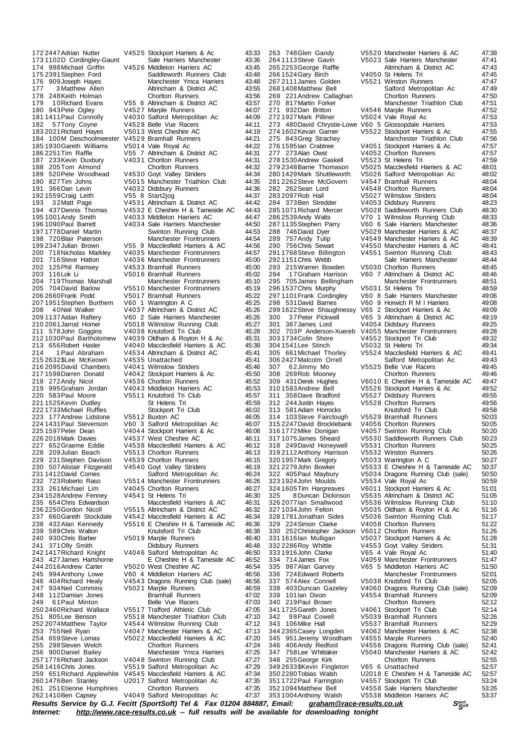| | | | | | |
|---|---|---|---|---|---|
| 172 | 2447 | Adrian Nutter | V4525 | Stockport Harriers & Ac | 43:33 |
| 173 | 1102 | D Cordingley-Gaunt | | Sale Harriers Manchester | 43:36 |
| 174 | 998 | Michael Griffin | V4526 | Middleton Harriers AC | 43:45 |
| 175 | 2391 | Stephen Ford | | Saddleworth Runners Club | 43:48 |
| 176 | 909 | Joseph Hayes | | Manchester Ymca Harriers | 43:48 |
| 177 | 3 | Matthew Allen | | Altrincham & District AC | 43:55 |
| 178 | 248 | Keith Holman | | Chorlton Runners | 43:56 |
| 179 | 10 | Richard Evans | V55 6 | Altrincham & District AC | 43:57 |
| 180 | 943 | Pete Ogley | V4527 | Marple Runners | 44:07 |
| 181 | 1411 | Paul Connolly | V4030 | Salford Metropolitan Ac | 44:09 |
| 182 | 57 | Tony Coyne | V4528 | Belle Vue Racers | 44:11 |
| 183 | 2021 | Richard Hayes | V5013 | West Cheshire AC | 44:19 |
| 184 | 100 | M Deschoolmeester | V4529 | Bramhall Runners | 44:21 |
| 185 | 1930 | Gareth Williams | V5014 | Vale Royal Ac | 44:22 |
| 186 | 2251 | Tim Raffle | V55 7 | Altrincham & District AC | 44:31 |
| 187 | 233 | Kevin Duxbury | V4031 | Chorlton Runners | 44:31 |
| 188 | 205 | Tom Almond | | Chorlton Runners | 44:32 |
| 189 | 520 | Pete Woodhead | V4530 | Goyt Valley Striders | 44:34 |
| 190 | 827 | Tim Johns | V5015 | Manchester Triathlon Club | 44:35 |
| 191 | 366 | Dan Levin | V4032 | Didsbury Runners | 44:36 |
| 192 | 1559 | Craig Leith | V55 8 | Start2jog | 44:37 |
| 193 | 32 | Matt Page | V4531 | Altrincham & District AC | 44:42 |
| 194 | 437 | Dennis Thomas | V4532 | E Cheshire H & Tameside AC | 44:43 |
| 195 | 1001 | Andy Smith | V4033 | Middleton Harriers AC | 44:47 |
| 196 | 1090 | Paul Barrett | V4034 | Sale Harriers Manchester | 44:50 |
| 197 | 1778 | Daniel Martin | | Swinton Running Club | 44:53 |
| 198 | 720 | Blair Paterson | | Manchester Frontrunners | 44:54 |
| 199 | 2347 | Julian Brown | V55 9 | Macclesfield Harriers & AC | 44:56 |
| 200 | 718 | Nicholas Markley | V4035 | Manchester Frontrunners | 44:57 |
| 201 | 716 | Steve Hatton | V4036 | Manchester Frontrunners | 45:00 |
| 202 | 125 | Phil Ramsey | V4533 | Bramhall Runners | 45:00 |
| 203 | 116 | Lok Li | V5016 | Bramhall Runners | 45:02 |
| 204 | 719 | Thomas Marshall | | Manchester Frontrunners | 45:10 |
| 205 | 704 | David Barlow | V5510 | Manchester Frontrunners | 45:19 |
| 206 | 2660 | Frank Podd | V5017 | Bramhall Runners | 45:22 |
| 207 | 1951 | Stephen Burthem | V60 1 | Warrington A C | 45:25 |
| 208 | 40 | Neil Walker | V4037 | Altrincham & District AC | 45:26 |
| 209 | 1137 | Aidan Raftery | V60 2 | Sale Harriers Manchester | 45:26 |
| 210 | 2061 | Jarrod Homer | V5018 | Wilmslow Running Club | 45:27 |
| 211 | 578 | John Goggins | V4038 | Knutsford Tri Club | 45:28 |
| 212 | 1030 | Paul Bartholomew | V4039 | Oldham & Royton H & Ac | 45:31 |
| 213 | 656 | Robert Hasler | V4040 | Macclesfield Harriers & AC | 45:38 |
| 214 | 1 | Paul Abraham | V4534 | Altrincham & District AC | 45:41 |
| 215 | 2632 | $Lee McKeown | V4535 | Unattached | 45:41 |
| 216 | 2095 | David Chambers | V4041 | Wilmslow Striders | 45:46 |
| 217 | 1598 | Darren Donald | V4042 | Stockport Harriers & Ac | 45:50 |
| 218 | 272 | Andy Nicol | V4536 | Chorlton Runners | 45:52 |
| 219 | 995 | Graham Jordan | V4043 | Middleton Harriers AC | 45:53 |
| 220 | 583 | Paul Moore | V5511 | Knutsford Tri Club | 45:57 |
| 221 | 1525 | Kevin Dudley | | St Helens Tri | 45:59 |
| 222 | 1733 | Michael Ruffles | | Stockport Tri Club | 46:02 |
| 223 | 177 | Andrew Lidstone | V5512 | Buxton AC | 46:05 |
| 224 | 1431 | Paul Stevenson | V60 3 | Salford Metropolitan Ac | 46:07 |
| 225 | 1597 | Peter Dean | V4044 | Stockport Harriers & Ac | 46:08 |
| 226 | 2018 | Mark Davies | V4537 | West Cheshire AC | 46:11 |
| 227 | 652 | Graeme Eddie | V4538 | Macclesfield Harriers & AC | 46:12 |
| 228 | 209 | Julian Beach | V5513 | Chorlton Runners | 46:13 |
| 229 | 231 | Stephen Davison | V4539 | Chorlton Runners | 46:15 |
| 230 | 507 | Alistair Fitzgerald | V4540 | Goyt Valley Striders | 46:19 |
| 231 | 1412 | David Cornes | | Salford Metropolitan Ac | 46:24 |
| 232 | 723 | Roberto Raso | V5514 | Manchester Frontrunners | 46:26 |
| 233 | 261 | Michael Lim | V4045 | Chorlton Runners | 46:27 |
| 234 | 1528 | Andrew Fenney | V4541 | St Helens Tri | 46:30 |
| 235 | 654 | Chris Edwardson | | Macclesfield Harriers & AC | 46:31 |
| 236 | 2250 | Gordon Nicoll | V5515 | Altrincham & District AC | 46:32 |
| 237 | 660 | Gareth Stockdale | V4542 | Macclesfield Harriers & AC | 46:34 |
| 238 | 432 | Alan Kennedy | V5516 | E Cheshire H & Tameside AC | 46:36 |
| 239 | 589 | Chris Walton | | Knutsford Tri Club | 46:38 |
| 240 | 930 | Chris Barber | V5019 | Marple Runners | 46:40 |
| 241 | 371 | Olly Smith | | Didsbury Runners | 46:48 |
| 242 | 1417 | Richard Knight | V4046 | Salford Metropolitan Ac | 46:50 |
| 243 | 427 | James Hartshorne | | E Cheshire H & Tameside AC | 46:52 |
| 244 | 2016 | Andrew Carter | V5020 | West Cheshire AC | 46:54 |
| 245 | 994 | Anthony Lowe | V60 4 | Middleton Harriers AC | 46:56 |
| 246 | 404 | Richard Healy | V4543 | Dragons Running Club (sale) | 46:56 |
| 247 | 934 | Neil Commins | V5021 | Marple Runners | 46:59 |
| 248 | 112 | Damian Jones | | Bramhall Runners | 47:02 |
| 249 | 61 | Paul Minton | | Belle Vue Racers | 47:03 |
| 250 | 2460 | Richard Wallace | V5517 | Trafford Athletic Club | 47:05 |
| 251 | 805 | Lee Benson | V5518 | Manchester Triathlon Club | 47:10 |
| 252 | 2074 | Matthew Taylor | V4544 | Wilmslow Running Club | 47:12 |
| 253 | 755 | Neil Ryan | V4047 | Manchester Harriers & AC | 47:13 |
| 254 | 659 | Steve Lomas | V5022 | Macclesfield Harriers & AC | 47:20 |
| 255 | 298 | Steven Welch | | Chorlton Runners | 47:24 |
| 256 | 900 | Daniel Bailey | | Manchester Ymca Harriers | 47:25 |
| 257 | 1776 | Richard Jackson | V4048 | Swinton Running Club | 47:27 |
| 258 | 1416 | Chris Jones | V5519 | Salford Metropolitan Ac | 47:29 |
| 259 | 651 | Richard Applewhite | V4545 | Macclesfield Harriers & AC | 47:34 |
| 260 | 1476 | Ben Stanley | U2017 | Salford Metropolitan Ac | 47:35 |
| 261 | 251 | Etienne Humphries | | Chorlton Runners | 47:35 |
| 262 | 1410 | Ben Capsey | V4049 | Salford Metropolitan Ac | 47:37 |
| 263 | 748 | Glen Gandy | V5520 | Manchester Harriers & AC | 47:38 |
| 264 | 1113 | Steve Gavin | V5023 | Sale Harriers Manchester | 47:41 |
| 265 | 2253 | George Raffle | | Altrincham & District AC | 47:43 |
| 266 | 1524 | Gary Birch | V4050 | St Helens Tri | 47:45 |
| 267 | 2111 | James Golden | V5521 | Winston Runners | 47:47 |
| 268 | 1408 | Matthew Bell | | Salford Metropolitan Ac | 47:49 |
| 269 | 221 | Andrew Callaghan | | Chorlton Runners | 47:50 |
| 270 | 817 | Martin Forker | | Manchester Triathlon Club | 47:51 |
| 271 | 932 | Dan Britton | V4546 | Marple Runners | 47:52 |
| 272 | 1927 | Mark Pilliner | V5024 | Vale Royal Ac | 47:53 |
| 273 | 480 | David Chrystie-Lowe | V60 5 | Glossopdale Harriers | 47:53 |
| 274 | 1602 | Kevan Garner | V5522 | Stockport Harriers & Ac | 47:55 |
| 275 | 843 | Greg Strachey | | Manchester Triathlon Club | 47:56 |
| 276 | 1595 | Ian Crabtree | V4051 | Stockport Harriers & Ac | 47:57 |
| 277 | 273 | Alan Owst | V4052 | Chorlton Runners | 47:57 |
| 278 | 1530 | Andrew Gaskell | V5523 | St Helens Tri | 47:59 |
| 279 | 2348 | Barrie Thomason | V5025 | Macclesfield Harriers & AC | 48:01 |
| 280 | 1429 | Mark Shuttleworth | V5026 | Salford Metropolitan Ac | 48:02 |
| 281 | 2262 | Steve McGovern | V4547 | Bramhall Runners | 48:04 |
| 282 | 262 | Sean Lord | V4548 | Chorlton Runners | 48:04 |
| 283 | 2097 | Rob Hall | V5027 | Wilmslow Striders | 48:04 |
| 284 | 373 | Ben Stredder | V4053 | Didsbury Runners | 48:23 |
| 285 | 1071 | Richard Mercer | V5028 | Saddleworth Runners Club | 48:30 |
| 286 | 2539 | Andy Watts | V70 1 | Wilmslow Running Club | 48:33 |
| 287 | 1135 | Stephen Parry | V60 6 | Sale Harriers Manchester | 48:36 |
| 288 | 746 | David Dyer | V5029 | Manchester Harriers & AC | 48:37 |
| 289 | 757 | Andy Tulip | V4549 | Manchester Harriers & AC | 48:39 |
| 290 | 756 | Chris Sewart | V4550 | Manchester Harriers & AC | 48:41 |
| 291 | 1768 | Steve Billington | V4551 | Swinton Running Club | 48:43 |
| 292 | 1151 | Chris Webb | | Sale Harriers Manchester | 48:44 |
| 293 | 215 | Warren Bowden | V5030 | Chorlton Runners | 48:45 |
| 294 | 17 | Graham Harrison | V60 7 | Altrincham & District AC | 48:46 |
| 295 | 705 | James Bellingham | | Manchester Frontrunners | 48:51 |
| 296 | 1537 | Chris Murphy | V5031 | St Helens Tri | 48:59 |
| 297 | 1101 | Frank Cordingley | V60 8 | Sale Harriers Manchester | 49:06 |
| 298 | 531 | David Barnes | V60 9 | Horwich R M I Harriers | 49:08 |
| 299 | 1622 | Steve Shaughnessy | V65 2 | Stockport Harriers & Ac | 49:09 |
| 300 | 37 | Peter Pickwell | V65 3 | Altrincham & District AC | 49:19 |
| 301 | 367 | James Lord | V4054 | Didsbury Runners | 49:25 |
| 302 | 703 | P Anderson-Xuereb | V4055 | Manchester Frontrunners | 49:28 |
| 303 | 1734 | Colin Shore | V4552 | Stockport Tri Club | 49:32 |
| 304 | 1541 | Lee Stinch | V5032 | St Helens Tri | 49:34 |
| 305 | 661 | Michael Thorley | V5524 | Macclesfield Harriers & AC | 49:41 |
| 306 | 2427 | Malcolm Orrell | | Salford Metropolitan Ac | 49:43 |
| 307 | 62 | Jimmy Mo | V5525 | Belle Vue Racers | 49:45 |
| 308 | 269 | Rob Mooney | | Chorlton Runners | 49:46 |
| 309 | 431 | Derek Hughes | V6010 | E Cheshire H & Tameside AC | 49:47 |
| 310 | 1583 | Andrew Bell | V5526 | Stockport Harriers & Ac | 49:52 |
| 311 | 358 | Dave Bradford | V5527 | Didsbury Runners | 49:55 |
| 312 | 244 | Justin Hayes | V5528 | Chorlton Runners | 49:56 |
| 313 | 581 | Adam Horrocks | | Knutsford Tri Club | 49:58 |
| 314 | 103 | Steve Fairclough | V5529 | Bramhall Runners | 50:03 |
| 315 | 2247 | David Brocklebank | V4056 | Chorlton Runners | 50:05 |
| 316 | 1772 | Mike Donigan | V4057 | Swinton Running Club | 50:20 |
| 317 | 1075 | James Sheard | V5530 | Saddleworth Runners Club | 50:23 |
| 318 | 249 | David Honeywell | V5531 | Chorlton Runners | 50:25 |
| 319 | 2112 | Anthony Harrison | V5532 | Winston Runners | 50:26 |
| 320 | 1957 | Mark Gregory | V5033 | Warrington A C | 50:27 |
| 321 | 2279 | John Bowker | V5533 | E Cheshire H & Tameside AC | 50:37 |
| 322 | 405 | Paul Maybury | V5034 | Dragons Running Club (sale) | 50:50 |
| 323 | 1924 | John Moulds | V5534 | Vale Royal Ac | 50:59 |
| 324 | 1605 | Tim Hargreaves | V6011 | Stockport Harriers & Ac | 51:01 |
| 325 | 8 | Duncan Dickinson | V5535 | Altrincham & District AC | 51:05 |
| 326 | 2077 | Ian Smallwood | V5536 | Wilmslow Running Club | 51:10 |
| 327 | 1034 | John Felton | V5035 | Oldham & Royton H & Ac | 51:16 |
| 328 | 1781 | Jonathan Sides | V5036 | Swinton Running Club | 51:17 |
| 329 | 224 | Simon Clarke | V4058 | Chorlton Runners | 51:22 |
| 330 | 252 | Christopher Jackson | V6012 | Chorlton Runners | 51:26 |
| 331 | 1616 | Ian Mulligan | V5037 | Stockport Harriers & Ac | 51:28 |
| 332 | 2286 | Roy Whittle | V4553 | Goyt Valley Striders | 51:31 |
| 333 | 1916 | John Clarke | V65 4 | Vale Royal Ac | 51:40 |
| 334 | 714 | James Fox | V4059 | Manchester Frontrunners | 51:47 |
| 335 | 987 | Alan Garvey | V65 5 | Middleton Harriers AC | 51:50 |
| 336 | 724 | Edward Roberts | | Manchester Frontrunners | 52:01 |
| 337 | 574 | Alex Connell | V5038 | Knutsford Tri Club | 52:05 |
| 338 | 403 | Duncan Gazeley | V4060 | Dragons Running Club (sale) | 52:09 |
| 339 | 101 | Ian Dixon | V4554 | Bramhall Runners | 52:09 |
| 340 | 219 | Paul Brown | | Chorlton Runners | 52:12 |
| 341 | 1725 | Gareth Jones | V4061 | Stockport Tri Club | 52:14 |
| 342 | 98 | Paul Cowell | V5039 | Bramhall Runners | 52:26 |
| 343 | 106 | Mike Hall | V5537 | Bramhall Runners | 52:29 |
| 344 | 2365 | Casey Longden | V4062 | Manchester Harriers & AC | 52:38 |
| 345 | 951 | Jeremy Woodham | V4555 | Marple Runners | 52:40 |
| 346 | 406 | Andy Redford | V4556 | Dragons Running Club (sale) | 52:41 |
| 347 | 758 | Lee Whittaker | V5040 | Manchester Harriers & AC | 52:42 |
| 348 | 255 | George Kirk | | Chorlton Runners | 52:55 |
| 349 | 2633 | $Kevin Fingleton | V65 6 | Unattached | 52:57 |
| 350 | 2280 | Tobias Walsh | U2018 | E Cheshire H & Tameside AC | 52:57 |
| 351 | 1722 | Paul Farrington | V4557 | Stockport Tri Club | 53:24 |
| 352 | 1094 | Matthew Bell | V4558 | Sale Harriers Manchester | 53:26 |
| 353 | 1004 | Anthony Walsh | V5538 | Middleton Harriers AC | 53:37 |

***Results Service by G.J. Fecitt (SportSoft) Tel & Fax 01204 884887, Email: graham@race-results.co.uk***
***Internet: http://www.race-results.co.uk -- full results will be available for downloading tonight***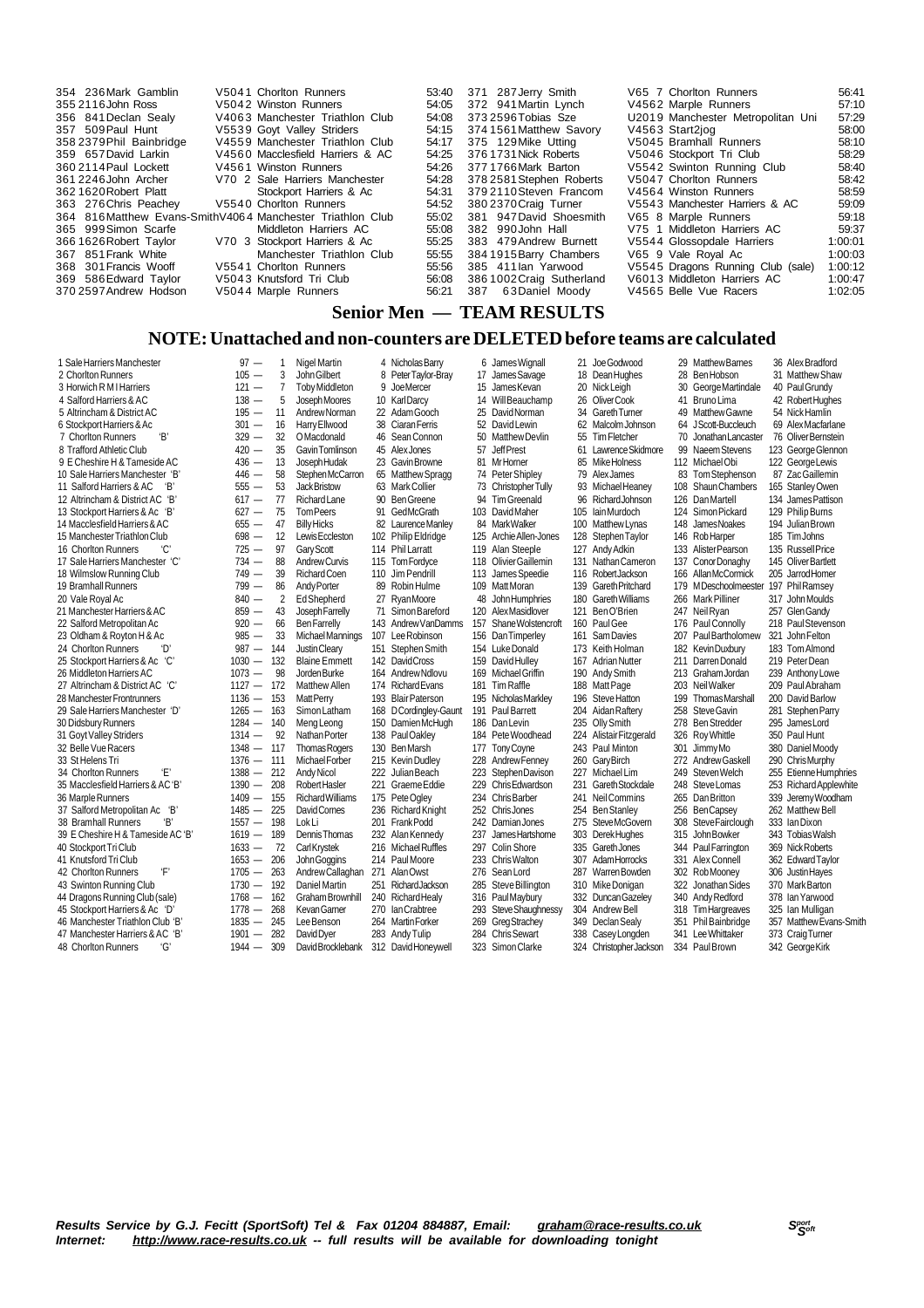| | | | | | | | |
|---|---|---|---|---|---|---|---|
| 354 236 Mark Gamblin | V5041 Chorlton Runners | 53:40 | 371 287 Jerry Smith | V65 7 Chorlton Runners | 56:41 |
| 355 2116 John Ross | V5042 Winston Runners | 54:05 | 372 941 Martin Lynch | V4562 Marple Runners | 57:10 |
| 356 841 Declan Sealy | V4063 Manchester Triathlon Club | 54:08 | 373 2596 Tobias Sze | U2019 Manchester Metropolitan Uni | 57:29 |
| 357 509 Paul Hunt | V5539 Goyt Valley Striders | 54:15 | 374 1561 Matthew Savory | V4563 Start2jog | 58:00 |
| 358 2379 Phil Bainbridge | V4559 Manchester Triathlon Club | 54:17 | 375 129 Mike Utting | V5045 Bramhall Runners | 58:10 |
| 359 657 David Larkin | V4560 Macclesfield Harriers & AC | 54:25 | 376 1731 Nick Roberts | V5046 Stockport Tri Club | 58:29 |
| 360 2114 Paul Lockett | V4561 Winston Runners | 54:26 | 377 1766 Mark Barton | V5542 Swinton Running Club | 58:40 |
| 361 2246 John Archer | V70 2 Sale Harriers Manchester | 54:28 | 378 2581 Stephen Roberts | V5047 Chorlton Runners | 58:42 |
| 362 1620 Robert Platt | Stockport Harriers & Ac | 54:31 | 379 2110 Steven Francom | V4564 Winston Runners | 58:59 |
| 363 276 Chris Peachey | V5540 Chorlton Runners | 54:52 | 380 2370 Craig Turner | V5543 Manchester Harriers & AC | 59:09 |
| 364 816 Matthew Evans-Smith | V4064 Manchester Triathlon Club | 55:02 | 381 947 David Shoesmith | V65 8 Marple Runners | 59:18 |
| 365 999 Simon Scarfe | Middleton Harriers AC | 55:08 | 382 990 John Hall | V75 1 Middleton Harriers AC | 59:37 |
| 366 1626 Robert Taylor | V70 3 Stockport Harriers & Ac | 55:25 | 383 479 Andrew Burnett | V5544 Glossopdale Harriers | 1:00:01 |
| 367 851 Frank White | Manchester Triathlon Club | 55:55 | 384 1915 Barry Chambers | V65 9 Vale Royal Ac | 1:00:03 |
| 368 301 Francis Wooff | V5541 Chorlton Runners | 55:56 | 385 411 Ian Yarwood | V5545 Dragons Running Club (sale) | 1:00:12 |
| 369 586 Edward Taylor | V5043 Knutsford Tri Club | 56:08 | 386 1002 Craig Sutherland | V6013 Middleton Harriers AC | 1:00:47 |
| 370 2597 Andrew Hodson | V5044 Marple Runners | 56:21 | 387 63 Daniel Moody | V4565 Belle Vue Racers | 1:02:05 |

# Senior Men — TEAM RESULTS

## NOTE: Unattached and non-counters are DELETED before teams are calculated

| | | | | | | | |
|---|---|---|---|---|---|---|---|
| 1 Sale Harriers Manchester | 97 — 1 Nigel Martin | 4 Nicholas Barry | 6 James Wignall | 21 Joe Godwood | 29 Matthew Barnes | 36 Alex Bradford |
| 2 Chorlton Runners | 105 — 3 John Gilbert | 8 Peter Taylor-Bray | 17 James Savage | 18 Dean Hughes | 28 Ben Hobson | 31 Matthew Shaw |
| 3 Horwich R M I Harriers | 121 — 7 Toby Middleton | 9 Joe Mercer | 15 James Kevan | 20 Nick Leigh | 30 George Martindale | 40 Paul Grundy |
| 4 Salford Harriers & AC | 138 — 5 Joseph Moores | 10 Karl Darcy | 14 Will Beauchamp | 26 Oliver Cook | 41 Bruno Lima | 42 Robert Hughes |
| 5 Altrincham & District AC | 195 — 11 Andrew Norman | 22 Adam Gooch | 25 David Norman | 34 Gareth Turner | 49 Matthew Gawne | 54 Nick Hamlin |
| 6 Stockport Harriers & Ac | 301 — 16 Harry Ellwood | 38 Ciaran Ferris | 52 David Lewin | 62 Malcolm Johnson | 64 J Scott-Buccleuch | 69 Alex Macfarlane |
| 7 Chorlton Runners 'B' | 329 — 32 O Macdonald | 46 Sean Connon | 50 Matthew Devlin | 55 Tim Fletcher | 70 Jonathan Lancaster | 76 Oliver Bernstein |
| 8 Trafford Athletic Club | 420 — 35 Gavin Tomlinson | 45 Alex Jones | 57 Jeff Prest | 61 Lawrence Skidmore | 99 Naeem Stevens | 123 George Glennon |
| 9 E Cheshire H & Tameside AC | 436 — 13 Joseph Hudak | 23 Gavin Browne | 81 Mr Horner | 85 Mike Holness | 112 Michael Obi | 122 George Lewis |
| 10 Sale Harriers Manchester 'B' | 446 — 58 Stephen McCarron | 65 Matthew Spragg | 74 Peter Shipley | 79 Alex James | 83 Tom Stephenson | 87 Zac Gaillemin |
| 11 Salford Harriers & AC 'B' | 555 — 53 Jack Bristow | 63 Mark Collier | 73 Christopher Tully | 93 Michael Heaney | 108 Shaun Chambers | 165 Stanley Owen |
| 12 Altrincham & District AC 'B' | 617 — 77 Richard Lane | 90 Ben Greene | 94 Tim Greenald | 96 Richard Johnson | 126 Dan Martell | 134 James Pattison |
| 13 Stockport Harriers & Ac 'B' | 627 — 75 Tom Peers | 91 Ged McGrath | 103 David Maher | 105 Iain Murdoch | 124 Simon Pickard | 129 Philip Burns |
| 14 Macclesfield Harriers & AC | 655 — 47 Billy Hicks | 82 Laurence Manley | 84 Mark Walker | 100 Matthew Lynas | 148 James Noakes | 194 Julian Brown |
| 15 Manchester Triathlon Club | 698 — 12 Lewis Eccleston | 102 Philip Eldridge | 125 Archie Allen-Jones | 128 Stephen Taylor | 146 Rob Harper | 185 Tim Johns |
| 16 Chorlton Runners 'C' | 725 — 97 Gary Scott | 114 Phil Larratt | 119 Alan Steeple | 127 Andy Adkin | 133 Alister Pearson | 135 Russell Price |
| 17 Sale Harriers Manchester 'C' | 734 — 88 Andrew Curvis | 115 Tom Fordyce | 118 Olivier Gaillemin | 131 Nathan Cameron | 137 Conor Donaghy | 145 Oliver Bartlett |
| 18 Wilmslow Running Club | 749 — 39 Richard Coen | 110 Jim Pendrill | 113 James Speedie | 116 Robert Jackson | 166 Allan McCormick | 205 Jarrod Homer |
| 19 Bramhall Runners | 799 — 86 Andy Porter | 89 Robin Hulme | 109 Matt Moran | 139 Gareth Pritchard | 179 M Deschoolmeester | 197 Phil Ramsey |
| 20 Vale Royal Ac | 840 — 2 Ed Shepherd | 27 Ryan Moore | 48 John Humphries | 180 Gareth Williams | 266 Mark Pilliner | 317 John Moulds |
| 21 Manchester Harriers & AC | 859 — 43 Joseph Farrelly | 71 Simon Bareford | 120 Alex Masidlover | 121 Ben O'Brien | 247 Neil Ryan | 257 Glen Gandy |
| 22 Salford Metropolitan Ac | 920 — 66 Ben Farrelly | 143 Andrew Van Damms | 157 Shane Wolstencroft | 160 Paul Gee | 176 Paul Connolly | 218 Paul Stevenson |
| 23 Oldham & Royton H & Ac | 985 — 33 Michael Mannings | 107 Lee Robinson | 156 Dan Timperley | 161 Sam Davies | 207 Paul Bartholomew | 321 John Felton |
| 24 Chorlton Runners 'D' | 987 — 144 Justin Cleary | 151 Stephen Smith | 154 Luke Donald | 173 Keith Holman | 182 Kevin Duxbury | 183 Tom Almond |
| 25 Stockport Harriers & Ac 'C' | 1030 — 132 Blaine Emmett | 142 David Cross | 159 David Hulley | 167 Adrian Nutter | 211 Darren Donald | 219 Peter Dean |
| 26 Middleton Harriers AC | 1073 — 98 Jorden Burke | 164 Andrew Ndlovu | 169 Michael Griffin | 190 Andy Smith | 213 Graham Jordan | 239 Anthony Lowe |
| 27 Altrincham & District AC 'C' | 1127 — 172 Matthew Allen | 174 Richard Evans | 181 Tim Raffle | 188 Matt Page | 203 Neil Walker | 209 Paul Abraham |
| 28 Manchester Frontrunners | 1136 — 153 Matt Perry | 193 Blair Paterson | 195 Nicholas Markley | 196 Steve Hatton | 199 Thomas Marshall | 200 David Barlow |
| 29 Sale Harriers Manchester 'D' | 1265 — 163 Simon Latham | 168 D Cordingley-Gaunt | 191 Paul Barrett | 204 Aidan Raftery | 258 Steve Gavin | 281 Stephen Parry |
| 30 Didsbury Runners | 1284 — 140 Meng Leong | 150 Damien McHugh | 186 Dan Levin | 235 Olly Smith | 278 Ben Stredder | 295 James Lord |
| 31 Goyt Valley Striders | 1314 — 92 Nathan Porter | 138 Paul Oakley | 184 Pete Woodhead | 224 Alistair Fitzgerald | 326 Roy Whittle | 350 Paul Hunt |
| 32 Belle Vue Racers | 1348 — 117 Thomas Rogers | 130 Ben Marsh | 177 Tony Coyne | 243 Paul Minton | 301 Jimmy Mo | 380 Daniel Moody |
| 33 St Helens Tri | 1376 — 111 Michael Forber | 215 Kevin Dudley | 228 Andrew Fenney | 260 Gary Birch | 272 Andrew Gaskell | 290 Chris Murphy |
| 34 Chorlton Runners 'E' | 1388 — 212 Andy Nicol | 222 Julian Beach | 223 Stephen Davison | 227 Michael Lim | 249 Steven Welch | 255 Etienne Humphries |
| 35 Macclesfield Harriers & AC 'B' | 1390 — 208 Robert Hasler | 221 Graeme Eddie | 229 Chris Edwardson | 231 Gareth Stockdale | 248 Steve Lomas | 253 Richard Applewhite |
| 36 Marple Runners | 1409 — 155 Richard Williams | 175 Pete Ogley | 234 Chris Barber | 241 Neil Commins | 265 Dan Britton | 339 Jeremy Woodham |
| 37 Salford Metropolitan Ac 'B' | 1485 — 225 David Comes | 236 Richard Knight | 252 Chris Jones | 254 Ben Stanley | 256 Ben Capsey | 262 Matthew Bell |
| 38 Bramhall Runners 'B' | 1557 — 198 Lok Li | 201 Frank Podd | 242 Damian Jones | 275 Steve McGovern | 308 Steve Fairclough | 333 Ian Dixon |
| 39 E Cheshire H & Tameside AC 'B' | 1619 — 111 Dennis Thomas | 232 Alan Kennedy | 237 James Hartshorne | 303 Derek Hughes | 315 John Bowker | 343 Tobias Walsh |
| 40 Stockport Tri Club | 1633 — 72 Carl Krystek | 216 Michael Ruffles | 297 Colin Shore | 335 Gareth Jones | 344 Paul Farrington | 369 Nick Roberts |
| 41 Knutsford Tri Club | 1653 — 206 John Goggins | 214 Paul Moore | 233 Chris Walton | 307 Adam Horrocks | 331 Alex Connell | 362 Edward Taylor |
| 42 Chorlton Runners 'F' | 1705 — 263 Andrew Callaghan | 271 Alan Owst | 276 Sean Lord | 287 Warren Bowden | 302 Rob Mooney | 306 Justin Hayes |
| 43 Swinton Running Club | 1730 — 192 Daniel Martin | 251 Richard Jackson | 285 Steve Billington | 310 Mike Donigan | 322 Jonathan Sides | 370 Mark Barton |
| 44 Dragons Running Club (sale) | 1768 — 162 Graham Brownhill | 240 Richard Healy | 316 Paul Maybury | 332 Duncan Gazeley | 340 Andy Redford | 378 Ian Yarwood |
| 45 Stockport Harriers & Ac 'D' | 1778 — 268 Kevan Garner | 270 Ian Crabtree | 293 Steve Shaughnessy | 304 Andrew Bell | 318 Tim Hargreaves | 325 Ian Mulligan |
| 46 Manchester Triathlon Club 'B' | 1835 — 245 Lee Benson | 264 Martin Forker | 269 Greg Strachey | 349 Declan Sealy | 351 Phil Bainbridge | 357 Matthew Evans-Smith |
| 47 Manchester Harriers & AC 'B' | 1901 — 282 David Dyer | 283 Andy Tulip | 284 Chris Sewart | 338 Casey Longden | 341 Lee Whittaker | 373 Craig Turner |
| 48 Chorlton Runners 'G' | 1944 — 309 David Brocklebank | 312 David Honeywell | 323 Simon Clarke | 324 Christopher Jackson | 334 Paul Brown | 342 George Kirk |

***Results Service by G.J. Fecitt (SportSoft) Tel & Fax 01204 884887, Email: graham@race-results.co.uk***
***Internet: http://www.race-results.co.uk -- full results will be available for downloading tonight***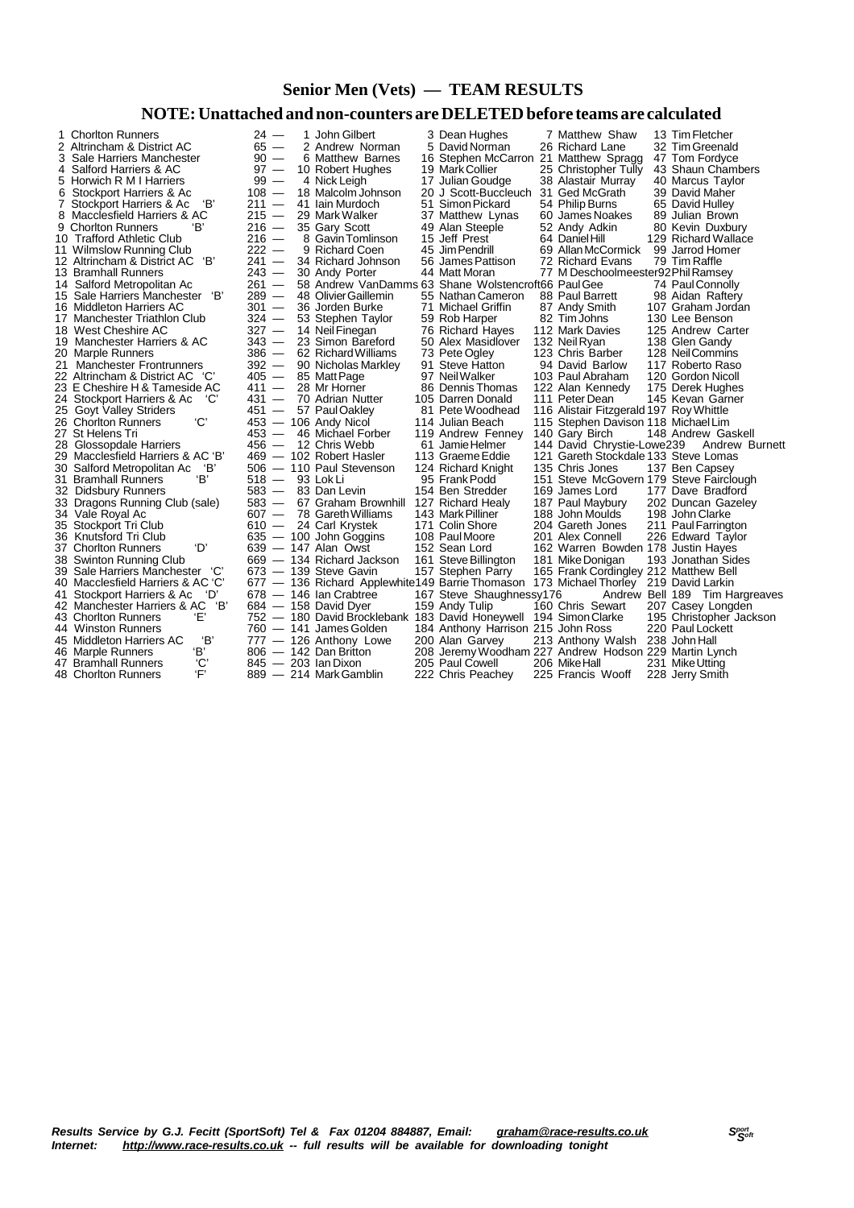## Senior Men (Vets) — TEAM RESULTS

### NOTE: Unattached and non-counters are DELETED before teams are calculated

| | | | | | | |
|---|---|---|---|---|---|---|
| 1 | Chorlton Runners | 24 — | 1 John Gilbert | 3 Dean Hughes | 7 Matthew Shaw | 13 Tim Fletcher |
| 2 | Altrincham & District AC | 65 — | 2 Andrew Norman | 5 David Norman | 26 Richard Lane | 32 Tim Greenald |
| 3 | Sale Harriers Manchester | 90 — | 6 Matthew Barnes | 16 Stephen McCarron | 21 Matthew Spragg | 47 Tom Fordyce |
| 4 | Salford Harriers & AC | 97 — | 10 Robert Hughes | 19 Mark Collier | 25 Christopher Tully | 43 Shaun Chambers |
| 5 | Horwich R M I Harriers | 99 — | 4 Nick Leigh | 17 Julian Goudge | 38 Alastair Murray | 40 Marcus Taylor |
| 6 | Stockport Harriers & Ac | 108 — | 18 Malcolm Johnson | 20 J Scott-Buccleuch | 31 Ged McGrath | 39 David Maher |
| 7 | Stockport Harriers & Ac 'B' | 211 — | 41 Iain Murdoch | 51 Simon Pickard | 54 Philip Burns | 65 David Hulley |
| 8 | Macclesfield Harriers & AC | 215 — | 29 Mark Walker | 37 Matthew Lynas | 60 James Noakes | 89 Julian Brown |
| 9 | Chorlton Runners 'B' | 216 — | 35 Gary Scott | 49 Alan Steeple | 52 Andy Adkin | 80 Kevin Duxbury |
| 10 | Trafford Athletic Club | 216 — | 8 Gavin Tomlinson | 15 Jeff Prest | 64 Daniel Hill | 129 Richard Wallace |
| 11 | Wilmslow Running Club | 222 — | 9 Richard Coen | 45 Jim Pendrill | 69 Allan McCormick | 99 Jarrod Homer |
| 12 | Altrincham & District AC 'B' | 241 — | 34 Richard Johnson | 56 James Pattison | 72 Richard Evans | 79 Tim Raffle |
| 13 | Bramhall Runners | 243 — | 30 Andy Porter | 44 Matt Moran | 77 M Deschoolmeester | 92 Phil Ramsey |
| 14 | Salford Metropolitan Ac | 261 — | 58 Andrew VanDamms | 63 Shane Wolstencroft | 66 Paul Gee | 74 Paul Connolly |
| 15 | Sale Harriers Manchester 'B' | 289 — | 48 Olivier Gaillemin | 55 Nathan Cameron | 88 Paul Barrett | 98 Aidan Raftery |
| 16 | Middleton Harriers AC | 301 — | 36 Jorden Burke | 71 Michael Griffin | 87 Andy Smith | 107 Graham Jordan |
| 17 | Manchester Triathlon Club | 324 — | 53 Stephen Taylor | 59 Rob Harper | 82 Tim Johns | 130 Lee Benson |
| 18 | West Cheshire AC | 327 — | 14 Neil Finegan | 76 Richard Hayes | 112 Mark Davies | 125 Andrew Carter |
| 19 | Manchester Harriers & AC | 343 — | 23 Simon Bareford | 50 Alex Masidlover | 132 Neil Ryan | 138 Glen Gandy |
| 20 | Marple Runners | 386 — | 62 Richard Williams | 73 Pete Ogley | 123 Chris Barber | 128 Neil Commins |
| 21 | Manchester Frontrunners | 392 — | 90 Nicholas Markley | 91 Steve Hatton | 94 David Barlow | 117 Roberto Raso |
| 22 | Altrincham & District AC 'C' | 405 — | 85 Matt Page | 97 Neil Walker | 103 Paul Abraham | 120 Gordon Nicoll |
| 23 | E Cheshire H & Tameside AC | 411 — | 28 Mr Horner | 86 Dennis Thomas | 122 Alan Kennedy | 175 Derek Hughes |
| 24 | Stockport Harriers & Ac 'C' | 431 — | 70 Adrian Nutter | 105 Darren Donald | 111 Peter Dean | 145 Kevan Garner |
| 25 | Goyt Valley Striders | 451 — | 57 Paul Oakley | 81 Pete Woodhead | 116 Alistair Fitzgerald | 197 Roy Whittle |
| 26 | Chorlton Runners 'C' | 453 — | 106 Andy Nicol | 114 Julian Beach | 115 Stephen Davison | 118 Michael Lim |
| 27 | St Helens Tri | 453 — | 46 Michael Forber | 119 Andrew Fenney | 140 Gary Birch | 148 Andrew Gaskell |
| 28 | Glossopdale Harriers | 456 — | 12 Chris Webb | 61 Jamie Helmer | 144 David Chrystie-Lowe | 239 Andrew Burnett |
| 29 | Macclesfield Harriers & AC 'B' | 469 — | 102 Robert Hasler | 113 Graeme Eddie | 121 Gareth Stockdale | 133 Steve Lomas |
| 30 | Salford Metropolitan Ac 'B' | 506 — | 110 Paul Stevenson | 124 Richard Knight | 135 Chris Jones | 137 Ben Capsey |
| 31 | Bramhall Runners 'B' | 518 — | 93 Lok Li | 95 Frank Podd | 151 Steve McGovern | 179 Steve Fairclough |
| 32 | Didsbury Runners | 583 — | 83 Dan Levin | 154 Ben Stredder | 169 James Lord | 177 Dave Bradford |
| 33 | Dragons Running Club (sale) | 583 — | 67 Graham Brownhill | 127 Richard Healy | 187 Paul Maybury | 202 Duncan Gazeley |
| 34 | Vale Royal Ac | 607 — | 78 Gareth Williams | 143 Mark Pilliner | 188 John Moulds | 198 John Clarke |
| 35 | Stockport Tri Club | 610 — | 24 Carl Krystek | 171 Colin Shore | 204 Gareth Jones | 211 Paul Farrington |
| 36 | Knutsford Tri Club | 635 — | 100 John Goggins | 108 Paul Moore | 201 Alex Connell | 226 Edward Taylor |
| 37 | Chorlton Runners 'D' | 639 — | 147 Alan Owst | 152 Sean Lord | 162 Warren Bowden | 178 Justin Hayes |
| 38 | Swinton Running Club | 669 — | 134 Richard Jackson | 161 Steve Billington | 181 Mike Donigan | 193 Jonathan Sides |
| 39 | Sale Harriers Manchester 'C' | 673 — | 139 Steve Gavin | 157 Stephen Parry | 165 Frank Cordingley | 212 Matthew Bell |
| 40 | Macclesfield Harriers & AC 'C' | 677 — | 136 Richard Applewhite | 149 Barrie Thomason | 173 Michael Thorley | 219 David Larkin |
| 41 | Stockport Harriers & Ac 'D' | 678 — | 146 Ian Crabtree | 167 Steve Shaughnessy | 176 Andrew Bell | 189 Tim Hargreaves |
| 42 | Manchester Harriers & AC 'B' | 684 — | 158 David Dyer | 159 Andy Tulip | 160 Chris Sewart | 207 Casey Longden |
| 43 | Chorlton Runners 'E' | 752 — | 180 David Brocklebank | 183 David Honeywell | 194 Simon Clarke | 195 Christopher Jackson |
| 44 | Winston Runners | 760 — | 141 James Golden | 184 Anthony Harrison | 215 John Ross | 220 Paul Lockett |
| 45 | Middleton Harriers AC 'B' | 777 — | 126 Anthony Lowe | 200 Alan Garvey | 213 Anthony Walsh | 238 John Hall |
| 46 | Marple Runners 'B' | 806 — | 142 Dan Britton | 208 Jeremy Woodham | 227 Andrew Hodson | 229 Martin Lynch |
| 47 | Bramhall Runners 'C' | 845 — | 203 Ian Dixon | 205 Paul Cowell | 206 Mike Hall | 231 Mike Utting |
| 48 | Chorlton Runners 'F' | 889 — | 214 Mark Gamblin | 222 Chris Peachey | 225 Francis Wooff | 228 Jerry Smith |

***Results Service by G.J. Fecitt (SportSoft) Tel & Fax 01204 884887, Email: graham@race-results.co.uk***
***Internet: http://www.race-results.co.uk -- full results will be available for downloading tonight***